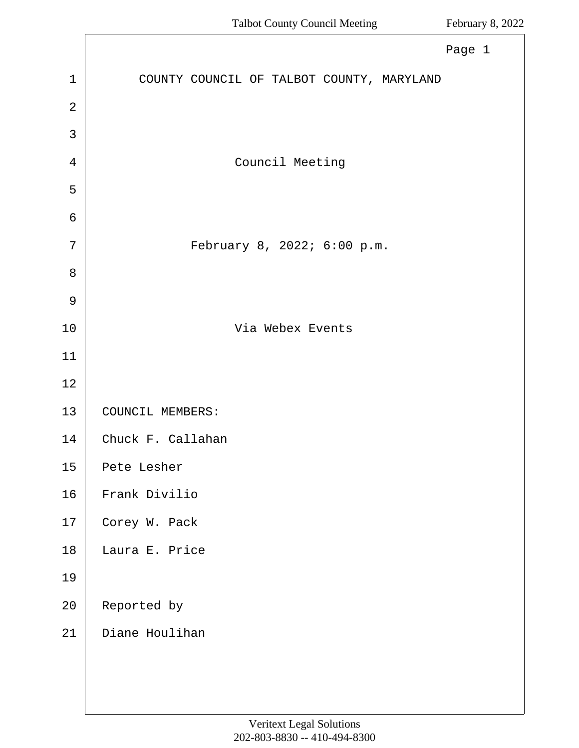# COUNTY COUNCIL OF TALBOT COUNTY, MARYLAND

## Council Meeting

February 8, 2022; 6:00 p.m.

Via Webex Events

COUNCIL MEMBERS:

Chuck F. Callahan

Pete Lesher

Frank Divilio

Corey W. Pack

Laura E. Price

Reported by

Diane Houlihan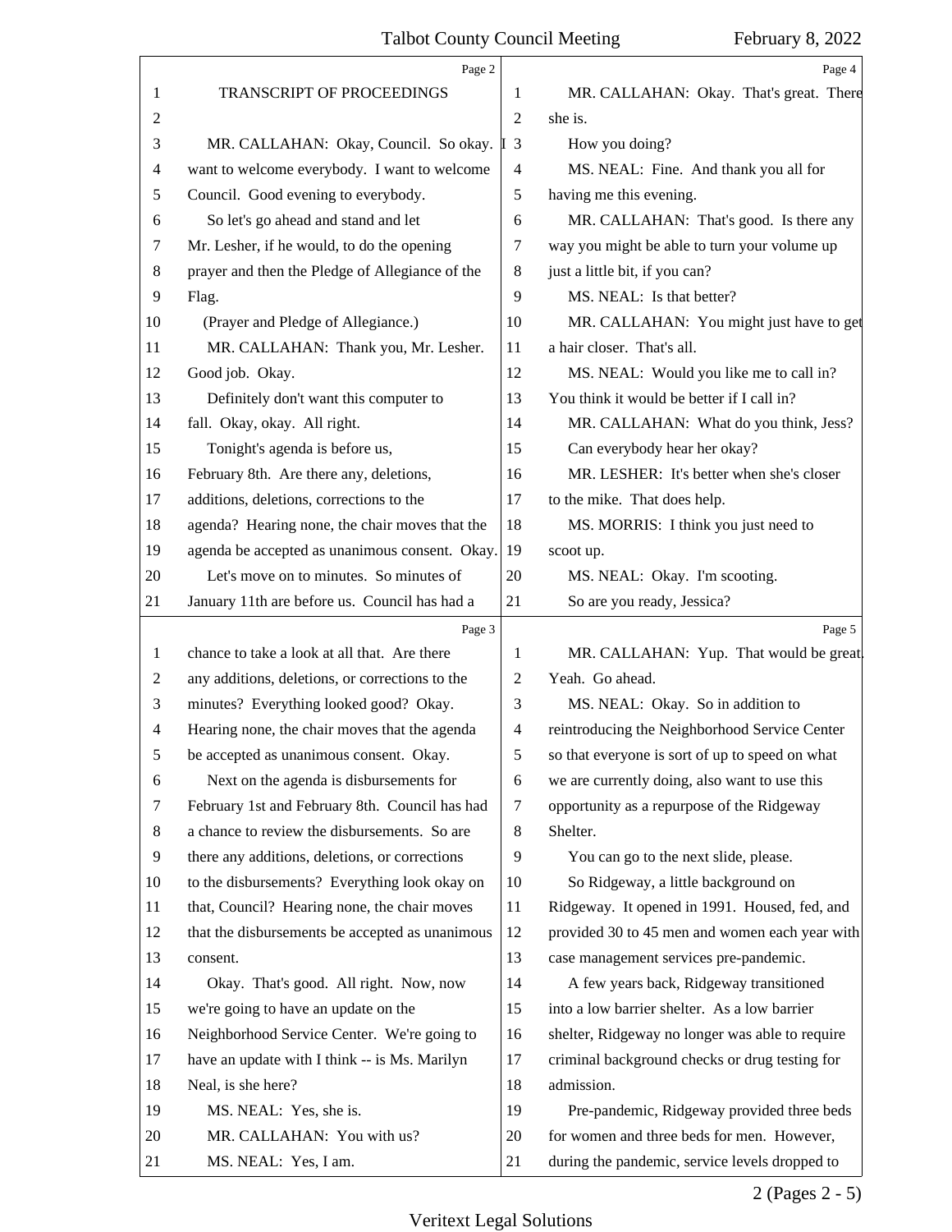Page 2

TRANSCRIPT OF PROCEEDINGS

MR. CALLAHAN: Okay, Council. So okay. I want to welcome everybody. I want to welcome Council. Good evening to everybody.

So let's go ahead and stand and let Mr. Lesher, if he would, to do the opening prayer and then the Pledge of Allegiance of the Flag.

(Prayer and Pledge of Allegiance.)

MR. CALLAHAN: Thank you, Mr. Lesher. Good job. Okay.

Definitely don't want this computer to fall. Okay, okay. All right.

Tonight's agenda is before us, February 8th. Are there any, deletions, additions, deletions, corrections to the agenda? Hearing none, the chair moves that the agenda be accepted as unanimous consent. Okay.

Let's move on to minutes. So minutes of January 11th are before us. Council has had a

Page 3

chance to take a look at all that. Are there any additions, deletions, or corrections to the minutes? Everything looked good? Okay. Hearing none, the chair moves that the agenda be accepted as unanimous consent. Okay.

Next on the agenda is disbursements for February 1st and February 8th. Council has had a chance to review the disbursements. So are there any additions, deletions, or corrections to the disbursements? Everything look okay on that, Council? Hearing none, the chair moves that the disbursements be accepted as unanimous consent.

Okay. That's good. All right. Now, now we're going to have an update on the Neighborhood Service Center. We're going to have an update with I think -- is Ms. Marilyn Neal, is she here?

MS. NEAL: Yes, she is.

MR. CALLAHAN: You with us?

MS. NEAL: Yes, I am.

Page 4

MR. CALLAHAN: Okay. That's great. There she is.

How you doing?

MS. NEAL: Fine. And thank you all for having me this evening.

MR. CALLAHAN: That's good. Is there any way you might be able to turn your volume up just a little bit, if you can?

MS. NEAL: Is that better?

MR. CALLAHAN: You might just have to get a hair closer. That's all.

MS. NEAL: Would you like me to call in? You think it would be better if I call in?

MR. CALLAHAN: What do you think, Jess?

Can everybody hear her okay?

MR. LESHER: It's better when she's closer to the mike. That does help.

MS. MORRIS: I think you just need to scoot up.

MS. NEAL: Okay. I'm scooting.

So are you ready, Jessica?

Page 5

MR. CALLAHAN: Yup. That would be great. Yeah. Go ahead.

MS. NEAL: Okay. So in addition to reintroducing the Neighborhood Service Center so that everyone is sort of up to speed on what we are currently doing, also want to use this opportunity as a repurpose of the Ridgeway Shelter.

You can go to the next slide, please.

So Ridgeway, a little background on Ridgeway. It opened in 1991. Housed, fed, and provided 30 to 45 men and women each year with case management services pre-pandemic.

A few years back, Ridgeway transitioned into a low barrier shelter. As a low barrier shelter, Ridgeway no longer was able to require criminal background checks or drug testing for admission.

Pre-pandemic, Ridgeway provided three beds for women and three beds for men. However, during the pandemic, service levels dropped to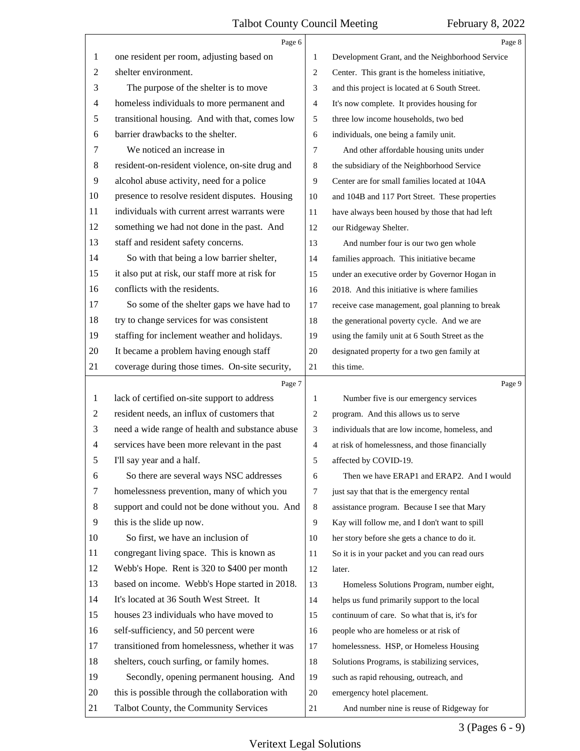one resident per room, adjusting based on shelter environment.

The purpose of the shelter is to move homeless individuals to more permanent and transitional housing. And with that, comes low barrier drawbacks to the shelter.

We noticed an increase in resident-on-resident violence, on-site drug and alcohol abuse activity, need for a police presence to resolve resident disputes. Housing individuals with current arrest warrants were something we had not done in the past. And staff and resident safety concerns.

So with that being a low barrier shelter, it also put at risk, our staff more at risk for conflicts with the residents.

So some of the shelter gaps we have had to try to change services for was consistent staffing for inclement weather and holidays. It became a problem having enough staff coverage during those times. On-site security, lack of certified on-site support to address resident needs, an influx of customers that need a wide range of health and substance abuse services have been more relevant in the past I'll say year and a half.

So there are several ways NSC addresses homelessness prevention, many of which you support and could not be done without you. And this is the slide up now.

So first, we have an inclusion of congregant living space. This is known as Webb's Hope. Rent is 320 to $400 per month based on income. Webb's Hope started in 2018. It's located at 36 South West Street. It houses 23 individuals who have moved to self-sufficiency, and 50 percent were transitioned from homelessness, whether it was shelters, couch surfing, or family homes.

Secondly, opening permanent housing. And this is possible through the collaboration with Talbot County, the Community Services Development Grant, and the Neighborhood Service Center. This grant is the homeless initiative, and this project is located at 6 South Street. It's now complete. It provides housing for three low income households, two bed individuals, one being a family unit.

And other affordable housing units under the subsidiary of the Neighborhood Service Center are for small families located at 104A and 104B and 117 Port Street. These properties have always been housed by those that had left our Ridgeway Shelter.

And number four is our two gen whole families approach. This initiative became under an executive order by Governor Hogan in 2018. And this initiative is where families receive case management, goal planning to break the generational poverty cycle. And we are using the family unit at 6 South Street as the designated property for a two gen family at this time.

Number five is our emergency services program. And this allows us to serve individuals that are low income, homeless, and at risk of homelessness, and those financially affected by COVID-19.

Then we have ERAP1 and ERAP2. And I would just say that that is the emergency rental assistance program. Because I see that Mary Kay will follow me, and I don't want to spill her story before she gets a chance to do it. So it is in your packet and you can read ours later.

Homeless Solutions Program, number eight, helps us fund primarily support to the local continuum of care. So what that is, it's for people who are homeless or at risk of homelessness. HSP, or Homeless Housing Solutions Programs, is stabilizing services, such as rapid rehousing, outreach, and emergency hotel placement.

And number nine is reuse of Ridgeway for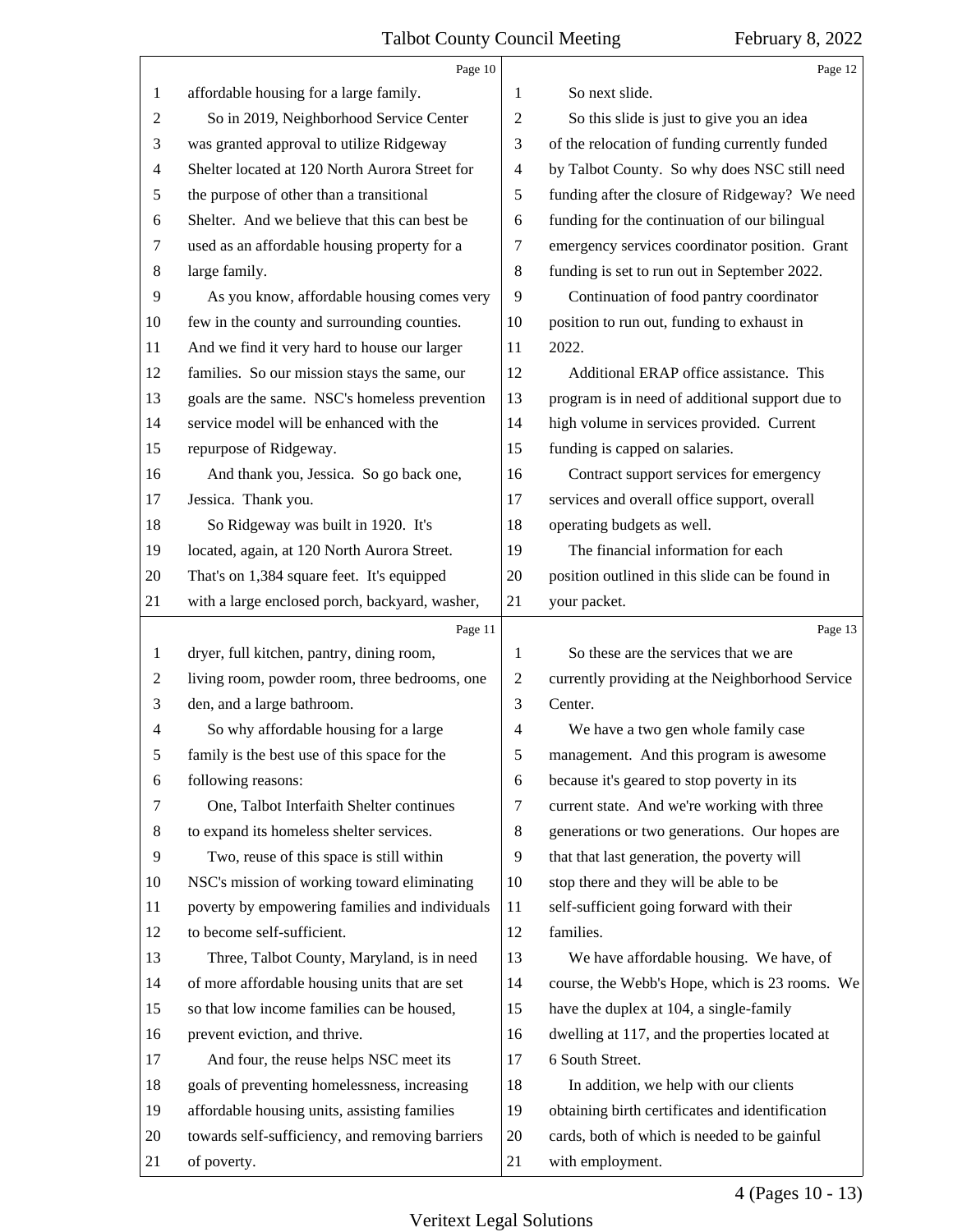affordable housing for a large family.

So in 2019, Neighborhood Service Center was granted approval to utilize Ridgeway Shelter located at 120 North Aurora Street for the purpose of other than a transitional Shelter. And we believe that this can best be used as an affordable housing property for a large family.

As you know, affordable housing comes very few in the county and surrounding counties. And we find it very hard to house our larger families. So our mission stays the same, our goals are the same. NSC's homeless prevention service model will be enhanced with the repurpose of Ridgeway.

And thank you, Jessica. So go back one, Jessica. Thank you.

So Ridgeway was built in 1920. It's located, again, at 120 North Aurora Street. That's on 1,384 square feet. It's equipped with a large enclosed porch, backyard, washer, dryer, full kitchen, pantry, dining room, living room, powder room, three bedrooms, one den, and a large bathroom.

So why affordable housing for a large family is the best use of this space for the following reasons:

One, Talbot Interfaith Shelter continues to expand its homeless shelter services.

Two, reuse of this space is still within NSC's mission of working toward eliminating poverty by empowering families and individuals to become self-sufficient.

Three, Talbot County, Maryland, is in need of more affordable housing units that are set so that low income families can be housed, prevent eviction, and thrive.

And four, the reuse helps NSC meet its goals of preventing homelessness, increasing affordable housing units, assisting families towards self-sufficiency, and removing barriers of poverty.

So next slide.

So this slide is just to give you an idea of the relocation of funding currently funded by Talbot County. So why does NSC still need funding after the closure of Ridgeway? We need funding for the continuation of our bilingual emergency services coordinator position. Grant funding is set to run out in September 2022.

Continuation of food pantry coordinator position to run out, funding to exhaust in 2022.

Additional ERAP office assistance. This program is in need of additional support due to high volume in services provided. Current funding is capped on salaries.

Contract support services for emergency services and overall office support, overall operating budgets as well.

The financial information for each position outlined in this slide can be found in your packet.

So these are the services that we are currently providing at the Neighborhood Service Center.

We have a two gen whole family case management. And this program is awesome because it's geared to stop poverty in its current state. And we're working with three generations or two generations. Our hopes are that that last generation, the poverty will stop there and they will be able to be self-sufficient going forward with their families.

We have affordable housing. We have, of course, the Webb's Hope, which is 23 rooms. We have the duplex at 104, a single-family dwelling at 117, and the properties located at 6 South Street.

In addition, we help with our clients obtaining birth certificates and identification cards, both of which is needed to be gainful with employment.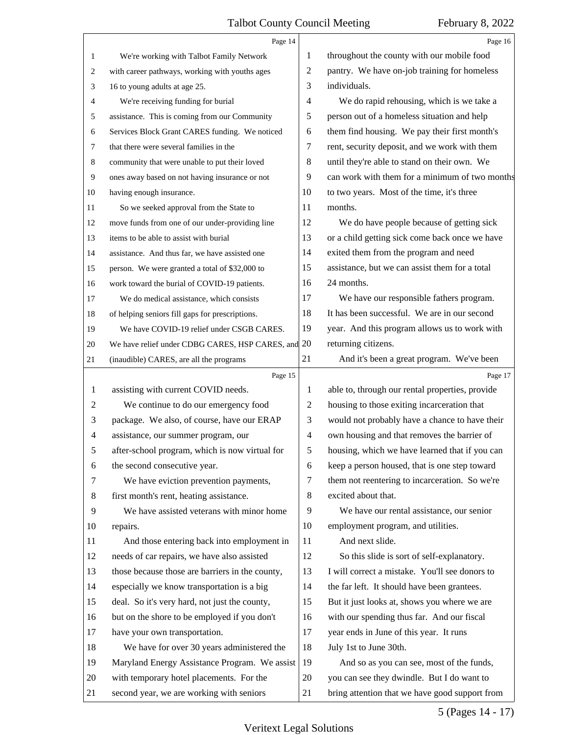We're working with Talbot Family Network with career pathways, working with youths ages 16 to young adults at age 25.

We're receiving funding for burial assistance. This is coming from our Community Services Block Grant CARES funding. We noticed that there were several families in the community that were unable to put their loved ones away based on not having insurance or not having enough insurance.

So we seeked approval from the State to move funds from one of our under-providing line items to be able to assist with burial assistance. And thus far, we have assisted one person. We were granted a total of $32,000 to work toward the burial of COVID-19 patients.

We do medical assistance, which consists of helping seniors fill gaps for prescriptions.

We have COVID-19 relief under CSGB CARES. We have relief under CDBG CARES, HSP CARES, and (inaudible) CARES, are all the programs assisting with current COVID needs.

We continue to do our emergency food package. We also, of course, have our ERAP assistance, our summer program, our after-school program, which is now virtual for the second consecutive year.

We have eviction prevention payments, first month's rent, heating assistance.

We have assisted veterans with minor home repairs.

And those entering back into employment in needs of car repairs, we have also assisted those because those are barriers in the county, especially we know transportation is a big deal. So it's very hard, not just the county, but on the shore to be employed if you don't have your own transportation.

We have for over 30 years administered the Maryland Energy Assistance Program. We assist with temporary hotel placements. For the second year, we are working with seniors throughout the county with our mobile food pantry. We have on-job training for homeless individuals.

We do rapid rehousing, which is we take a person out of a homeless situation and help them find housing. We pay their first month's rent, security deposit, and we work with them until they're able to stand on their own. We can work with them for a minimum of two months to two years. Most of the time, it's three months.

We do have people because of getting sick or a child getting sick come back once we have exited them from the program and need assistance, but we can assist them for a total 24 months.

We have our responsible fathers program. It has been successful. We are in our second year. And this program allows us to work with returning citizens.

And it's been a great program. We've been able to, through our rental properties, provide housing to those exiting incarceration that would not probably have a chance to have their own housing and that removes the barrier of housing, which we have learned that if you can keep a person housed, that is one step toward them not reentering to incarceration. So we're excited about that.

We have our rental assistance, our senior employment program, and utilities.

And next slide.

So this slide is sort of self-explanatory. I will correct a mistake. You'll see donors to the far left. It should have been grantees. But it just looks at, shows you where we are with our spending thus far. And our fiscal year ends in June of this year. It runs July 1st to June 30th.

And so as you can see, most of the funds, you can see they dwindle. But I do want to bring attention that we have good support from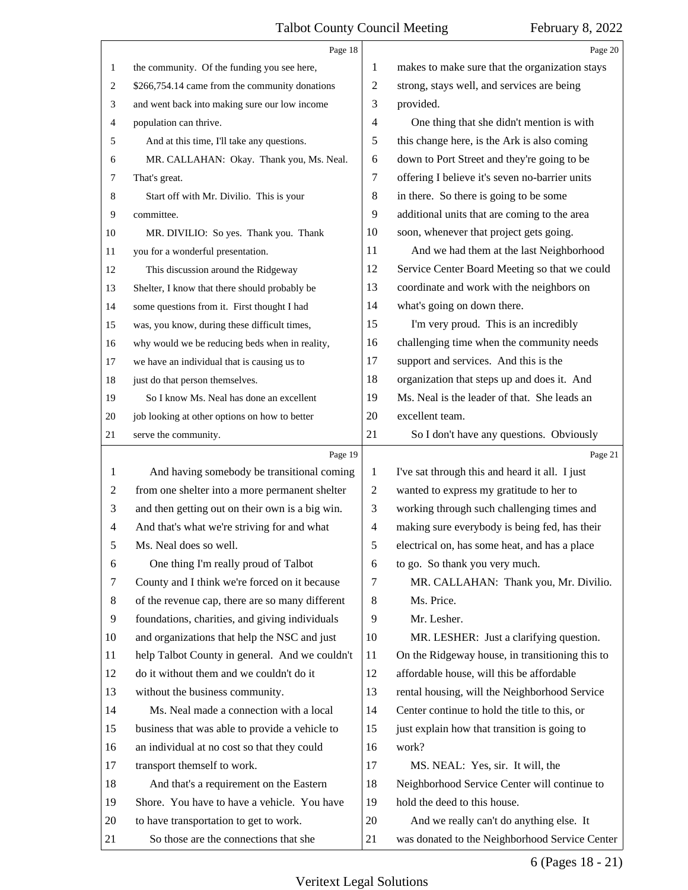the community. Of the funding you see here, $266,754.14 came from the community donations and went back into making sure our low income population can thrive.

And at this time, I'll take any questions.

MR. CALLAHAN: Okay. Thank you, Ms. Neal. That's great.

Start off with Mr. Divilio. This is your committee.

MR. DIVILIO: So yes. Thank you. Thank you for a wonderful presentation.

This discussion around the Ridgeway Shelter, I know that there should probably be some questions from it. First thought I had was, you know, during these difficult times, why would we be reducing beds when in reality, we have an individual that is causing us to just do that person themselves.

So I know Ms. Neal has done an excellent job looking at other options on how to better serve the community.

And having somebody be transitional coming from one shelter into a more permanent shelter and then getting out on their own is a big win. And that's what we're striving for and what Ms. Neal does so well.

One thing I'm really proud of Talbot County and I think we're forced on it because of the revenue cap, there are so many different foundations, charities, and giving individuals and organizations that help the NSC and just help Talbot County in general. And we couldn't do it without them and we couldn't do it without the business community.

Ms. Neal made a connection with a local business that was able to provide a vehicle to an individual at no cost so that they could transport themself to work.

And that's a requirement on the Eastern Shore. You have to have a vehicle. You have to have transportation to get to work.

So those are the connections that she makes to make sure that the organization stays strong, stays well, and services are being provided.

One thing that she didn't mention is with this change here, is the Ark is also coming down to Port Street and they're going to be offering I believe it's seven no-barrier units in there. So there is going to be some additional units that are coming to the area soon, whenever that project gets going.

And we had them at the last Neighborhood Service Center Board Meeting so that we could coordinate and work with the neighbors on what's going on down there.

I'm very proud. This is an incredibly challenging time when the community needs support and services. And this is the organization that steps up and does it. And Ms. Neal is the leader of that. She leads an excellent team.

So I don't have any questions. Obviously I've sat through this and heard it all. I just wanted to express my gratitude to her to working through such challenging times and making sure everybody is being fed, has their electrical on, has some heat, and has a place to go. So thank you very much.

MR. CALLAHAN: Thank you, Mr. Divilio.

Ms. Price.

Mr. Lesher.

MR. LESHER: Just a clarifying question. On the Ridgeway house, in transitioning this to affordable house, will this be affordable rental housing, will the Neighborhood Service Center continue to hold the title to this, or just explain how that transition is going to work?

MS. NEAL: Yes, sir. It will, the Neighborhood Service Center will continue to hold the deed to this house.

And we really can't do anything else. It was donated to the Neighborhood Service Center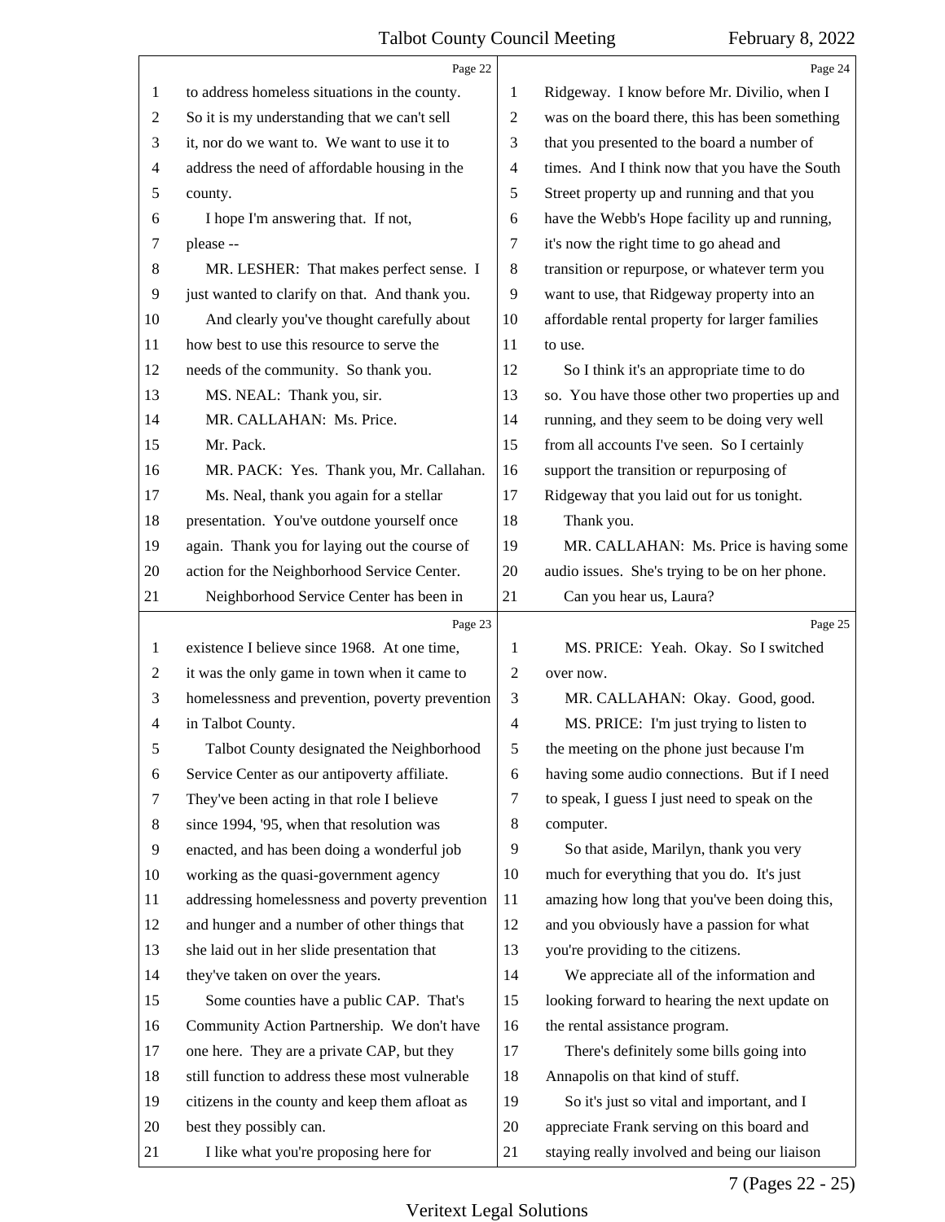to address homeless situations in the county. So it is my understanding that we can't sell it, nor do we want to. We want to use it to address the need of affordable housing in the county.

I hope I'm answering that. If not, please --

MR. LESHER: That makes perfect sense. I just wanted to clarify on that. And thank you.

And clearly you've thought carefully about how best to use this resource to serve the needs of the community. So thank you.

MS. NEAL: Thank you, sir.

MR. CALLAHAN: Ms. Price.

Mr. Pack.

MR. PACK: Yes. Thank you, Mr. Callahan.

Ms. Neal, thank you again for a stellar presentation. You've outdone yourself once again. Thank you for laying out the course of action for the Neighborhood Service Center.

Neighborhood Service Center has been in existence I believe since 1968. At one time, it was the only game in town when it came to homelessness and prevention, poverty prevention in Talbot County.

Talbot County designated the Neighborhood Service Center as our antipoverty affiliate. They've been acting in that role I believe since 1994, '95, when that resolution was enacted, and has been doing a wonderful job working as the quasi-government agency addressing homelessness and poverty prevention and hunger and a number of other things that she laid out in her slide presentation that they've taken on over the years.

Some counties have a public CAP. That's Community Action Partnership. We don't have one here. They are a private CAP, but they still function to address these most vulnerable citizens in the county and keep them afloat as best they possibly can.

I like what you're proposing here for Ridgeway. I know before Mr. Divilio, when I was on the board there, this has been something that you presented to the board a number of times. And I think now that you have the South Street property up and running and that you have the Webb's Hope facility up and running, it's now the right time to go ahead and transition or repurpose, or whatever term you want to use, that Ridgeway property into an affordable rental property for larger families to use.

So I think it's an appropriate time to do so. You have those other two properties up and running, and they seem to be doing very well from all accounts I've seen. So I certainly support the transition or repurposing of Ridgeway that you laid out for us tonight.

Thank you.

MR. CALLAHAN: Ms. Price is having some audio issues. She's trying to be on her phone.

Can you hear us, Laura?

MS. PRICE: Yeah. Okay. So I switched over now.

MR. CALLAHAN: Okay. Good, good.

MS. PRICE: I'm just trying to listen to the meeting on the phone just because I'm having some audio connections. But if I need to speak, I guess I just need to speak on the computer.

So that aside, Marilyn, thank you very much for everything that you do. It's just amazing how long that you've been doing this, and you obviously have a passion for what you're providing to the citizens.

We appreciate all of the information and looking forward to hearing the next update on the rental assistance program.

There's definitely some bills going into Annapolis on that kind of stuff.

So it's just so vital and important, and I appreciate Frank serving on this board and staying really involved and being our liaison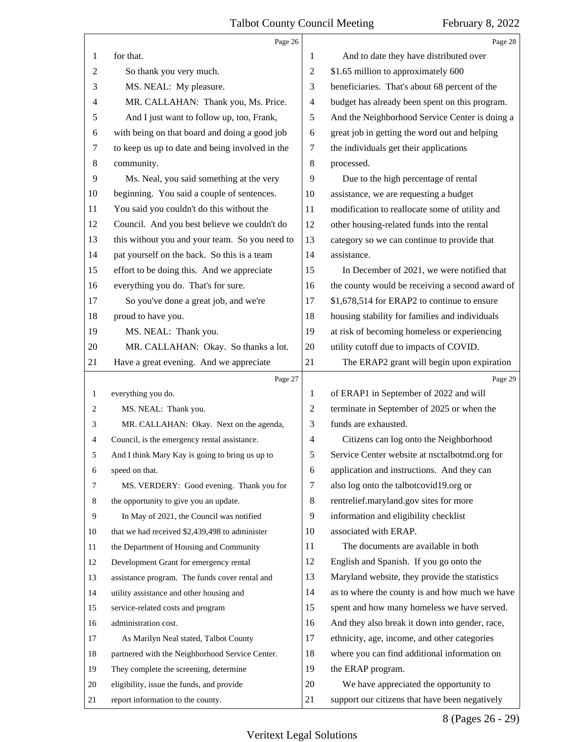for that.

So thank you very much.

MS. NEAL: My pleasure.

MR. CALLAHAN: Thank you, Ms. Price.

And I just want to follow up, too, Frank, with being on that board and doing a good job to keep us up to date and being involved in the community.

Ms. Neal, you said something at the very beginning. You said a couple of sentences. You said you couldn't do this without the Council. And you best believe we couldn't do this without you and your team. So you need to pat yourself on the back. So this is a team effort to be doing this. And we appreciate everything you do. That's for sure.

So you've done a great job, and we're proud to have you.

MS. NEAL: Thank you.

MR. CALLAHAN: Okay. So thanks a lot. Have a great evening. And we appreciate everything you do.

MS. NEAL: Thank you.

MR. CALLAHAN: Okay. Next on the agenda, Council, is the emergency rental assistance. And I think Mary Kay is going to bring us up to speed on that.

MS. VERDERY: Good evening. Thank you for the opportunity to give you an update.

In May of 2021, the Council was notified that we had received $2,439,498 to administer the Department of Housing and Community Development Grant for emergency rental assistance program. The funds cover rental and utility assistance and other housing and service-related costs and program administration cost.

As Marilyn Neal stated, Talbot County partnered with the Neighborhood Service Center. They complete the screening, determine eligibility, issue the funds, and provide report information to the county.

And to date they have distributed over $1.65 million to approximately 600 beneficiaries. That's about 68 percent of the budget has already been spent on this program. And the Neighborhood Service Center is doing a great job in getting the word out and helping the individuals get their applications processed.

Due to the high percentage of rental assistance, we are requesting a budget modification to reallocate some of utility and other housing-related funds into the rental category so we can continue to provide that assistance.

In December of 2021, we were notified that the county would be receiving a second award of $1,678,514 for ERAP2 to continue to ensure housing stability for families and individuals at risk of becoming homeless or experiencing utility cutoff due to impacts of COVID.

The ERAP2 grant will begin upon expiration of ERAP1 in September of 2022 and will terminate in September of 2025 or when the funds are exhausted.

Citizens can log onto the Neighborhood Service Center website at nsctalbotmd.org for application and instructions. And they can also log onto the talbotcovid19.org or rentrelief.maryland.gov sites for more information and eligibility checklist associated with ERAP.

The documents are available in both English and Spanish. If you go onto the Maryland website, they provide the statistics as to where the county is and how much we have spent and how many homeless we have served. And they also break it down into gender, race, ethnicity, age, income, and other categories where you can find additional information on the ERAP program.

We have appreciated the opportunity to support our citizens that have been negatively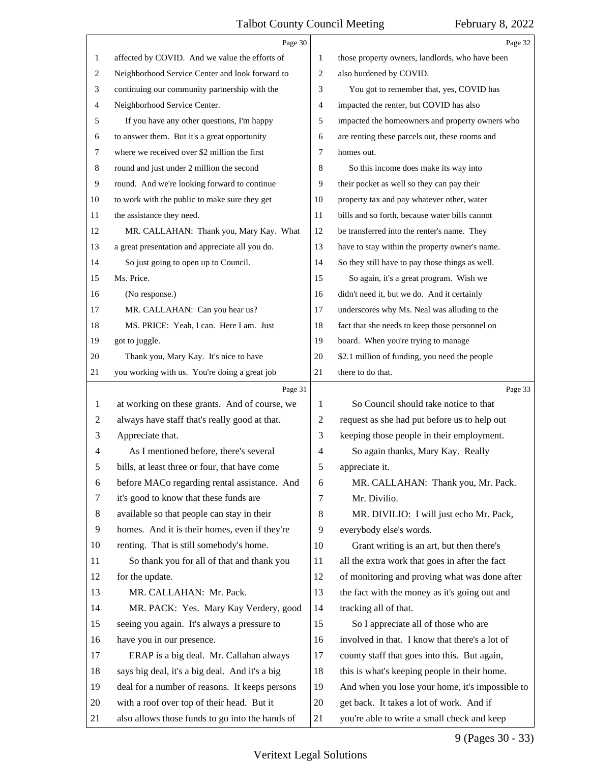affected by COVID. And we value the efforts of Neighborhood Service Center and look forward to continuing our community partnership with the Neighborhood Service Center.

If you have any other questions, I'm happy to answer them. But it's a great opportunity where we received over $2 million the first round and just under 2 million the second round. And we're looking forward to continue to work with the public to make sure they get the assistance they need.

MR. CALLAHAN: Thank you, Mary Kay. What a great presentation and appreciate all you do.

So just going to open up to Council. Ms. Price.

(No response.)

MR. CALLAHAN: Can you hear us?

MS. PRICE: Yeah, I can. Here I am. Just got to juggle.

Thank you, Mary Kay. It's nice to have you working with us. You're doing a great job at working on these grants. And of course, we always have staff that's really good at that. Appreciate that.

As I mentioned before, there's several bills, at least three or four, that have come before MACo regarding rental assistance. And it's good to know that these funds are available so that people can stay in their homes. And it is their homes, even if they're renting. That is still somebody's home.

So thank you for all of that and thank you for the update.

MR. CALLAHAN: Mr. Pack.

MR. PACK: Yes. Mary Kay Verdery, good seeing you again. It's always a pressure to have you in our presence.

ERAP is a big deal. Mr. Callahan always says big deal, it's a big deal. And it's a big deal for a number of reasons. It keeps persons with a roof over top of their head. But it also allows those funds to go into the hands of those property owners, landlords, who have been also burdened by COVID.

You got to remember that, yes, COVID has impacted the renter, but COVID has also impacted the homeowners and property owners who are renting these parcels out, these rooms and homes out.

So this income does make its way into their pocket as well so they can pay their property tax and pay whatever other, water bills and so forth, because water bills cannot be transferred into the renter's name. They have to stay within the property owner's name. So they still have to pay those things as well.

So again, it's a great program. Wish we didn't need it, but we do. And it certainly underscores why Ms. Neal was alluding to the fact that she needs to keep those personnel on board. When you're trying to manage $2.1 million of funding, you need the people there to do that.

So Council should take notice to that request as she had put before us to help out keeping those people in their employment.

So again thanks, Mary Kay. Really appreciate it.

MR. CALLAHAN: Thank you, Mr. Pack. Mr. Divilio.

MR. DIVILIO: I will just echo Mr. Pack, everybody else's words.

Grant writing is an art, but then there's all the extra work that goes in after the fact of monitoring and proving what was done after the fact with the money as it's going out and tracking all of that.

So I appreciate all of those who are involved in that. I know that there's a lot of county staff that goes into this. But again, this is what's keeping people in their home. And when you lose your home, it's impossible to get back. It takes a lot of work. And if you're able to write a small check and keep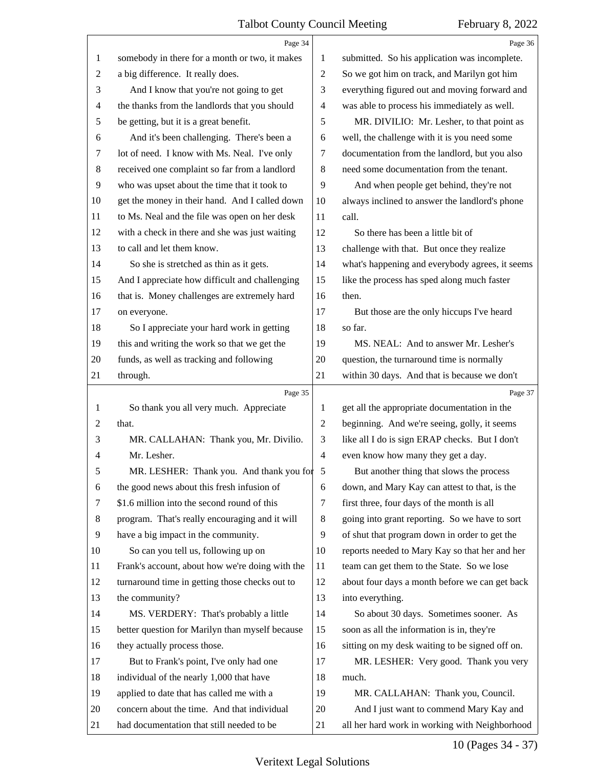somebody in there for a month or two, it makes a big difference. It really does.

And I know that you're not going to get the thanks from the landlords that you should be getting, but it is a great benefit.

And it's been challenging. There's been a lot of need. I know with Ms. Neal. I've only received one complaint so far from a landlord who was upset about the time that it took to get the money in their hand. And I called down to Ms. Neal and the file was open on her desk with a check in there and she was just waiting to call and let them know.

So she is stretched as thin as it gets. And I appreciate how difficult and challenging that is. Money challenges are extremely hard on everyone.

So I appreciate your hard work in getting this and writing the work so that we get the funds, as well as tracking and following through.

So thank you all very much. Appreciate that.

MR. CALLAHAN: Thank you, Mr. Divilio.

Mr. Lesher.

MR. LESHER: Thank you. And thank you for the good news about this fresh infusion of $1.6 million into the second round of this program. That's really encouraging and it will have a big impact in the community.

So can you tell us, following up on Frank's account, about how we're doing with the turnaround time in getting those checks out to the community?

MS. VERDERY: That's probably a little better question for Marilyn than myself because they actually process those.

But to Frank's point, I've only had one individual of the nearly 1,000 that have applied to date that has called me with a concern about the time. And that individual had documentation that still needed to be submitted. So his application was incomplete. So we got him on track, and Marilyn got him everything figured out and moving forward and was able to process his immediately as well.

MR. DIVILIO: Mr. Lesher, to that point as well, the challenge with it is you need some documentation from the landlord, but you also need some documentation from the tenant.

And when people get behind, they're not always inclined to answer the landlord's phone call.

So there has been a little bit of challenge with that. But once they realize what's happening and everybody agrees, it seems like the process has sped along much faster then.

But those are the only hiccups I've heard so far.

MS. NEAL: And to answer Mr. Lesher's question, the turnaround time is normally within 30 days. And that is because we don't get all the appropriate documentation in the beginning. And we're seeing, golly, it seems like all I do is sign ERAP checks. But I don't even know how many they get a day.

But another thing that slows the process down, and Mary Kay can attest to that, is the first three, four days of the month is all going into grant reporting. So we have to sort of shut that program down in order to get the reports needed to Mary Kay so that her and her team can get them to the State. So we lose about four days a month before we can get back into everything.

So about 30 days. Sometimes sooner. As soon as all the information is in, they're sitting on my desk waiting to be signed off on.

MR. LESHER: Very good. Thank you very much.

MR. CALLAHAN: Thank you, Council.

And I just want to commend Mary Kay and all her hard work in working with Neighborhood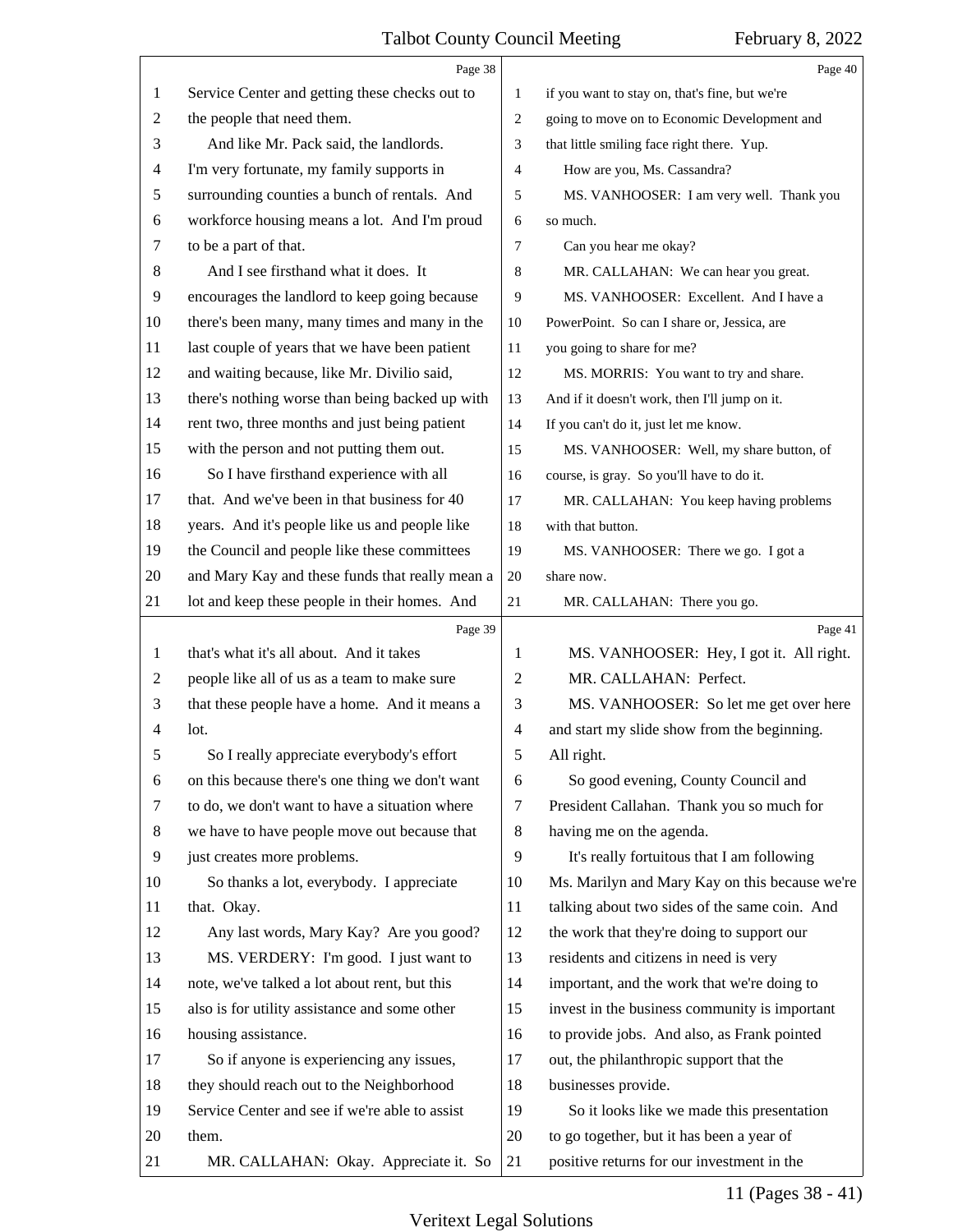Page 38

1 Service Center and getting these checks out to
2 the people that need them.
3 And like Mr. Pack said, the landlords.
4 I'm very fortunate, my family supports in
5 surrounding counties a bunch of rentals. And
6 workforce housing means a lot. And I'm proud
7 to be a part of that.
8 And I see firsthand what it does. It
9 encourages the landlord to keep going because
10 there's been many, many times and many in the
11 last couple of years that we have been patient
12 and waiting because, like Mr. Divilio said,
13 there's nothing worse than being backed up with
14 rent two, three months and just being patient
15 with the person and not putting them out.
16 So I have firsthand experience with all
17 that. And we've been in that business for 40
18 years. And it's people like us and people like
19 the Council and people like these committees
20 and Mary Kay and these funds that really mean a
21 lot and keep these people in their homes. And

Page 39

1 that's what it's all about. And it takes
2 people like all of us as a team to make sure
3 that these people have a home. And it means a
4 lot.
5 So I really appreciate everybody's effort
6 on this because there's one thing we don't want
7 to do, we don't want to have a situation where
8 we have to have people move out because that
9 just creates more problems.
10 So thanks a lot, everybody. I appreciate
11 that. Okay.
12 Any last words, Mary Kay? Are you good?
13 MS. VERDERY: I'm good. I just want to
14 note, we've talked a lot about rent, but this
15 also is for utility assistance and some other
16 housing assistance.
17 So if anyone is experiencing any issues,
18 they should reach out to the Neighborhood
19 Service Center and see if we're able to assist
20 them.
21 MR. CALLAHAN: Okay. Appreciate it. So

Page 40

1 if you want to stay on, that's fine, but we're
2 going to move on to Economic Development and
3 that little smiling face right there. Yup.
4 How are you, Ms. Cassandra?
5 MS. VANHOOSER: I am very well. Thank you
6 so much.
7 Can you hear me okay?
8 MR. CALLAHAN: We can hear you great.
9 MS. VANHOOSER: Excellent. And I have a
10 PowerPoint. So can I share or, Jessica, are
11 you going to share for me?
12 MS. MORRIS: You want to try and share.
13 And if it doesn't work, then I'll jump on it.
14 If you can't do it, just let me know.
15 MS. VANHOOSER: Well, my share button, of
16 course, is gray. So you'll have to do it.
17 MR. CALLAHAN: You keep having problems
18 with that button.
19 MS. VANHOOSER: There we go. I got a
20 share now.
21 MR. CALLAHAN: There you go.

Page 41

1 MS. VANHOOSER: Hey, I got it. All right.
2 MR. CALLAHAN: Perfect.
3 MS. VANHOOSER: So let me get over here
4 and start my slide show from the beginning.
5 All right.
6 So good evening, County Council and
7 President Callahan. Thank you so much for
8 having me on the agenda.
9 It's really fortuitous that I am following
10 Ms. Marilyn and Mary Kay on this because we're
11 talking about two sides of the same coin. And
12 the work that they're doing to support our
13 residents and citizens in need is very
14 important, and the work that we're doing to
15 invest in the business community is important
16 to provide jobs. And also, as Frank pointed
17 out, the philanthropic support that the
18 businesses provide.
19 So it looks like we made this presentation
20 to go together, but it has been a year of
21 positive returns for our investment in the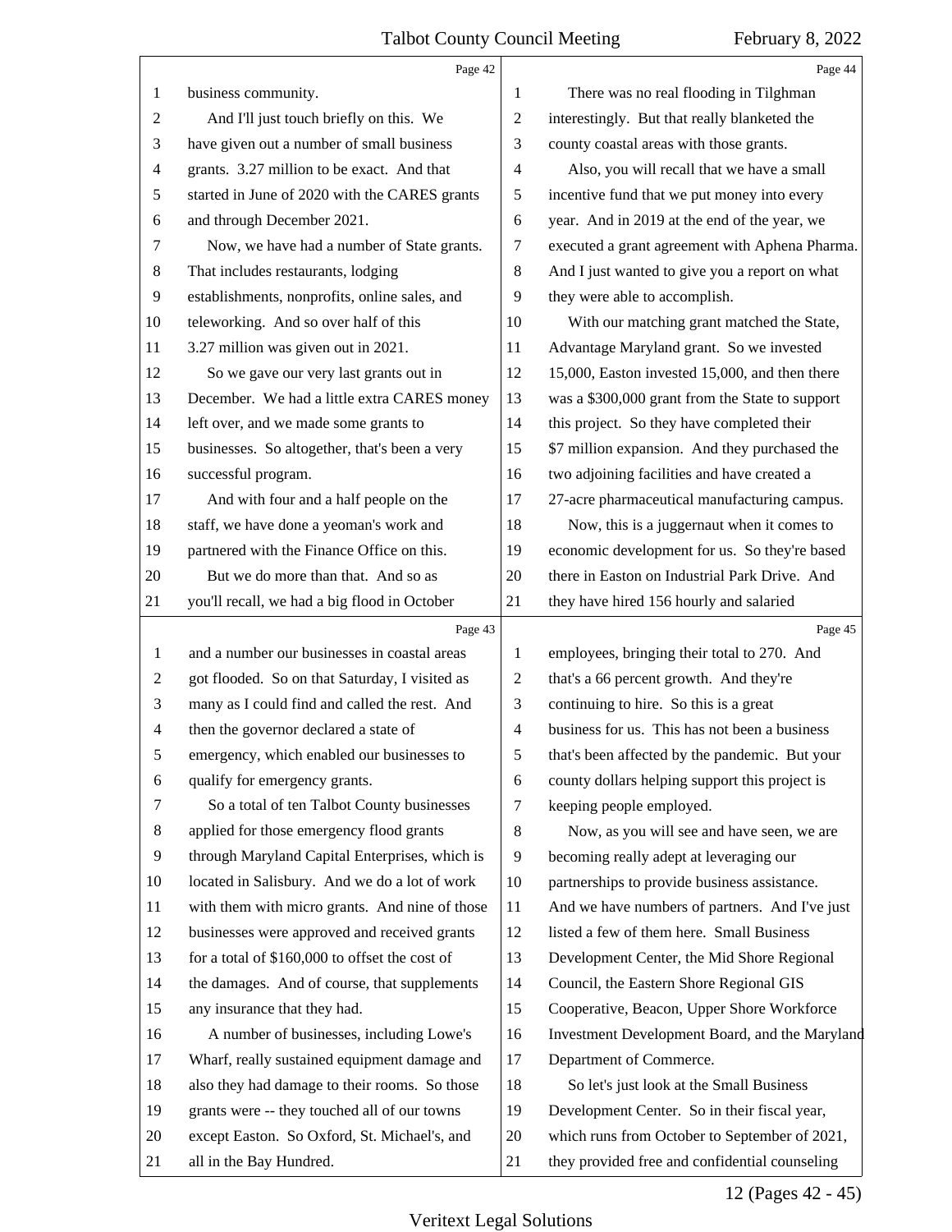business community.

And I'll just touch briefly on this. We have given out a number of small business grants. 3.27 million to be exact. And that started in June of 2020 with the CARES grants and through December 2021.

Now, we have had a number of State grants. That includes restaurants, lodging establishments, nonprofits, online sales, and teleworking. And so over half of this 3.27 million was given out in 2021.

So we gave our very last grants out in December. We had a little extra CARES money left over, and we made some grants to businesses. So altogether, that's been a very successful program.

And with four and a half people on the staff, we have done a yeoman's work and partnered with the Finance Office on this.

But we do more than that. And so as you'll recall, we had a big flood in October and a number our businesses in coastal areas got flooded. So on that Saturday, I visited as many as I could find and called the rest. And then the governor declared a state of emergency, which enabled our businesses to qualify for emergency grants.

So a total of ten Talbot County businesses applied for those emergency flood grants through Maryland Capital Enterprises, which is located in Salisbury. And we do a lot of work with them with micro grants. And nine of those businesses were approved and received grants for a total of $160,000 to offset the cost of the damages. And of course, that supplements any insurance that they had.

A number of businesses, including Lowe's Wharf, really sustained equipment damage and also they had damage to their rooms. So those grants were -- they touched all of our towns except Easton. So Oxford, St. Michael's, and all in the Bay Hundred.

There was no real flooding in Tilghman interestingly. But that really blanketed the county coastal areas with those grants.

Also, you will recall that we have a small incentive fund that we put money into every year. And in 2019 at the end of the year, we executed a grant agreement with Aphena Pharma. And I just wanted to give you a report on what they were able to accomplish.

With our matching grant matched the State, Advantage Maryland grant. So we invested 15,000, Easton invested 15,000, and then there was a $300,000 grant from the State to support this project. So they have completed their $7 million expansion. And they purchased the two adjoining facilities and have created a 27-acre pharmaceutical manufacturing campus.

Now, this is a juggernaut when it comes to economic development for us. So they're based there in Easton on Industrial Park Drive. And they have hired 156 hourly and salaried employees, bringing their total to 270. And that's a 66 percent growth. And they're continuing to hire. So this is a great business for us. This has not been a business that's been affected by the pandemic. But your county dollars helping support this project is keeping people employed.

Now, as you will see and have seen, we are becoming really adept at leveraging our partnerships to provide business assistance. And we have numbers of partners. And I've just listed a few of them here. Small Business Development Center, the Mid Shore Regional Council, the Eastern Shore Regional GIS Cooperative, Beacon, Upper Shore Workforce Investment Development Board, and the Maryland Department of Commerce.

So let's just look at the Small Business Development Center. So in their fiscal year, which runs from October to September of 2021, they provided free and confidential counseling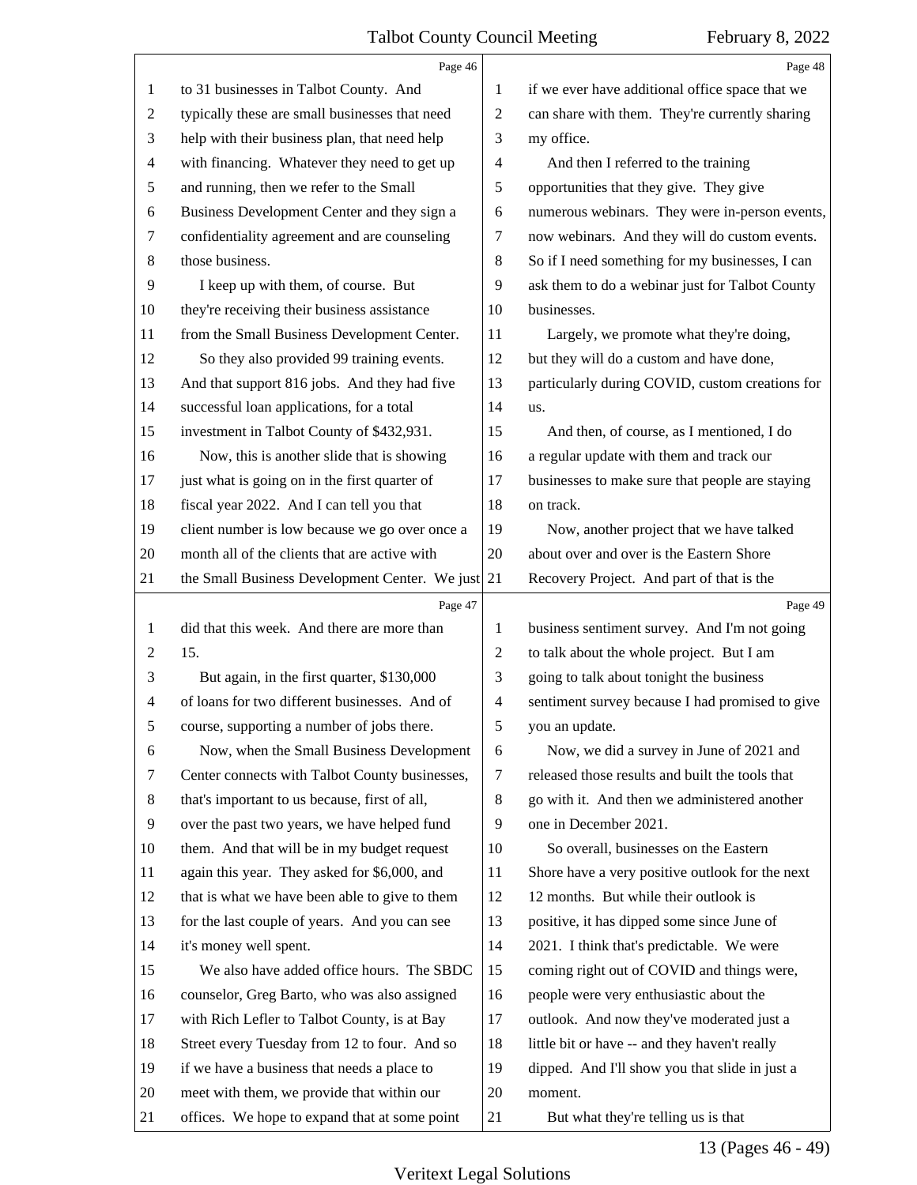to 31 businesses in Talbot County. And typically these are small businesses that need help with their business plan, that need help with financing. Whatever they need to get up and running, then we refer to the Small Business Development Center and they sign a confidentiality agreement and are counseling those business.

I keep up with them, of course. But they're receiving their business assistance from the Small Business Development Center.

So they also provided 99 training events. And that support 816 jobs. And they had five successful loan applications, for a total investment in Talbot County of $432,931.

Now, this is another slide that is showing just what is going on in the first quarter of fiscal year 2022. And I can tell you that client number is low because we go over once a month all of the clients that are active with the Small Business Development Center. We just did that this week. And there are more than 15.

But again, in the first quarter, $130,000 of loans for two different businesses. And of course, supporting a number of jobs there.

Now, when the Small Business Development Center connects with Talbot County businesses, that's important to us because, first of all, over the past two years, we have helped fund them. And that will be in my budget request again this year. They asked for $6,000, and that is what we have been able to give to them for the last couple of years. And you can see it's money well spent.

We also have added office hours. The SBDC counselor, Greg Barto, who was also assigned with Rich Lefler to Talbot County, is at Bay Street every Tuesday from 12 to four. And so if we have a business that needs a place to meet with them, we provide that within our offices. We hope to expand that at some point if we ever have additional office space that we can share with them. They're currently sharing my office.

And then I referred to the training opportunities that they give. They give numerous webinars. They were in-person events, now webinars. And they will do custom events. So if I need something for my businesses, I can ask them to do a webinar just for Talbot County businesses.

Largely, we promote what they're doing, but they will do a custom and have done, particularly during COVID, custom creations for us.

And then, of course, as I mentioned, I do a regular update with them and track our businesses to make sure that people are staying on track.

Now, another project that we have talked about over and over is the Eastern Shore Recovery Project. And part of that is the business sentiment survey. And I'm not going to talk about the whole project. But I am going to talk about tonight the business sentiment survey because I had promised to give you an update.

Now, we did a survey in June of 2021 and released those results and built the tools that go with it. And then we administered another one in December 2021.

So overall, businesses on the Eastern Shore have a very positive outlook for the next 12 months. But while their outlook is positive, it has dipped some since June of 2021. I think that's predictable. We were coming right out of COVID and things were, people were very enthusiastic about the outlook. And now they've moderated just a little bit or have -- and they haven't really dipped. And I'll show you that slide in just a moment.

But what they're telling us is that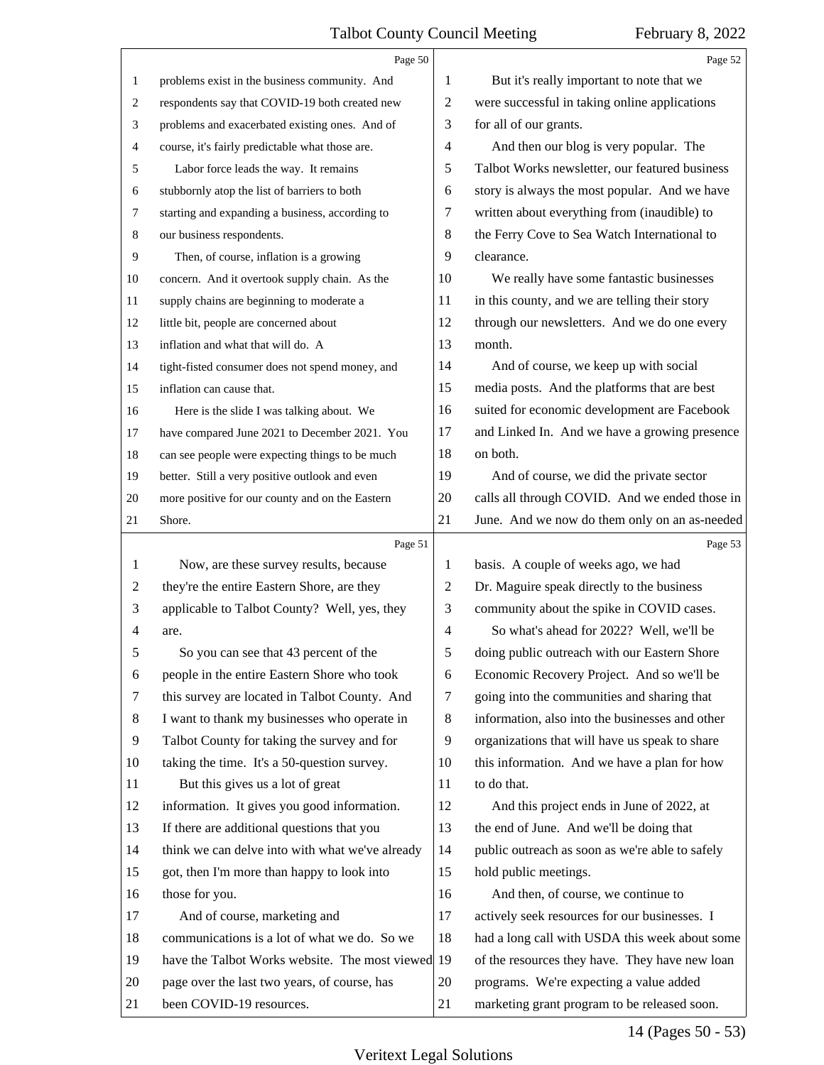problems exist in the business community. And respondents say that COVID-19 both created new problems and exacerbated existing ones. And of course, it's fairly predictable what those are.

Labor force leads the way. It remains stubbornly atop the list of barriers to both starting and expanding a business, according to our business respondents.

Then, of course, inflation is a growing concern. And it overtook supply chain. As the supply chains are beginning to moderate a little bit, people are concerned about inflation and what that will do. A tight-fisted consumer does not spend money, and inflation can cause that.

Here is the slide I was talking about. We have compared June 2021 to December 2021. You can see people were expecting things to be much better. Still a very positive outlook and even more positive for our county and on the Eastern Shore.

Now, are these survey results, because they're the entire Eastern Shore, are they applicable to Talbot County? Well, yes, they are.

So you can see that 43 percent of the people in the entire Eastern Shore who took this survey are located in Talbot County. And I want to thank my businesses who operate in Talbot County for taking the survey and for taking the time. It's a 50-question survey.

But this gives us a lot of great information. It gives you good information. If there are additional questions that you think we can delve into with what we've already got, then I'm more than happy to look into those for you.

And of course, marketing and communications is a lot of what we do. So we have the Talbot Works website. The most viewed page over the last two years, of course, has been COVID-19 resources.

But it's really important to note that we were successful in taking online applications for all of our grants.

And then our blog is very popular. The Talbot Works newsletter, our featured business story is always the most popular. And we have written about everything from (inaudible) to the Ferry Cove to Sea Watch International to clearance.

We really have some fantastic businesses in this county, and we are telling their story through our newsletters. And we do one every month.

And of course, we keep up with social media posts. And the platforms that are best suited for economic development are Facebook and Linked In. And we have a growing presence on both.

And of course, we did the private sector calls all through COVID. And we ended those in June. And we now do them only on an as-needed basis. A couple of weeks ago, we had Dr. Maguire speak directly to the business community about the spike in COVID cases.

So what's ahead for 2022? Well, we'll be doing public outreach with our Eastern Shore Economic Recovery Project. And so we'll be going into the communities and sharing that information, also into the businesses and other organizations that will have us speak to share this information. And we have a plan for how to do that.

And this project ends in June of 2022, at the end of June. And we'll be doing that public outreach as soon as we're able to safely hold public meetings.

And then, of course, we continue to actively seek resources for our businesses. I had a long call with USDA this week about some of the resources they have. They have new loan programs. We're expecting a value added marketing grant program to be released soon.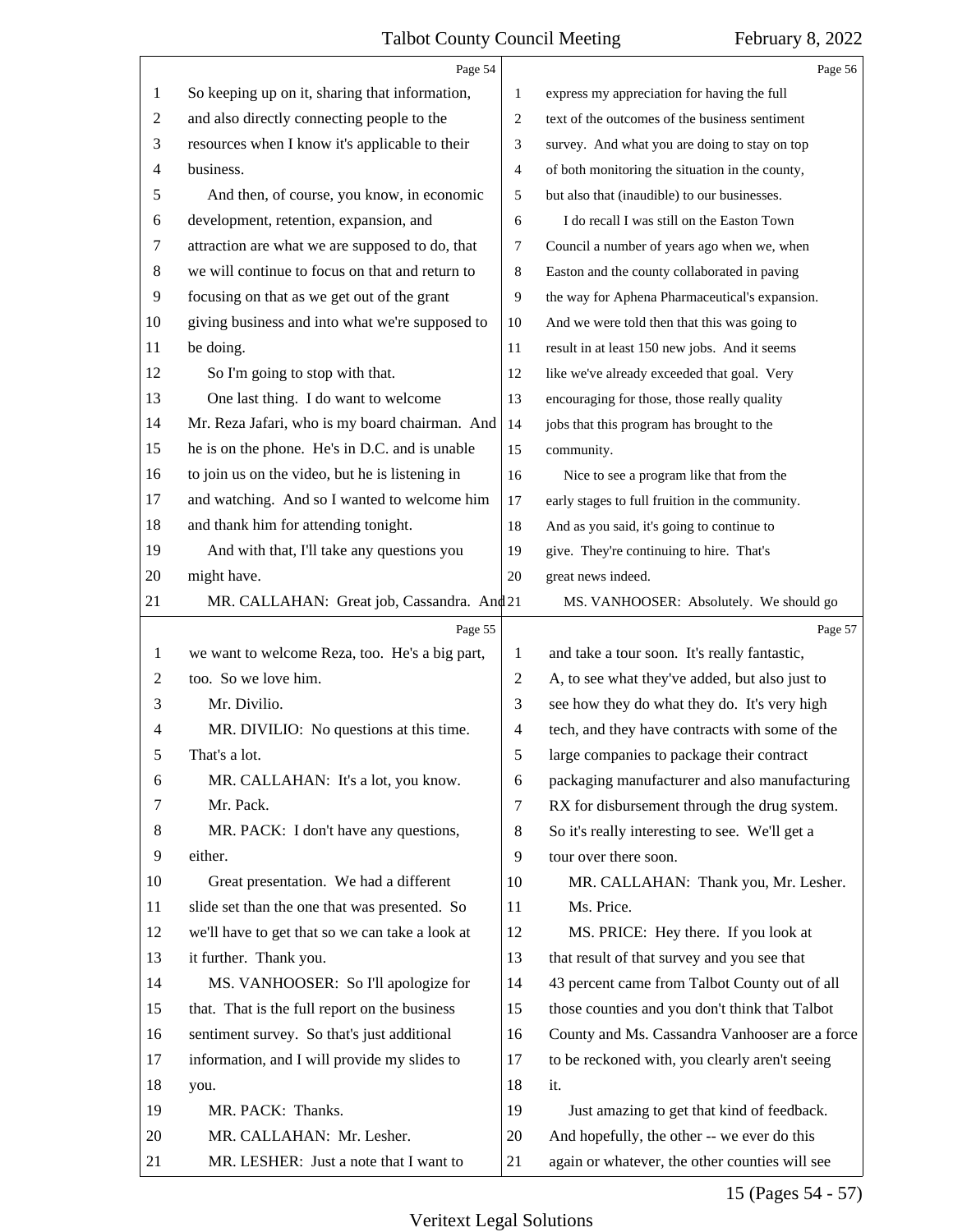Page 54

So keeping up on it, sharing that information, and also directly connecting people to the resources when I know it's applicable to their business.

And then, of course, you know, in economic development, retention, expansion, and attraction are what we are supposed to do, that we will continue to focus on that and return to focusing on that as we get out of the grant giving business and into what we're supposed to be doing.

So I'm going to stop with that.

One last thing. I do want to welcome Mr. Reza Jafari, who is my board chairman. And he is on the phone. He's in D.C. and is unable to join us on the video, but he is listening in and watching. And so I wanted to welcome him and thank him for attending tonight.

And with that, I'll take any questions you might have.

MR. CALLAHAN: Great job, Cassandra. And

Page 55

we want to welcome Reza, too. He's a big part, too. So we love him.

Mr. Divilio.

MR. DIVILIO: No questions at this time. That's a lot.

MR. CALLAHAN: It's a lot, you know.

Mr. Pack.

MR. PACK: I don't have any questions, either.

Great presentation. We had a different slide set than the one that was presented. So we'll have to get that so we can take a look at it further. Thank you.

MS. VANHOOSER: So I'll apologize for that. That is the full report on the business sentiment survey. So that's just additional information, and I will provide my slides to you.

MR. PACK: Thanks.

MR. CALLAHAN: Mr. Lesher.

MR. LESHER: Just a note that I want to

Page 56

express my appreciation for having the full text of the outcomes of the business sentiment survey. And what you are doing to stay on top of both monitoring the situation in the county, but also that (inaudible) to our businesses.

I do recall I was still on the Easton Town Council a number of years ago when we, when Easton and the county collaborated in paving the way for Aphena Pharmaceutical's expansion. And we were told then that this was going to result in at least 150 new jobs. And it seems like we've already exceeded that goal. Very encouraging for those, those really quality jobs that this program has brought to the community.

Nice to see a program like that from the early stages to full fruition in the community. And as you said, it's going to continue to give. They're continuing to hire. That's great news indeed.

MS. VANHOOSER: Absolutely. We should go

Page 57

and take a tour soon. It's really fantastic, A, to see what they've added, but also just to see how they do what they do. It's very high tech, and they have contracts with some of the large companies to package their contract packaging manufacturer and also manufacturing RX for disbursement through the drug system. So it's really interesting to see. We'll get a tour over there soon.

MR. CALLAHAN: Thank you, Mr. Lesher.

Ms. Price.

MS. PRICE: Hey there. If you look at that result of that survey and you see that 43 percent came from Talbot County out of all those counties and you don't think that Talbot County and Ms. Cassandra Vanhooser are a force to be reckoned with, you clearly aren't seeing it.

Just amazing to get that kind of feedback. And hopefully, the other -- we ever do this again or whatever, the other counties will see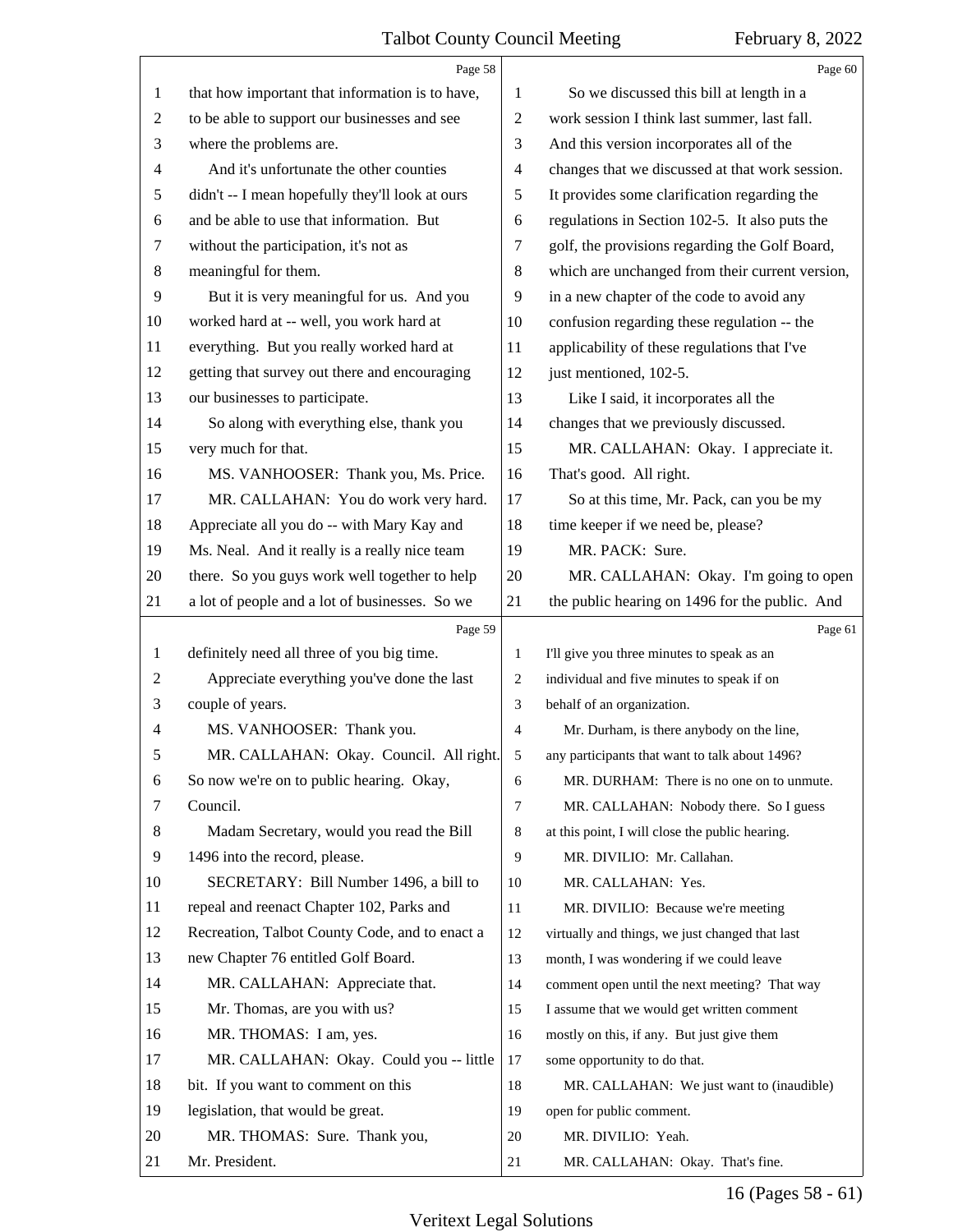that how important that information is to have, to be able to support our businesses and see where the problems are.

And it's unfortunate the other counties didn't -- I mean hopefully they'll look at ours and be able to use that information. But without the participation, it's not as meaningful for them.

But it is very meaningful for us. And you worked hard at -- well, you work hard at everything. But you really worked hard at getting that survey out there and encouraging our businesses to participate.

So along with everything else, thank you very much for that.

MS. VANHOOSER: Thank you, Ms. Price.

MR. CALLAHAN: You do work very hard. Appreciate all you do -- with Mary Kay and Ms. Neal. And it really is a really nice team there. So you guys work well together to help a lot of people and a lot of businesses. So we definitely need all three of you big time.

Appreciate everything you've done the last couple of years.

MS. VANHOOSER: Thank you.

MR. CALLAHAN: Okay. Council. All right. So now we're on to public hearing. Okay, Council.

Madam Secretary, would you read the Bill 1496 into the record, please.

SECRETARY: Bill Number 1496, a bill to repeal and reenact Chapter 102, Parks and Recreation, Talbot County Code, and to enact a new Chapter 76 entitled Golf Board.

MR. CALLAHAN: Appreciate that.

Mr. Thomas, are you with us?

MR. THOMAS: I am, yes.

MR. CALLAHAN: Okay. Could you -- little bit. If you want to comment on this legislation, that would be great.

MR. THOMAS: Sure. Thank you, Mr. President.

So we discussed this bill at length in a work session I think last summer, last fall. And this version incorporates all of the changes that we discussed at that work session. It provides some clarification regarding the regulations in Section 102-5. It also puts the golf, the provisions regarding the Golf Board, which are unchanged from their current version, in a new chapter of the code to avoid any confusion regarding these regulation -- the applicability of these regulations that I've just mentioned, 102-5.

Like I said, it incorporates all the changes that we previously discussed.

MR. CALLAHAN: Okay. I appreciate it. That's good. All right.

So at this time, Mr. Pack, can you be my time keeper if we need be, please?

MR. PACK: Sure.

MR. CALLAHAN: Okay. I'm going to open the public hearing on 1496 for the public. And I'll give you three minutes to speak as an individual and five minutes to speak if on behalf of an organization.

Mr. Durham, is there anybody on the line, any participants that want to talk about 1496?

MR. DURHAM: There is no one on to unmute.

MR. CALLAHAN: Nobody there. So I guess at this point, I will close the public hearing.

MR. DIVILIO: Mr. Callahan.

MR. CALLAHAN: Yes.

MR. DIVILIO: Because we're meeting virtually and things, we just changed that last month, I was wondering if we could leave comment open until the next meeting? That way I assume that we would get written comment mostly on this, if any. But just give them some opportunity to do that.

MR. CALLAHAN: We just want to (inaudible) open for public comment.

MR. DIVILIO: Yeah.

MR. CALLAHAN: Okay. That's fine.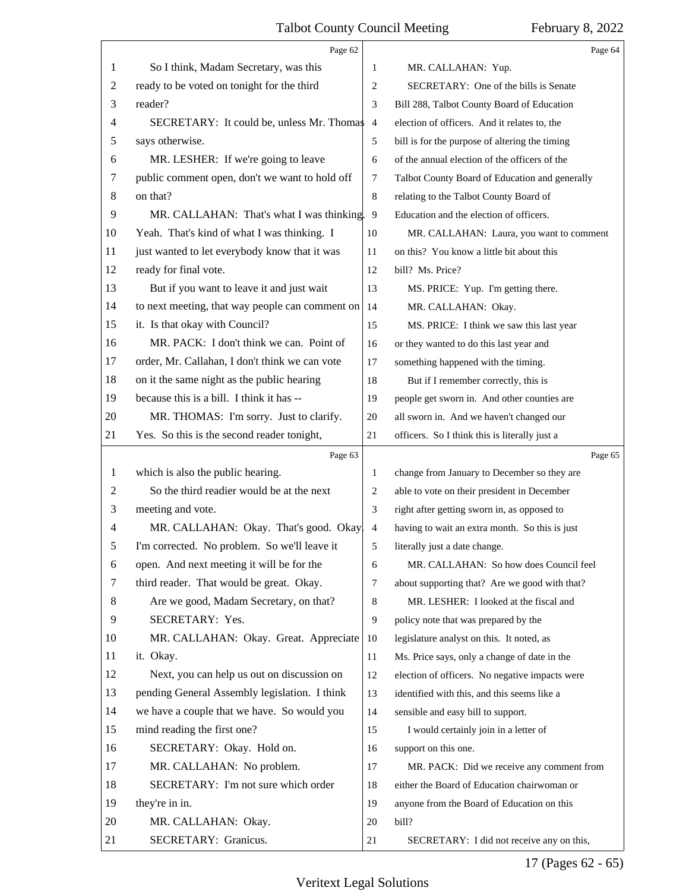So I think, Madam Secretary, was this ready to be voted on tonight for the third reader?

SECRETARY: It could be, unless Mr. Thomas says otherwise.

MR. LESHER: If we're going to leave public comment open, don't we want to hold off on that?

MR. CALLAHAN: That's what I was thinking. Yeah. That's kind of what I was thinking. I just wanted to let everybody know that it was ready for final vote.

But if you want to leave it and just wait to next meeting, that way people can comment on it. Is that okay with Council?

MR. PACK: I don't think we can. Point of order, Mr. Callahan, I don't think we can vote on it the same night as the public hearing because this is a bill. I think it has --

MR. THOMAS: I'm sorry. Just to clarify. Yes. So this is the second reader tonight, which is also the public hearing.

So the third readier would be at the next meeting and vote.

MR. CALLAHAN: Okay. That's good. Okay. I'm corrected. No problem. So we'll leave it open. And next meeting it will be for the third reader. That would be great. Okay.

Are we good, Madam Secretary, on that?

SECRETARY: Yes.

MR. CALLAHAN: Okay. Great. Appreciate it. Okay.

Next, you can help us out on discussion on pending General Assembly legislation. I think we have a couple that we have. So would you mind reading the first one?

SECRETARY: Okay. Hold on.

MR. CALLAHAN: No problem.

SECRETARY: I'm not sure which order they're in in.

MR. CALLAHAN: Okay.

SECRETARY: Granicus.

MR. CALLAHAN: Yup.

SECRETARY: One of the bills is Senate Bill 288, Talbot County Board of Education election of officers. And it relates to, the bill is for the purpose of altering the timing of the annual election of the officers of the Talbot County Board of Education and generally relating to the Talbot County Board of Education and the election of officers.

MR. CALLAHAN: Laura, you want to comment on this? You know a little bit about this bill? Ms. Price?

MS. PRICE: Yup. I'm getting there.

MR. CALLAHAN: Okay.

MS. PRICE: I think we saw this last year or they wanted to do this last year and something happened with the timing.

But if I remember correctly, this is people get sworn in. And other counties are all sworn in. And we haven't changed our officers. So I think this is literally just a change from January to December so they are able to vote on their president in December right after getting sworn in, as opposed to having to wait an extra month. So this is just literally just a date change.

MR. CALLAHAN: So how does Council feel about supporting that? Are we good with that?

MR. LESHER: I looked at the fiscal and policy note that was prepared by the legislature analyst on this. It noted, as Ms. Price says, only a change of date in the election of officers. No negative impacts were identified with this, and this seems like a sensible and easy bill to support.

I would certainly join in a letter of support on this one.

MR. PACK: Did we receive any comment from either the Board of Education chairwoman or anyone from the Board of Education on this bill?

SECRETARY: I did not receive any on this,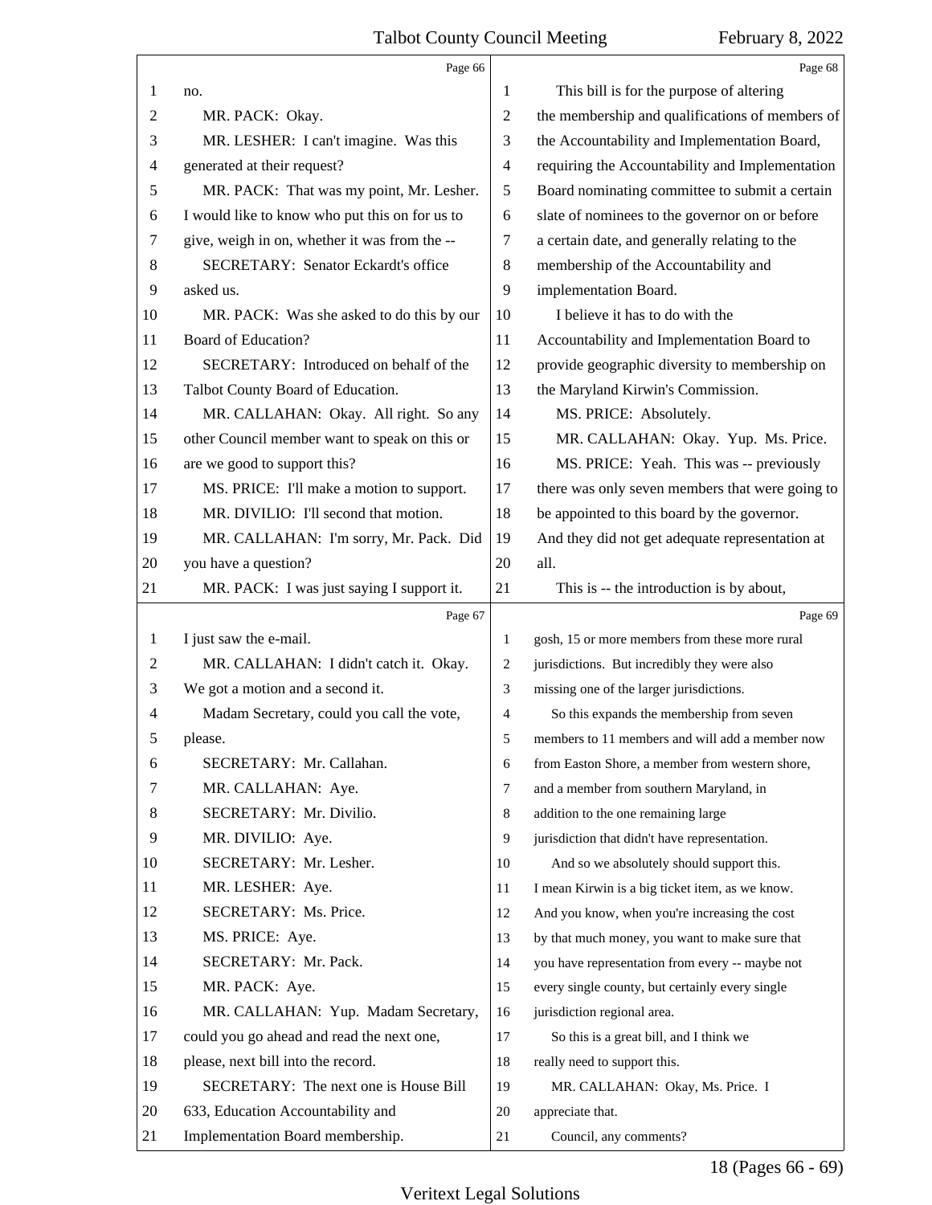no.

MR. PACK: Okay.

MR. LESHER: I can't imagine. Was this generated at their request?

MR. PACK: That was my point, Mr. Lesher. I would like to know who put this on for us to give, weigh in on, whether it was from the --

SECRETARY: Senator Eckardt's office asked us.

MR. PACK: Was she asked to do this by our Board of Education?

SECRETARY: Introduced on behalf of the Talbot County Board of Education.

MR. CALLAHAN: Okay. All right. So any other Council member want to speak on this or are we good to support this?

MS. PRICE: I'll make a motion to support.

MR. DIVILIO: I'll second that motion.

MR. CALLAHAN: I'm sorry, Mr. Pack. Did you have a question?

MR. PACK: I was just saying I support it. I just saw the e-mail.

MR. CALLAHAN: I didn't catch it. Okay. We got a motion and a second it.

Madam Secretary, could you call the vote, please.

SECRETARY: Mr. Callahan.

MR. CALLAHAN: Aye.

SECRETARY: Mr. Divilio.

MR. DIVILIO: Aye.

SECRETARY: Mr. Lesher.

MR. LESHER: Aye.

SECRETARY: Ms. Price.

MS. PRICE: Aye.

SECRETARY: Mr. Pack.

MR. PACK: Aye.

MR. CALLAHAN: Yup. Madam Secretary, could you go ahead and read the next one, please, next bill into the record.

SECRETARY: The next one is House Bill 633, Education Accountability and Implementation Board membership.

This bill is for the purpose of altering the membership and qualifications of members of the Accountability and Implementation Board, requiring the Accountability and Implementation Board nominating committee to submit a certain slate of nominees to the governor on or before a certain date, and generally relating to the membership of the Accountability and implementation Board.

I believe it has to do with the Accountability and Implementation Board to provide geographic diversity to membership on the Maryland Kirwin's Commission.

MS. PRICE: Absolutely.

MR. CALLAHAN: Okay. Yup. Ms. Price.

MS. PRICE: Yeah. This was -- previously there was only seven members that were going to be appointed to this board by the governor. And they did not get adequate representation at all.

This is -- the introduction is by about, gosh, 15 or more members from these more rural jurisdictions. But incredibly they were also missing one of the larger jurisdictions.

So this expands the membership from seven members to 11 members and will add a member now from Easton Shore, a member from western shore, and a member from southern Maryland, in addition to the one remaining large jurisdiction that didn't have representation.

And so we absolutely should support this. I mean Kirwin is a big ticket item, as we know. And you know, when you're increasing the cost by that much money, you want to make sure that you have representation from every -- maybe not every single county, but certainly every single jurisdiction regional area.

So this is a great bill, and I think we really need to support this.

MR. CALLAHAN: Okay, Ms. Price. I appreciate that.

Council, any comments?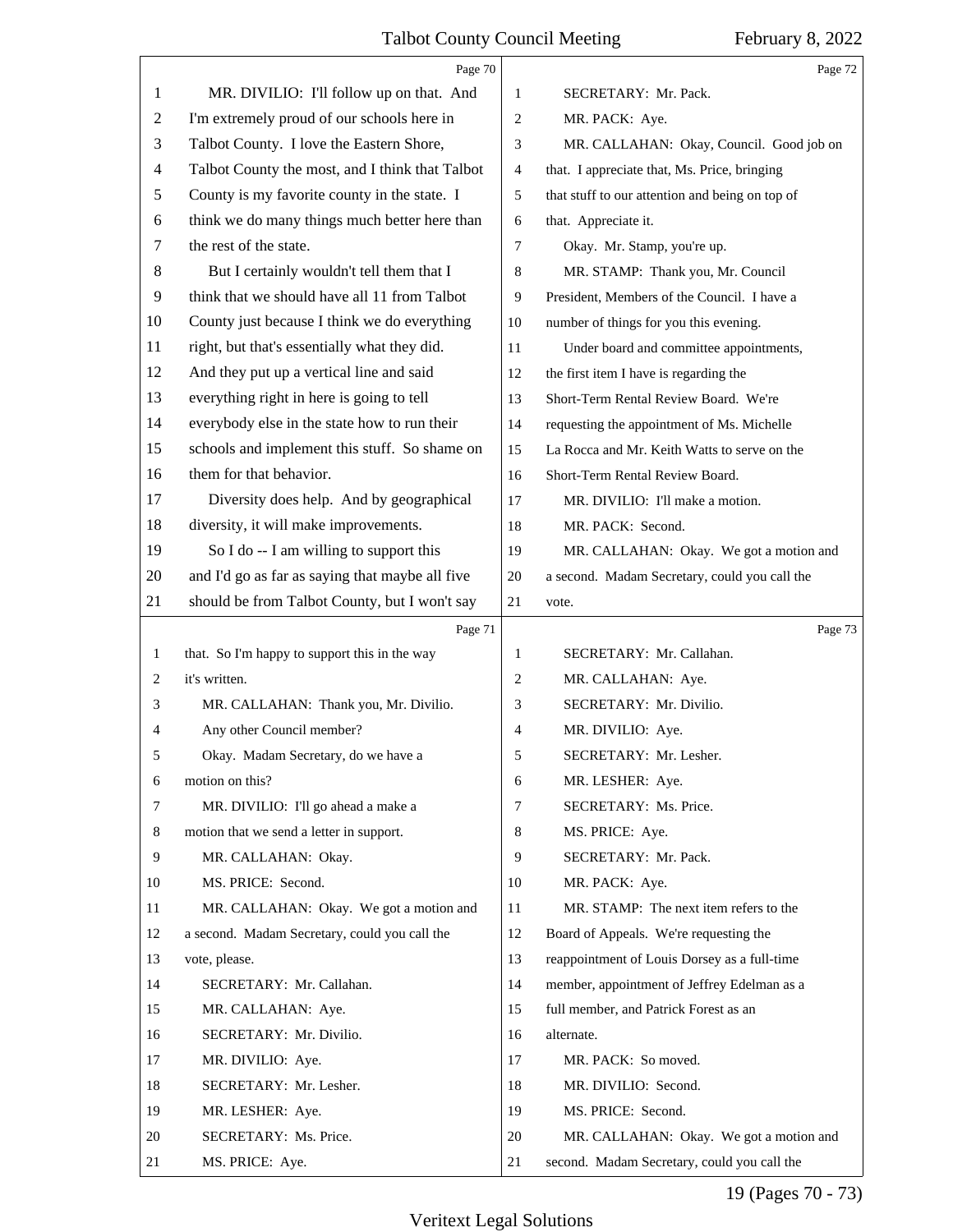Page 70

1 MR. DIVILIO: I'll follow up on that. And
2 I'm extremely proud of our schools here in
3 Talbot County. I love the Eastern Shore,
4 Talbot County the most, and I think that Talbot
5 County is my favorite county in the state. I
6 think we do many things much better here than
7 the rest of the state.
8 But I certainly wouldn't tell them that I
9 think that we should have all 11 from Talbot
10 County just because I think we do everything
11 right, but that's essentially what they did.
12 And they put up a vertical line and said
13 everything right in here is going to tell
14 everybody else in the state how to run their
15 schools and implement this stuff. So shame on
16 them for that behavior.
17 Diversity does help. And by geographical
18 diversity, it will make improvements.
19 So I do -- I am willing to support this
20 and I'd go as far as saying that maybe all five
21 should be from Talbot County, but I won't say

Page 71

1 that. So I'm happy to support this in the way
2 it's written.
3 MR. CALLAHAN: Thank you, Mr. Divilio.
4 Any other Council member?
5 Okay. Madam Secretary, do we have a
6 motion on this?
7 MR. DIVILIO: I'll go ahead a make a
8 motion that we send a letter in support.
9 MR. CALLAHAN: Okay.
10 MS. PRICE: Second.
11 MR. CALLAHAN: Okay. We got a motion and
12 a second. Madam Secretary, could you call the
13 vote, please.
14 SECRETARY: Mr. Callahan.
15 MR. CALLAHAN: Aye.
16 SECRETARY: Mr. Divilio.
17 MR. DIVILIO: Aye.
18 SECRETARY: Mr. Lesher.
19 MR. LESHER: Aye.
20 SECRETARY: Ms. Price.
21 MS. PRICE: Aye.

Page 72

1 SECRETARY: Mr. Pack.
2 MR. PACK: Aye.
3 MR. CALLAHAN: Okay, Council. Good job on
4 that. I appreciate that, Ms. Price, bringing
5 that stuff to our attention and being on top of
6 that. Appreciate it.
7 Okay. Mr. Stamp, you're up.
8 MR. STAMP: Thank you, Mr. Council
9 President, Members of the Council. I have a
10 number of things for you this evening.
11 Under board and committee appointments,
12 the first item I have is regarding the
13 Short-Term Rental Review Board. We're
14 requesting the appointment of Ms. Michelle
15 La Rocca and Mr. Keith Watts to serve on the
16 Short-Term Rental Review Board.
17 MR. DIVILIO: I'll make a motion.
18 MR. PACK: Second.
19 MR. CALLAHAN: Okay. We got a motion and
20 a second. Madam Secretary, could you call the
21 vote.

Page 73

1 SECRETARY: Mr. Callahan.
2 MR. CALLAHAN: Aye.
3 SECRETARY: Mr. Divilio.
4 MR. DIVILIO: Aye.
5 SECRETARY: Mr. Lesher.
6 MR. LESHER: Aye.
7 SECRETARY: Ms. Price.
8 MS. PRICE: Aye.
9 SECRETARY: Mr. Pack.
10 MR. PACK: Aye.
11 MR. STAMP: The next item refers to the
12 Board of Appeals. We're requesting the
13 reappointment of Louis Dorsey as a full-time
14 member, appointment of Jeffrey Edelman as a
15 full member, and Patrick Forest as an
16 alternate.
17 MR. PACK: So moved.
18 MR. DIVILIO: Second.
19 MS. PRICE: Second.
20 MR. CALLAHAN: Okay. We got a motion and
21 second. Madam Secretary, could you call the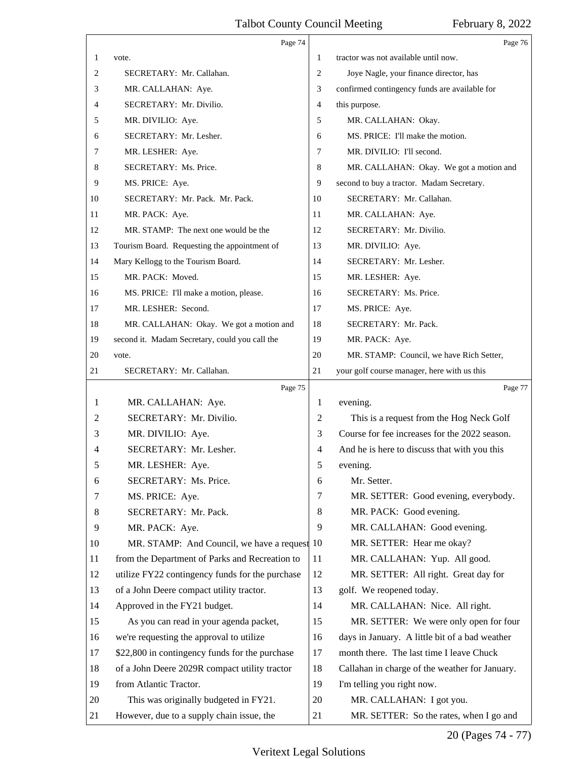Page 74

1 vote.
2 SECRETARY: Mr. Callahan.
3 MR. CALLAHAN: Aye.
4 SECRETARY: Mr. Divilio.
5 MR. DIVILIO: Aye.
6 SECRETARY: Mr. Lesher.
7 MR. LESHER: Aye.
8 SECRETARY: Ms. Price.
9 MS. PRICE: Aye.
10 SECRETARY: Mr. Pack. Mr. Pack.
11 MR. PACK: Aye.
12 MR. STAMP: The next one would be the
13 Tourism Board. Requesting the appointment of
14 Mary Kellogg to the Tourism Board.
15 MR. PACK: Moved.
16 MS. PRICE: I'll make a motion, please.
17 MR. LESHER: Second.
18 MR. CALLAHAN: Okay. We got a motion and
19 second it. Madam Secretary, could you call the
20 vote.
21 SECRETARY: Mr. Callahan.

Page 75

1 MR. CALLAHAN: Aye.
2 SECRETARY: Mr. Divilio.
3 MR. DIVILIO: Aye.
4 SECRETARY: Mr. Lesher.
5 MR. LESHER: Aye.
6 SECRETARY: Ms. Price.
7 MS. PRICE: Aye.
8 SECRETARY: Mr. Pack.
9 MR. PACK: Aye.
10 MR. STAMP: And Council, we have a request
11 from the Department of Parks and Recreation to
12 utilize FY22 contingency funds for the purchase
13 of a John Deere compact utility tractor.
14 Approved in the FY21 budget.
15 As you can read in your agenda packet,
16 we're requesting the approval to utilize
17 $22,800 in contingency funds for the purchase
18 of a John Deere 2029R compact utility tractor
19 from Atlantic Tractor.
20 This was originally budgeted in FY21.
21 However, due to a supply chain issue, the

Page 76

1 tractor was not available until now.
2 Joye Nagle, your finance director, has
3 confirmed contingency funds are available for
4 this purpose.
5 MR. CALLAHAN: Okay.
6 MS. PRICE: I'll make the motion.
7 MR. DIVILIO: I'll second.
8 MR. CALLAHAN: Okay. We got a motion and
9 second to buy a tractor. Madam Secretary.
10 SECRETARY: Mr. Callahan.
11 MR. CALLAHAN: Aye.
12 SECRETARY: Mr. Divilio.
13 MR. DIVILIO: Aye.
14 SECRETARY: Mr. Lesher.
15 MR. LESHER: Aye.
16 SECRETARY: Ms. Price.
17 MS. PRICE: Aye.
18 SECRETARY: Mr. Pack.
19 MR. PACK: Aye.
20 MR. STAMP: Council, we have Rich Setter,
21 your golf course manager, here with us this

Page 77

1 evening.
2 This is a request from the Hog Neck Golf
3 Course for fee increases for the 2022 season.
4 And he is here to discuss that with you this
5 evening.
6 Mr. Setter.
7 MR. SETTER: Good evening, everybody.
8 MR. PACK: Good evening.
9 MR. CALLAHAN: Good evening.
10 MR. SETTER: Hear me okay?
11 MR. CALLAHAN: Yup. All good.
12 MR. SETTER: All right. Great day for
13 golf. We reopened today.
14 MR. CALLAHAN: Nice. All right.
15 MR. SETTER: We were only open for four
16 days in January. A little bit of a bad weather
17 month there. The last time I leave Chuck
18 Callahan in charge of the weather for January.
19 I'm telling you right now.
20 MR. CALLAHAN: I got you.
21 MR. SETTER: So the rates, when I go and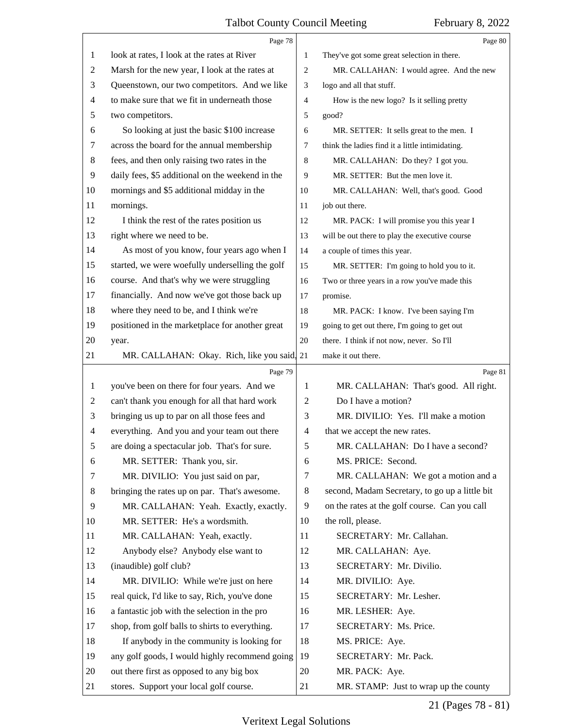look at rates, I look at the rates at River Marsh for the new year, I look at the rates at Queenstown, our two competitors. And we like to make sure that we fit in underneath those two competitors.

So looking at just the basic $100 increase across the board for the annual membership fees, and then only raising two rates in the daily fees, $5 additional on the weekend in the mornings and $5 additional midday in the mornings.

I think the rest of the rates position us right where we need to be.

As most of you know, four years ago when I started, we were woefully underselling the golf course. And that's why we were struggling financially. And now we've got those back up where they need to be, and I think we're positioned in the marketplace for another great year.

MR. CALLAHAN: Okay. Rich, like you said, you've been on there for four years. And we can't thank you enough for all that hard work bringing us up to par on all those fees and everything. And you and your team out there are doing a spectacular job. That's for sure.

MR. SETTER: Thank you, sir.

MR. DIVILIO: You just said on par, bringing the rates up on par. That's awesome.

MR. CALLAHAN: Yeah. Exactly, exactly.

MR. SETTER: He's a wordsmith.

MR. CALLAHAN: Yeah, exactly.

Anybody else? Anybody else want to (inaudible) golf club?

MR. DIVILIO: While we're just on here real quick, I'd like to say, Rich, you've done a fantastic job with the selection in the pro shop, from golf balls to shirts to everything.

If anybody in the community is looking for any golf goods, I would highly recommend going out there first as opposed to any big box stores. Support your local golf course. They've got some great selection in there.

MR. CALLAHAN: I would agree. And the new logo and all that stuff.

How is the new logo? Is it selling pretty good?

MR. SETTER: It sells great to the men. I think the ladies find it a little intimidating.

MR. CALLAHAN: Do they? I got you.

MR. SETTER: But the men love it.

MR. CALLAHAN: Well, that's good. Good job out there.

MR. PACK: I will promise you this year I will be out there to play the executive course a couple of times this year.

MR. SETTER: I'm going to hold you to it. Two or three years in a row you've made this promise.

MR. PACK: I know. I've been saying I'm going to get out there, I'm going to get out there. I think if not now, never. So I'll make it out there.

MR. CALLAHAN: That's good. All right.

Do I have a motion?

MR. DIVILIO: Yes. I'll make a motion that we accept the new rates.

MR. CALLAHAN: Do I have a second?

MS. PRICE: Second.

MR. CALLAHAN: We got a motion and a second, Madam Secretary, to go up a little bit on the rates at the golf course. Can you call the roll, please.

SECRETARY: Mr. Callahan.

MR. CALLAHAN: Aye.

SECRETARY: Mr. Divilio.

MR. DIVILIO: Aye.

SECRETARY: Mr. Lesher.

MR. LESHER: Aye.

SECRETARY: Ms. Price.

MS. PRICE: Aye.

SECRETARY: Mr. Pack.

MR. PACK: Aye.

MR. STAMP: Just to wrap up the county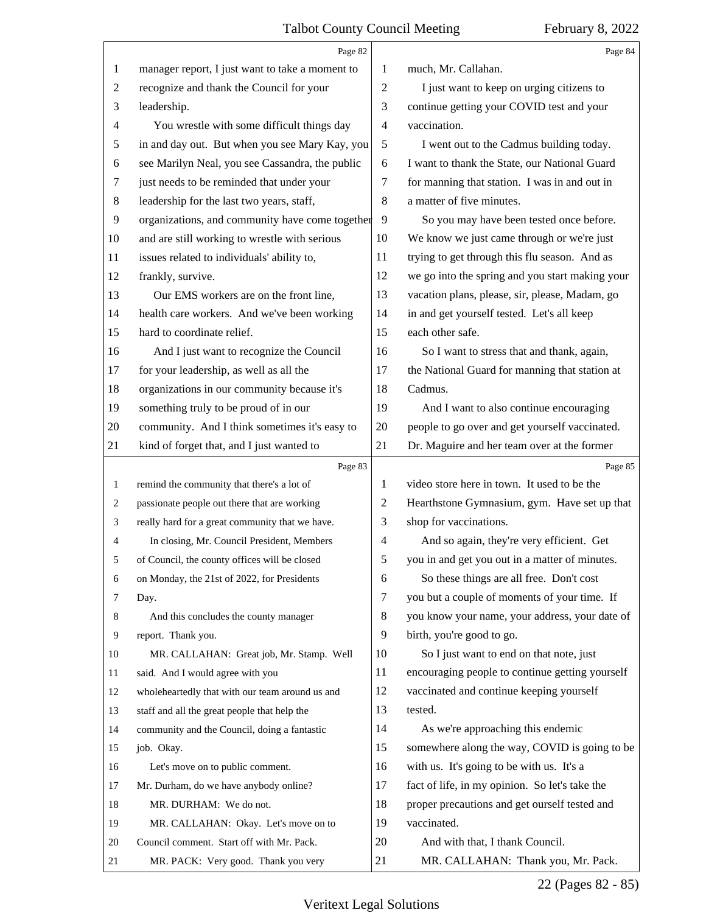Page 82

1 manager report, I just want to take a moment to
2 recognize and thank the Council for your
3 leadership.
4 You wrestle with some difficult things day
5 in and day out. But when you see Mary Kay, you
6 see Marilyn Neal, you see Cassandra, the public
7 just needs to be reminded that under your
8 leadership for the last two years, staff,
9 organizations, and community have come together
10 and are still working to wrestle with serious
11 issues related to individuals' ability to,
12 frankly, survive.
13 Our EMS workers are on the front line,
14 health care workers. And we've been working
15 hard to coordinate relief.
16 And I just want to recognize the Council
17 for your leadership, as well as all the
18 organizations in our community because it's
19 something truly to be proud of in our
20 community. And I think sometimes it's easy to
21 kind of forget that, and I just wanted to

Page 83

1 remind the community that there's a lot of
2 passionate people out there that are working
3 really hard for a great community that we have.
4 In closing, Mr. Council President, Members
5 of Council, the county offices will be closed
6 on Monday, the 21st of 2022, for Presidents
7 Day.
8 And this concludes the county manager
9 report. Thank you.
10 MR. CALLAHAN: Great job, Mr. Stamp. Well
11 said. And I would agree with you
12 wholeheartedly that with our team around us and
13 staff and all the great people that help the
14 community and the Council, doing a fantastic
15 job. Okay.
16 Let's move on to public comment.
17 Mr. Durham, do we have anybody online?
18 MR. DURHAM: We do not.
19 MR. CALLAHAN: Okay. Let's move on to
20 Council comment. Start off with Mr. Pack.
21 MR. PACK: Very good. Thank you very

Page 84

1 much, Mr. Callahan.
2 I just want to keep on urging citizens to
3 continue getting your COVID test and your
4 vaccination.
5 I went out to the Cadmus building today.
6 I want to thank the State, our National Guard
7 for manning that station. I was in and out in
8 a matter of five minutes.
9 So you may have been tested once before.
10 We know we just came through or we're just
11 trying to get through this flu season. And as
12 we go into the spring and you start making your
13 vacation plans, please, sir, please, Madam, go
14 in and get yourself tested. Let's all keep
15 each other safe.
16 So I want to stress that and thank, again,
17 the National Guard for manning that station at
18 Cadmus.
19 And I want to also continue encouraging
20 people to go over and get yourself vaccinated.
21 Dr. Maguire and her team over at the former

Page 85

1 video store here in town. It used to be the
2 Hearthstone Gymnasium, gym. Have set up that
3 shop for vaccinations.
4 And so again, they're very efficient. Get
5 you in and get you out in a matter of minutes.
6 So these things are all free. Don't cost
7 you but a couple of moments of your time. If
8 you know your name, your address, your date of
9 birth, you're good to go.
10 So I just want to end on that note, just
11 encouraging people to continue getting yourself
12 vaccinated and continue keeping yourself
13 tested.
14 As we're approaching this endemic
15 somewhere along the way, COVID is going to be
16 with us. It's going to be with us. It's a
17 fact of life, in my opinion. So let's take the
18 proper precautions and get ourself tested and
19 vaccinated.
20 And with that, I thank Council.
21 MR. CALLAHAN: Thank you, Mr. Pack.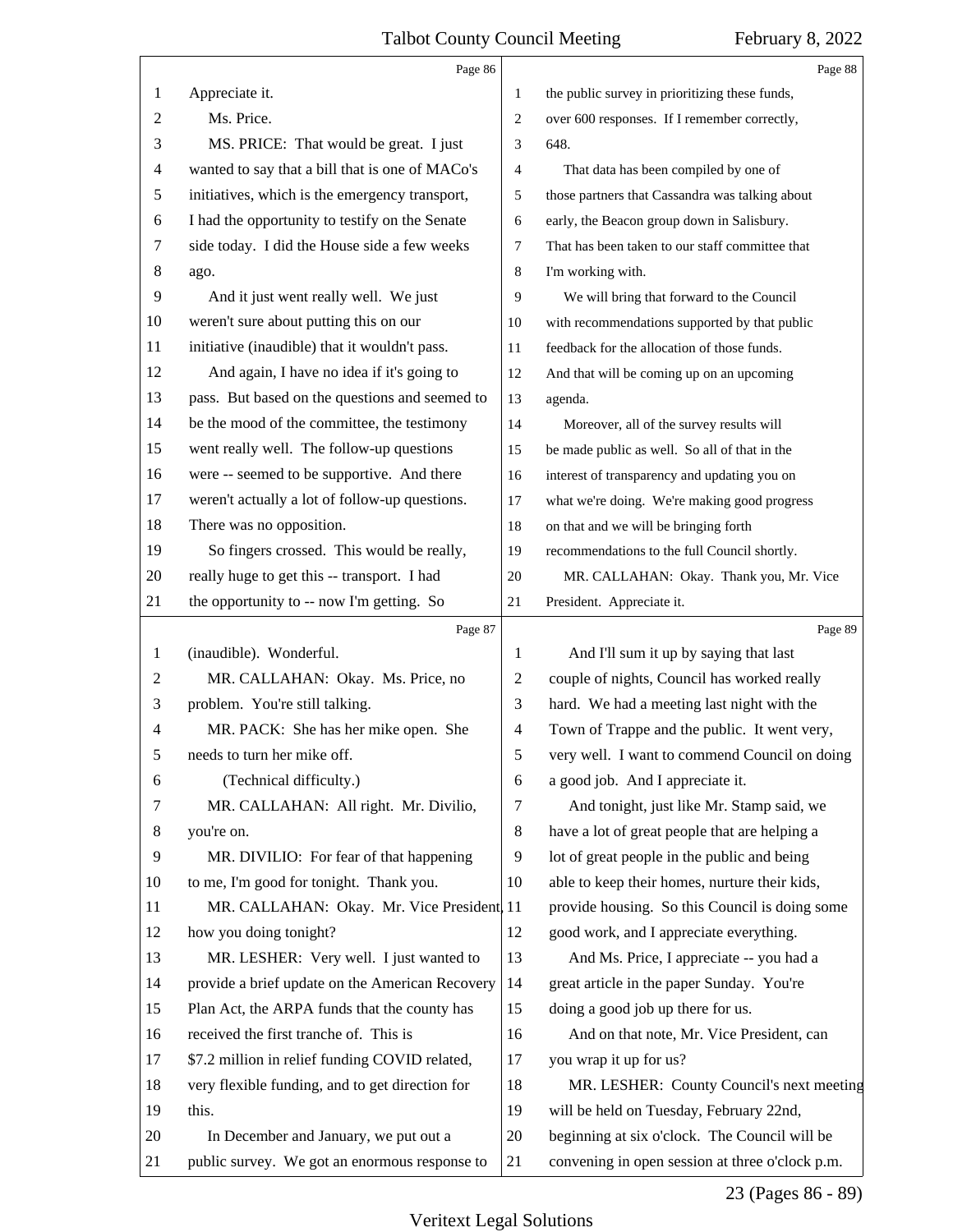Appreciate it.

Ms. Price.

MS. PRICE: That would be great. I just wanted to say that a bill that is one of MACo's initiatives, which is the emergency transport, I had the opportunity to testify on the Senate side today. I did the House side a few weeks ago.

And it just went really well. We just weren't sure about putting this on our initiative (inaudible) that it wouldn't pass.

And again, I have no idea if it's going to pass. But based on the questions and seemed to be the mood of the committee, the testimony went really well. The follow-up questions were -- seemed to be supportive. And there weren't actually a lot of follow-up questions. There was no opposition.

So fingers crossed. This would be really, really huge to get this -- transport. I had the opportunity to -- now I'm getting. So (inaudible). Wonderful.

MR. CALLAHAN: Okay. Ms. Price, no problem. You're still talking.

MR. PACK: She has her mike open. She needs to turn her mike off.

(Technical difficulty.)

MR. CALLAHAN: All right. Mr. Divilio, you're on.

MR. DIVILIO: For fear of that happening to me, I'm good for tonight. Thank you.

MR. CALLAHAN: Okay. Mr. Vice President, how you doing tonight?

MR. LESHER: Very well. I just wanted to provide a brief update on the American Recovery Plan Act, the ARPA funds that the county has received the first tranche of. This is $7.2 million in relief funding COVID related, very flexible funding, and to get direction for this.

In December and January, we put out a public survey. We got an enormous response to the public survey in prioritizing these funds, over 600 responses. If I remember correctly, 648.

That data has been compiled by one of those partners that Cassandra was talking about early, the Beacon group down in Salisbury. That has been taken to our staff committee that I'm working with.

We will bring that forward to the Council with recommendations supported by that public feedback for the allocation of those funds. And that will be coming up on an upcoming agenda.

Moreover, all of the survey results will be made public as well. So all of that in the interest of transparency and updating you on what we're doing. We're making good progress on that and we will be bringing forth recommendations to the full Council shortly.

MR. CALLAHAN: Okay. Thank you, Mr. Vice President. Appreciate it.

And I'll sum it up by saying that last couple of nights, Council has worked really hard. We had a meeting last night with the Town of Trappe and the public. It went very, very well. I want to commend Council on doing a good job. And I appreciate it.

And tonight, just like Mr. Stamp said, we have a lot of great people that are helping a lot of great people in the public and being able to keep their homes, nurture their kids, provide housing. So this Council is doing some good work, and I appreciate everything.

And Ms. Price, I appreciate -- you had a great article in the paper Sunday. You're doing a good job up there for us.

And on that note, Mr. Vice President, can you wrap it up for us?

MR. LESHER: County Council's next meeting will be held on Tuesday, February 22nd, beginning at six o'clock. The Council will be convening in open session at three o'clock p.m.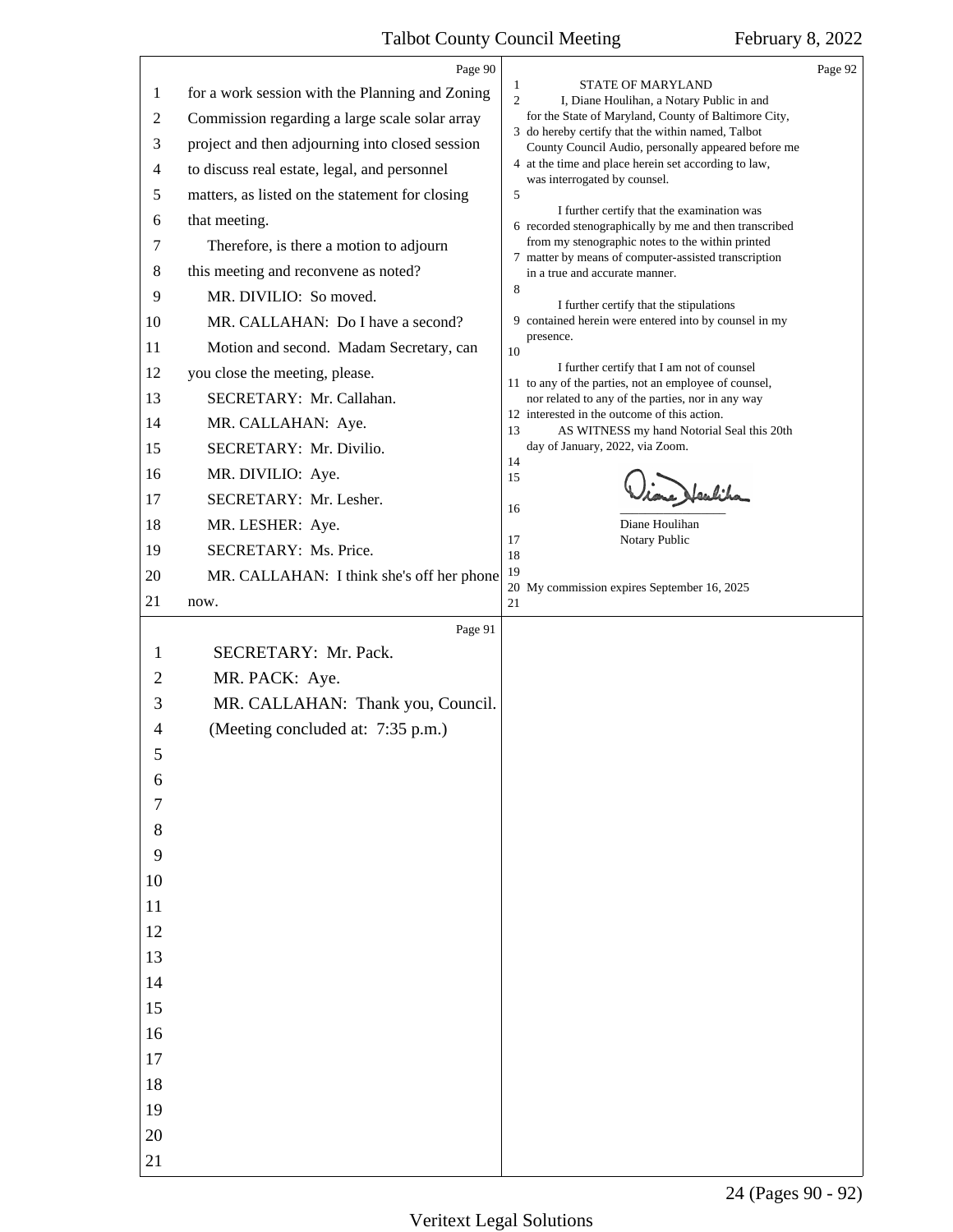for a work session with the Planning and Zoning Commission regarding a large scale solar array project and then adjourning into closed session to discuss real estate, legal, and personnel matters, as listed on the statement for closing that meeting.

Therefore, is there a motion to adjourn this meeting and reconvene as noted?

MR. DIVILIO: So moved.

MR. CALLAHAN: Do I have a second?

Motion and second. Madam Secretary, can you close the meeting, please.

SECRETARY: Mr. Callahan.

MR. CALLAHAN: Aye.

SECRETARY: Mr. Divilio.

MR. DIVILIO: Aye.

SECRETARY: Mr. Lesher.

MR. LESHER: Aye.

SECRETARY: Ms. Price.

MR. CALLAHAN: I think she's off her phone now.

SECRETARY: Mr. Pack.

MR. PACK: Aye.

MR. CALLAHAN: Thank you, Council.

(Meeting concluded at: 7:35 p.m.)

STATE OF MARYLAND

I, Diane Houlihan, a Notary Public in and for the State of Maryland, County of Baltimore City, do hereby certify that the within named, Talbot County Council Audio, personally appeared before me at the time and place herein set according to law, was interrogated by counsel.

I further certify that the examination was recorded stenographically by me and then transcribed from my stenographic notes to the within printed matter by means of computer-assisted transcription in a true and accurate manner.

I further certify that the stipulations contained herein were entered into by counsel in my presence.

I further certify that I am not of counsel to any of the parties, not an employee of counsel, nor related to any of the parties, nor in any way interested in the outcome of this action.

AS WITNESS my hand Notorial Seal this 20th day of January, 2022, via Zoom.

Diane Houlihan
Notary Public

My commission expires September 16, 2025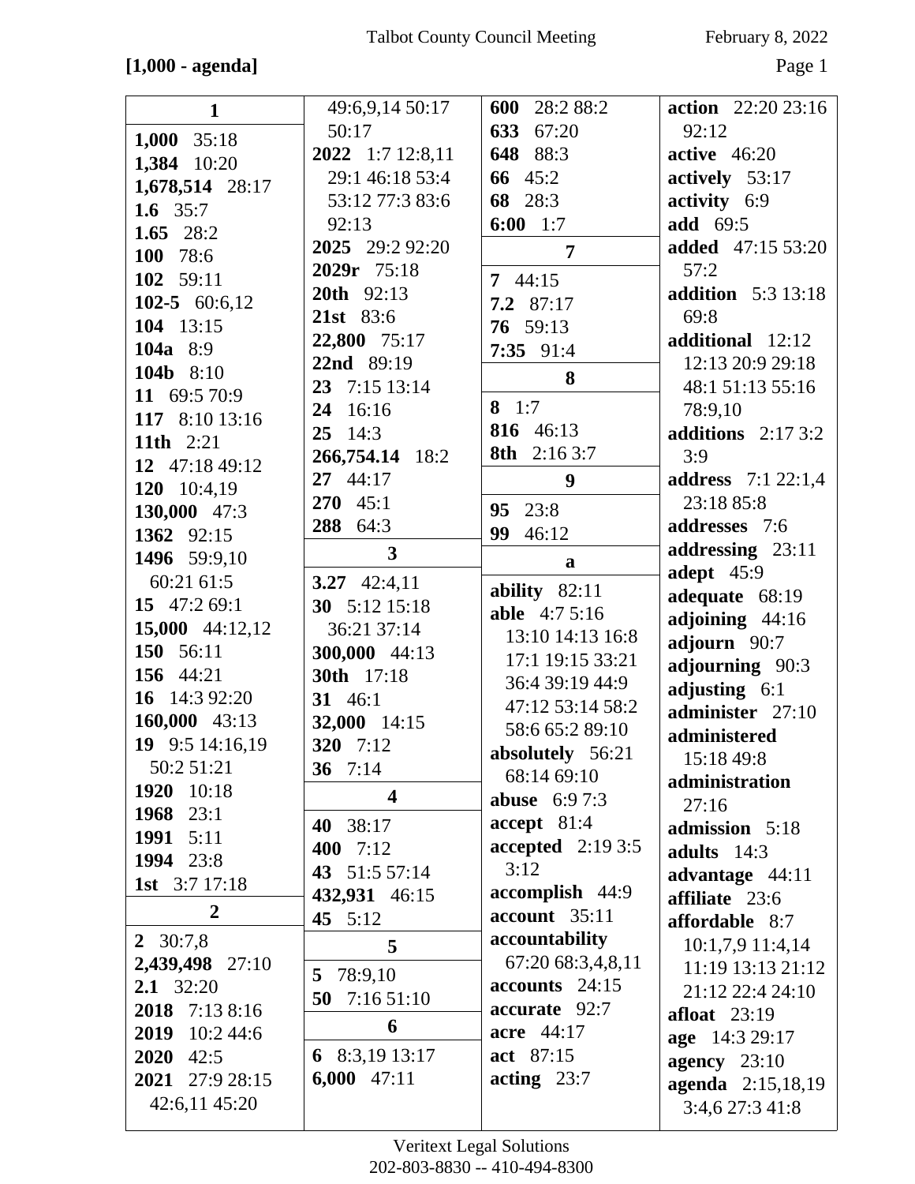**[1,000 - agenda]**

**1**

**1,000** 35:18
**1,384** 10:20
**1,678,514** 28:17
**1.6** 35:7
**1.65** 28:2
**100** 78:6
**102** 59:11
**102-5** 60:6,12
**104** 13:15
**104a** 8:9
**104b** 8:10
**11** 69:5 70:9
**117** 8:10 13:16
**11th** 2:21
**12** 47:18 49:12
**120** 10:4,19
**130,000** 47:3
**1362** 92:15
**1496** 59:9,10 60:21 61:5
**15** 47:2 69:1
**15,000** 44:12,12
**150** 56:11
**156** 44:21
**16** 14:3 92:20
**160,000** 43:13
**19** 9:5 14:16,19 50:2 51:21
**1920** 10:18
**1968** 23:1
**1991** 5:11
**1994** 23:8
**1st** 3:7 17:18

**2**

**2** 30:7,8
**2,439,498** 27:10
**2.1** 32:20
**2018** 7:13 8:16
**2019** 10:2 44:6
**2020** 42:5
**2021** 27:9 28:15 42:6,11 45:20 49:6,9,14 50:17 50:17
**2022** 1:7 12:8,11 29:1 46:18 53:4 53:12 77:3 83:6 92:13
**2025** 29:2 92:20
**2029r** 75:18
**20th** 92:13
**21st** 83:6
**22,800** 75:17
**22nd** 89:19
**23** 7:15 13:14
**24** 16:16
**25** 14:3
**266,754.14** 18:2
**27** 44:17
**270** 45:1
**288** 64:3

**3**

**3.27** 42:4,11
**30** 5:12 15:18 36:21 37:14
**300,000** 44:13
**30th** 17:18
**31** 46:1
**32,000** 14:15
**320** 7:12
**36** 7:14

**4**

**40** 38:17
**400** 7:12
**43** 51:5 57:14
**432,931** 46:15
**45** 5:12

**5**

**5** 78:9,10
**50** 7:16 51:10

**6**

**6** 8:3,19 13:17
**6,000** 47:11
**600** 28:2 88:2
**633** 67:20
**648** 88:3
**66** 45:2
**68** 28:3
**6:00** 1:7

**7**

**7** 44:15
**7.2** 87:17
**76** 59:13
**7:35** 91:4

**8**

**8** 1:7
**816** 46:13
**8th** 2:16 3:7

**9**

**95** 23:8
**99** 46:12

**a**

**ability** 82:11
**able** 4:7 5:16 13:10 14:13 16:8 17:1 19:15 33:21 36:4 39:19 44:9 47:12 53:14 58:2 58:6 65:2 89:10
**absolutely** 56:21 68:14 69:10
**abuse** 6:9 7:3
**accept** 81:4
**accepted** 2:19 3:5 3:12
**accomplish** 44:9
**account** 35:11
**accountability** 67:20 68:3,4,8,11
**accounts** 24:15
**accurate** 92:7
**acre** 44:17
**act** 87:15
**acting** 23:7
**action** 22:20 23:16 92:12
**active** 46:20
**actively** 53:17
**activity** 6:9
**add** 69:5
**added** 47:15 53:20 57:2
**addition** 5:3 13:18 69:8
**additional** 12:12 12:13 20:9 29:18 48:1 51:13 55:16 78:9,10
**additions** 2:17 3:2 3:9
**address** 7:1 22:1,4 23:18 85:8
**addresses** 7:6
**addressing** 23:11
**adept** 45:9
**adequate** 68:19
**adjoining** 44:16
**adjourn** 90:7
**adjourning** 90:3
**adjusting** 6:1
**administer** 27:10
**administered** 15:18 49:8
**administration** 27:16
**admission** 5:18
**adults** 14:3
**advantage** 44:11
**affiliate** 23:6
**affordable** 8:7 10:1,7,9 11:4,14 11:19 13:13 21:12 21:12 22:4 24:10
**afloat** 23:19
**age** 14:3 29:17
**agency** 23:10
**agenda** 2:15,18,19 3:4,6 27:3 41:8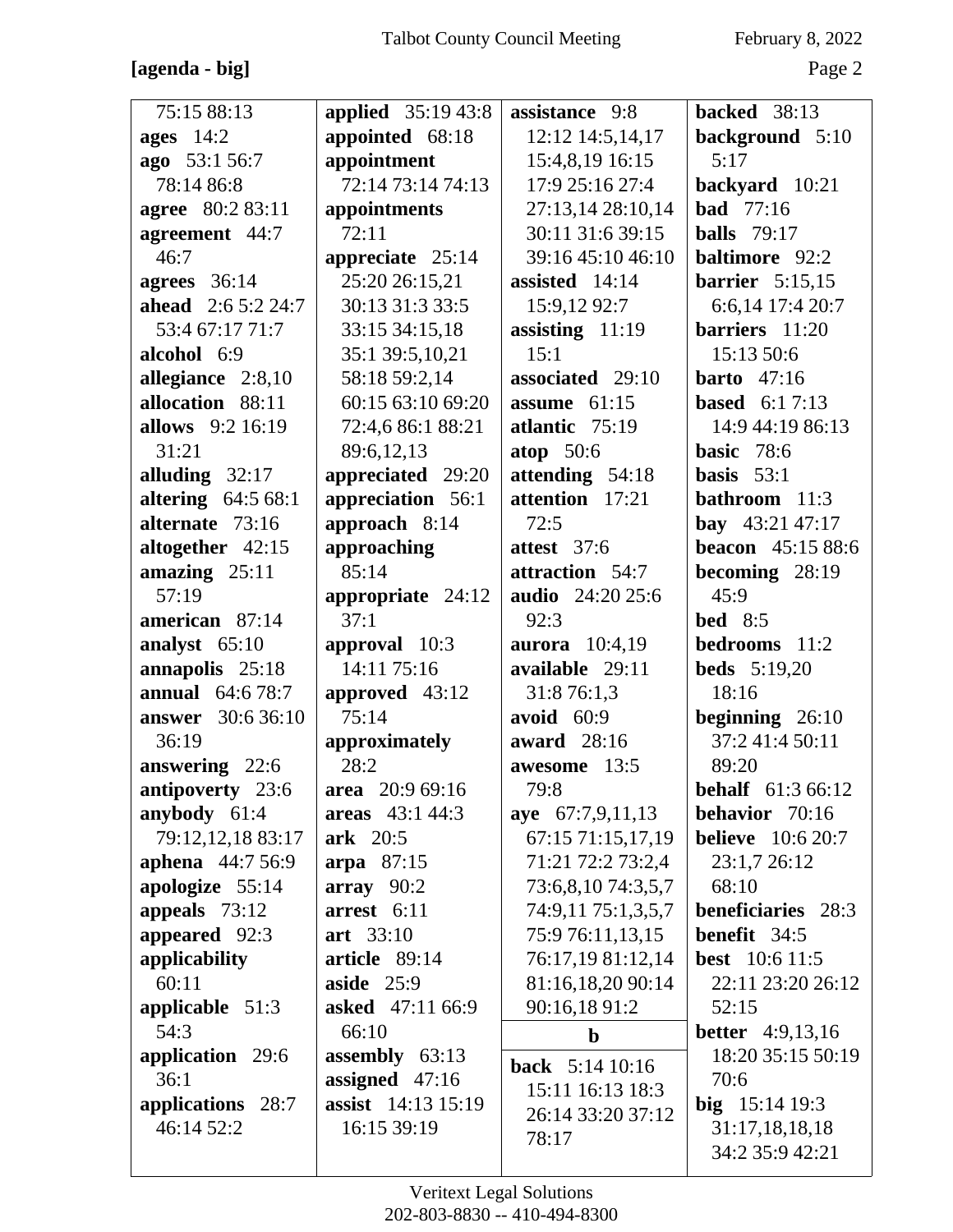**[agenda - big]**

75:15 88:13
**ages** 14:2
**ago** 53:1 56:7 78:14 86:8
**agree** 80:2 83:11
**agreement** 44:7 46:7
**agrees** 36:14
**ahead** 2:6 5:2 24:7 53:4 67:17 71:7
**alcohol** 6:9
**allegiance** 2:8,10
**allocation** 88:11
**allows** 9:2 16:19 31:21
**alluding** 32:17
**altering** 64:5 68:1
**alternate** 73:16
**altogether** 42:15
**amazing** 25:11 57:19
**american** 87:14
**analyst** 65:10
**annapolis** 25:18
**annual** 64:6 78:7
**answer** 30:6 36:10 36:19
**answering** 22:6
**antipoverty** 23:6
**anybody** 61:4 79:12,12,18 83:17
**aphena** 44:7 56:9
**apologize** 55:14
**appeals** 73:12
**appeared** 92:3
**applicability** 60:11
**applicable** 51:3 54:3
**application** 29:6 36:1
**applications** 28:7 46:14 52:2
**applied** 35:19 43:8
**appointed** 68:18
**appointment** 72:14 73:14 74:13
**appointments** 72:11
**appreciate** 25:14 25:20 26:15,21 30:13 31:3 33:5 33:15 34:15,18 35:1 39:5,10,21 58:18 59:2,14 60:15 63:10 69:20 72:4,6 86:1 88:21 89:6,12,13
**appreciated** 29:20
**appreciation** 56:1
**approach** 8:14
**approaching** 85:14
**appropriate** 24:12 37:1
**approval** 10:3 14:11 75:16
**approved** 43:12 75:14
**approximately** 28:2
**area** 20:9 69:16
**areas** 43:1 44:3
**ark** 20:5
**arpa** 87:15
**array** 90:2
**arrest** 6:11
**art** 33:10
**article** 89:14
**aside** 25:9
**asked** 47:11 66:9 66:10
**assembly** 63:13
**assigned** 47:16
**assist** 14:13 15:19 16:15 39:19
**assistance** 9:8 12:12 14:5,14,17 15:4,8,19 16:15 17:9 25:16 27:4 27:13,14 28:10,14 30:11 31:6 39:15 39:16 45:10 46:10
**assisted** 14:14 15:9,12 92:7
**assisting** 11:19 15:1
**associated** 29:10
**assume** 61:15
**atlantic** 75:19
**atop** 50:6
**attending** 54:18
**attention** 17:21 72:5
**attest** 37:6
**attraction** 54:7
**audio** 24:20 25:6 92:3
**aurora** 10:4,19
**available** 29:11 31:8 76:1,3
**avoid** 60:9
**award** 28:16
**awesome** 13:5 79:8
**aye** 67:7,9,11,13 67:15 71:15,17,19 71:21 72:2 73:2,4 73:6,8,10 74:3,5,7 74:9,11 75:1,3,5,7 75:9 76:11,13,15 76:17,19 81:12,14 81:16,18,20 90:14 90:16,18 91:2

**b**

**back** 5:14 10:16 15:11 16:13 18:3 26:14 33:20 37:12 78:17
**backed** 38:13
**background** 5:10 5:17
**backyard** 10:21
**bad** 77:16
**balls** 79:17
**baltimore** 92:2
**barrier** 5:15,15 6:6,14 17:4 20:7
**barriers** 11:20 15:13 50:6
**barto** 47:16
**based** 6:1 7:13 14:9 44:19 86:13
**basic** 78:6
**basis** 53:1
**bathroom** 11:3
**bay** 43:21 47:17
**beacon** 45:15 88:6
**becoming** 28:19 45:9
**bed** 8:5
**bedrooms** 11:2
**beds** 5:19,20 18:16
**beginning** 26:10 37:2 41:4 50:11 89:20
**behalf** 61:3 66:12
**behavior** 70:16
**believe** 10:6 20:7 23:1,7 26:12 68:10
**beneficiaries** 28:3
**benefit** 34:5
**best** 10:6 11:5 22:11 23:20 26:12 52:15
**better** 4:9,13,16 18:20 35:15 50:19 70:6
**big** 15:14 19:3 31:17,18,18,18 34:2 35:9 42:21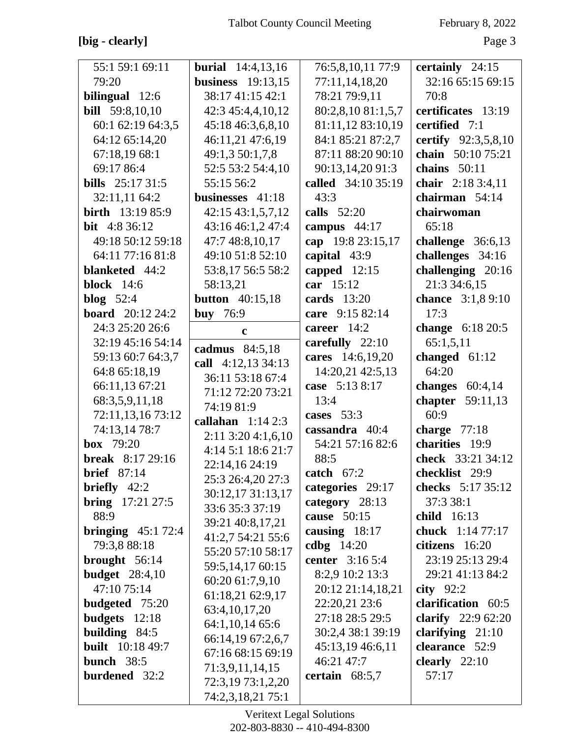**[big - clearly]**

55:1 59:1 69:11 79:20
**bilingual** 12:6
**bill** 59:8,10,10 60:1 62:19 64:3,5 64:12 65:14,20 67:18,19 68:1 69:17 86:4
**bills** 25:17 31:5 32:11,11 64:2
**birth** 13:19 85:9
**bit** 4:8 36:12 49:18 50:12 59:18 64:11 77:16 81:8
**blanketed** 44:2
**block** 14:6
**blog** 52:4
**board** 20:12 24:2 24:3 25:20 26:6 32:19 45:16 54:14 59:13 60:7 64:3,7 64:8 65:18,19 66:11,13 67:21 68:3,5,9,11,18 72:11,13,16 73:12 74:13,14 78:7
**box** 79:20
**break** 8:17 29:16
**brief** 87:14
**briefly** 42:2
**bring** 17:21 27:5 88:9
**bringing** 45:1 72:4 79:3,8 88:18
**brought** 56:14
**budget** 28:4,10 47:10 75:14
**budgeted** 75:20
**budgets** 12:18
**building** 84:5
**built** 10:18 49:7
**bunch** 38:5
**burdened** 32:2
**burial** 14:4,13,16
**business** 19:13,15 38:17 41:15 42:1 42:3 45:4,4,10,12 45:18 46:3,6,8,10 46:11,21 47:6,19 49:1,3 50:1,7,8 52:5 53:2 54:4,10 55:15 56:2
**businesses** 41:18 42:15 43:1,5,7,12 43:16 46:1,2 47:4 47:7 48:8,10,17 49:10 51:8 52:10 53:8,17 56:5 58:2 58:13,21
**button** 40:15,18
**buy** 76:9

**c**

**cadmus** 84:5,18
**call** 4:12,13 34:13 36:11 53:18 67:4 71:12 72:20 73:21 74:19 81:9
**callahan** 1:14 2:3 2:11 3:20 4:1,6,10 4:14 5:1 18:6 21:7 22:14,16 24:19 25:3 26:4,20 27:3 30:12,17 31:13,17 33:6 35:3 37:19 39:21 40:8,17,21 41:2,7 54:21 55:6 55:20 57:10 58:17 59:5,14,17 60:15 60:20 61:7,9,10 61:18,21 62:9,17 63:4,10,17,20 64:1,10,14 65:6 66:14,19 67:2,6,7 67:16 68:15 69:19 71:3,9,11,14,15 72:3,19 73:1,2,20 74:2,3,18,21 75:1 76:5,8,10,11 77:9 77:11,14,18,20 78:21 79:9,11 80:2,8,10 81:1,5,7 81:11,12 83:10,19 84:1 85:21 87:2,7 87:11 88:20 90:10 90:13,14,20 91:3
**called** 34:10 35:19 43:3
**calls** 52:20
**campus** 44:17
**cap** 19:8 23:15,17
**capital** 43:9
**capped** 12:15
**car** 15:12
**cards** 13:20
**care** 9:15 82:14
**career** 14:2
**carefully** 22:10
**cares** 14:6,19,20 14:20,21 42:5,13
**case** 5:13 8:17 13:4
**cases** 53:3
**cassandra** 40:4 54:21 57:16 82:6 88:5
**catch** 67:2
**categories** 29:17
**category** 28:13
**cause** 50:15
**causing** 18:17
**cdbg** 14:20
**center** 3:16 5:4 8:2,9 10:2 13:3 20:12 21:14,18,21 22:20,21 23:6 27:18 28:5 29:5 30:2,4 38:1 39:19 45:13,19 46:6,11 46:21 47:7
**certain** 68:5,7
**certainly** 24:15 32:16 65:15 69:15 70:8
**certificates** 13:19
**certified** 7:1
**certify** 92:3,5,8,10
**chain** 50:10 75:21
**chains** 50:11
**chair** 2:18 3:4,11
**chairman** 54:14
**chairwoman** 65:18
**challenge** 36:6,13
**challenges** 34:16
**challenging** 20:16 21:3 34:6,15
**chance** 3:1,8 9:10 17:3
**change** 6:18 20:5 65:1,5,11
**changed** 61:12 64:20
**changes** 60:4,14
**chapter** 59:11,13 60:9
**charge** 77:18
**charities** 19:9
**check** 33:21 34:12
**checklist** 29:9
**checks** 5:17 35:12 37:3 38:1
**child** 16:13
**chuck** 1:14 77:17
**citizens** 16:20 23:19 25:13 29:4 29:21 41:13 84:2
**city** 92:2
**clarification** 60:5
**clarify** 22:9 62:20
**clarifying** 21:10
**clearance** 52:9
**clearly** 22:10 57:17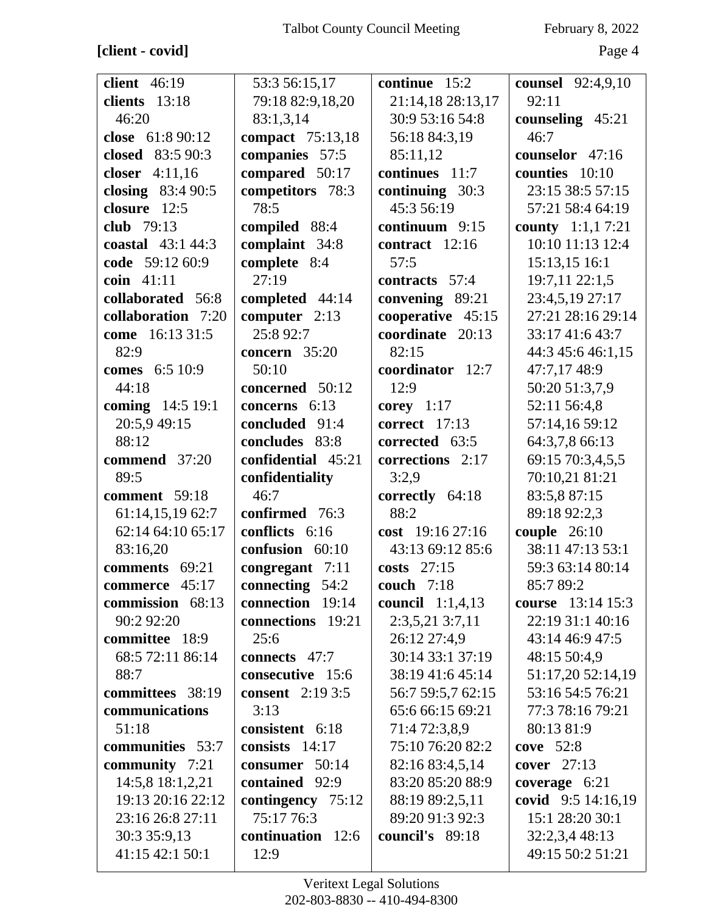**[client - covid]**

**client** 46:19
**clients** 13:18 46:20
**close** 61:8 90:12
**closed** 83:5 90:3
**closer** 4:11,16
**closing** 83:4 90:5
**closure** 12:5
**club** 79:13
**coastal** 43:1 44:3
**code** 59:12 60:9
**coin** 41:11
**collaborated** 56:8
**collaboration** 7:20
**come** 16:13 31:5 82:9
**comes** 6:5 10:9 44:18
**coming** 14:5 19:1 20:5,9 49:15 88:12
**commend** 37:20 89:5
**comment** 59:18 61:14,15,19 62:7 62:14 64:10 65:17 83:16,20
**comments** 69:21
**commerce** 45:17
**commission** 68:13 90:2 92:20
**committee** 18:9 68:5 72:11 86:14 88:7
**committees** 38:19
**communications** 51:18
**communities** 53:7
**community** 7:21 14:5,8 18:1,2,21 19:13 20:16 22:12 23:16 26:8 27:11 30:3 35:9,13 41:15 42:1 50:1 53:3 56:15,17 79:18 82:9,18,20 83:1,3,14
**compact** 75:13,18
**companies** 57:5
**compared** 50:17
**competitors** 78:3 78:5
**compiled** 88:4
**complaint** 34:8
**complete** 8:4 27:19
**completed** 44:14
**computer** 2:13 25:8 92:7
**concern** 35:20 50:10
**concerned** 50:12
**concerns** 6:13
**concluded** 91:4
**concludes** 83:8
**confidential** 45:21
**confidentiality** 46:7
**confirmed** 76:3
**conflicts** 6:16
**confusion** 60:10
**congregant** 7:11
**connecting** 54:2
**connection** 19:14
**connections** 19:21 25:6
**connects** 47:7
**consecutive** 15:6
**consent** 2:19 3:5 3:13
**consistent** 6:18
**consists** 14:17
**consumer** 50:14
**contained** 92:9
**contingency** 75:12 75:17 76:3
**continuation** 12:6 12:9
**continue** 15:2 21:14,18 28:13,17 30:9 53:16 54:8 56:18 84:3,19 85:11,12
**continues** 11:7
**continuing** 30:3 45:3 56:19
**continuum** 9:15
**contract** 12:16 57:5
**contracts** 57:4
**convening** 89:21
**cooperative** 45:15
**coordinate** 20:13 82:15
**coordinator** 12:7 12:9
**corey** 1:17
**correct** 17:13
**corrected** 63:5
**corrections** 2:17 3:2,9
**correctly** 64:18 88:2
**cost** 19:16 27:16 43:13 69:12 85:6
**costs** 27:15
**couch** 7:18
**council** 1:1,4,13 2:3,5,21 3:7,11 26:12 27:4,9 30:14 33:1 37:19 38:19 41:6 45:14 56:7 59:5,7 62:15 65:6 66:15 69:21 71:4 72:3,8,9 75:10 76:20 82:2 82:16 83:4,5,14 83:20 85:20 88:9 88:19 89:2,5,11 89:20 91:3 92:3
**council's** 89:18
**counsel** 92:4,9,10 92:11
**counseling** 45:21 46:7
**counselor** 47:16
**counties** 10:10 23:15 38:5 57:15 57:21 58:4 64:19
**county** 1:1,1 7:21 10:10 11:13 12:4 15:13,15 16:1 19:7,11 22:1,5 23:4,5,19 27:17 27:21 28:16 29:14 33:17 41:6 43:7 44:3 45:6 46:1,15 47:7,17 48:9 50:20 51:3,7,9 52:11 56:4,8 57:14,16 59:12 64:3,7,8 66:13 69:15 70:3,4,5,5 70:10,21 81:21 83:5,8 87:15 89:18 92:2,3
**couple** 26:10 38:11 47:13 53:1 59:3 63:14 80:14 85:7 89:2
**course** 13:14 15:3 22:19 31:1 40:16 43:14 46:9 47:5 48:15 50:4,9 51:17,20 52:14,19 53:16 54:5 76:21 77:3 78:16 79:21 80:13 81:9
**cove** 52:8
**cover** 27:13
**coverage** 6:21
**covid** 9:5 14:16,19 15:1 28:20 30:1 32:2,3,4 48:13 49:15 50:2 51:21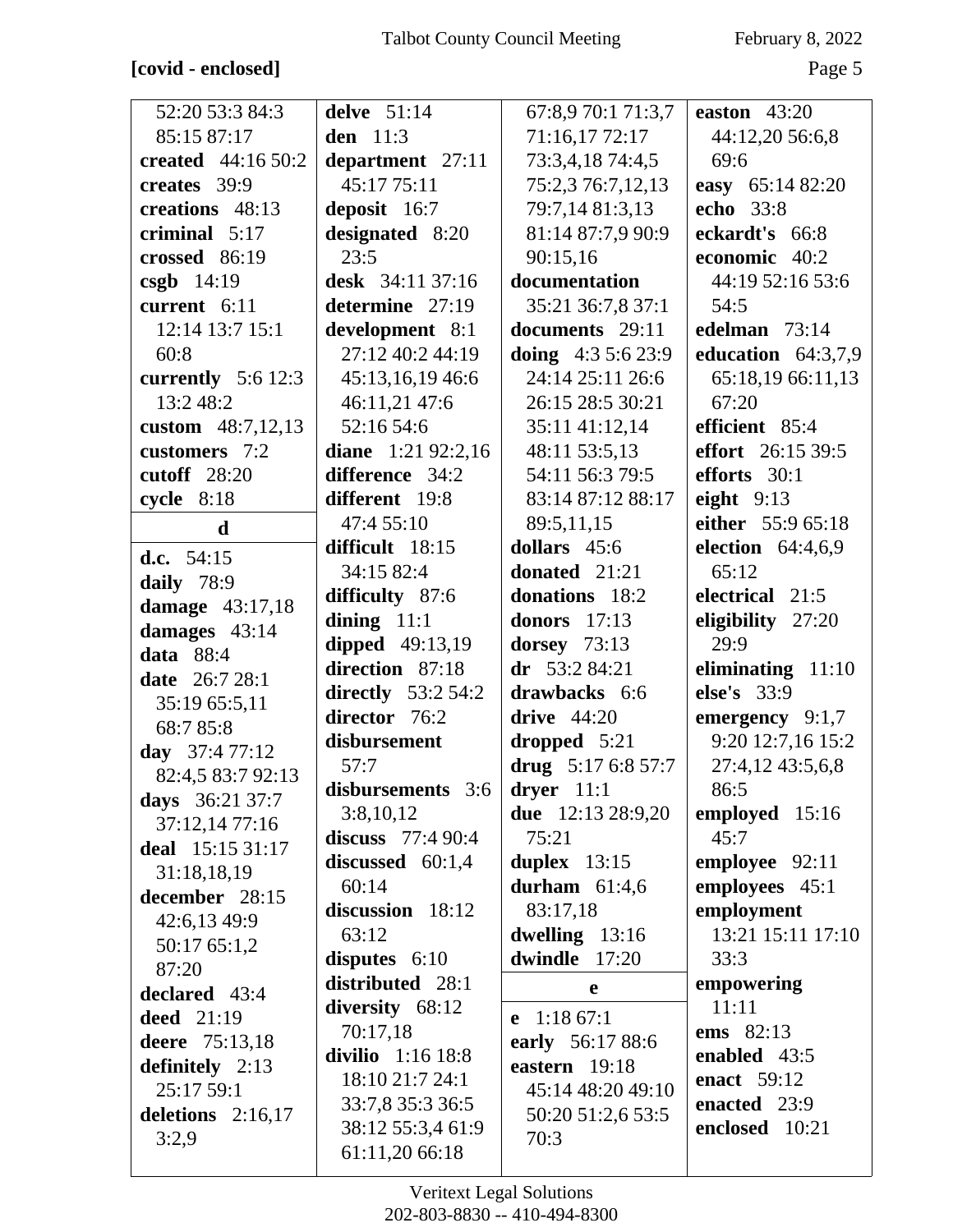**[covid - enclosed]**

52:20 53:3 84:3 85:15 87:17
**created** 44:16 50:2
**creates** 39:9
**creations** 48:13
**criminal** 5:17
**crossed** 86:19
**csgb** 14:19
**current** 6:11 12:14 13:7 15:1 60:8
**currently** 5:6 12:3 13:2 48:2
**custom** 48:7,12,13
**customers** 7:2
**cutoff** 28:20
**cycle** 8:18

**d**

**d.c.** 54:15
**daily** 78:9
**damage** 43:17,18
**damages** 43:14
**data** 88:4
**date** 26:7 28:1 35:19 65:5,11 68:7 85:8
**day** 37:4 77:12 82:4,5 83:7 92:13
**days** 36:21 37:7 37:12,14 77:16
**deal** 15:15 31:17 31:18,18,19
**december** 28:15 42:6,13 49:9 50:17 65:1,2 87:20
**declared** 43:4
**deed** 21:19
**deere** 75:13,18
**definitely** 2:13 25:17 59:1
**deletions** 2:16,17 3:2,9
**delve** 51:14
**den** 11:3
**department** 27:11 45:17 75:11
**deposit** 16:7
**designated** 8:20 23:5
**desk** 34:11 37:16
**determine** 27:19
**development** 8:1 27:12 40:2 44:19 45:13,16,19 46:6 46:11,21 47:6 52:16 54:6
**diane** 1:21 92:2,16
**difference** 34:2
**different** 19:8 47:4 55:10
**difficult** 18:15 34:15 82:4
**difficulty** 87:6
**dining** 11:1
**dipped** 49:13,19
**direction** 87:18
**directly** 53:2 54:2
**director** 76:2
**disbursement** 57:7
**disbursements** 3:6 3:8,10,12
**discuss** 77:4 90:4
**discussed** 60:1,4 60:14
**discussion** 18:12 63:12
**disputes** 6:10
**distributed** 28:1
**diversity** 68:12 70:17,18
**divilio** 1:16 18:8 18:10 21:7 24:1 33:7,8 35:3 36:5 38:12 55:3,4 61:9 61:11,20 66:18
67:8,9 70:1 71:3,7 71:16,17 72:17 73:3,4,18 74:4,5 75:2,3 76:7,12,13 79:7,14 81:3,13 81:14 87:7,9 90:9 90:15,16
**documentation** 35:21 36:7,8 37:1
**documents** 29:11
**doing** 4:3 5:6 23:9 24:14 25:11 26:6 26:15 28:5 30:21 35:11 41:12,14 48:11 53:5,13 54:11 56:3 79:5 83:14 87:12 88:17 89:5,11,15
**dollars** 45:6
**donated** 21:21
**donations** 18:2
**donors** 17:13
**dorsey** 73:13
**dr** 53:2 84:21
**drawbacks** 6:6
**drive** 44:20
**dropped** 5:21
**drug** 5:17 6:8 57:7
**dryer** 11:1
**due** 12:13 28:9,20 75:21
**duplex** 13:15
**durham** 61:4,6 83:17,18
**dwelling** 13:16
**dwindle** 17:20

**e**

**e** 1:18 67:1
**early** 56:17 88:6
**eastern** 19:18 45:14 48:20 49:10 50:20 51:2,6 53:5 70:3
**easton** 43:20 44:12,20 56:6,8 69:6
**easy** 65:14 82:20
**echo** 33:8
**eckardt's** 66:8
**economic** 40:2 44:19 52:16 53:6 54:5
**edelman** 73:14
**education** 64:3,7,9 65:18,19 66:11,13 67:20
**efficient** 85:4
**effort** 26:15 39:5
**efforts** 30:1
**eight** 9:13
**either** 55:9 65:18
**election** 64:4,6,9 65:12
**electrical** 21:5
**eligibility** 27:20 29:9
**eliminating** 11:10
**else's** 33:9
**emergency** 9:1,7 9:20 12:7,16 15:2 27:4,12 43:5,6,8 86:5
**employed** 15:16 45:7
**employee** 92:11
**employees** 45:1
**employment** 13:21 15:11 17:10 33:3
**empowering** 11:11
**ems** 82:13
**enabled** 43:5
**enact** 59:12
**enacted** 23:9
**enclosed** 10:21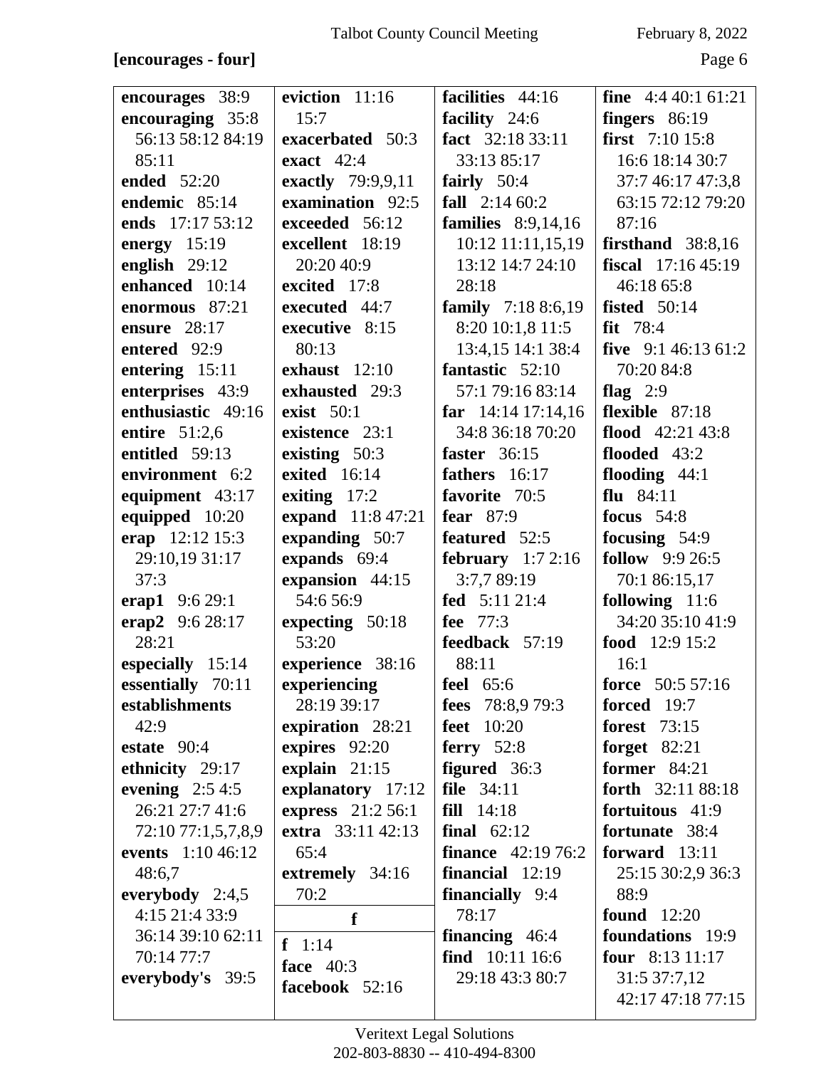**[encourages - four]**

**encourages** 38:9
**encouraging** 35:8 56:13 58:12 84:19 85:11
**ended** 52:20
**endemic** 85:14
**ends** 17:17 53:12
**energy** 15:19
**english** 29:12
**enhanced** 10:14
**enormous** 87:21
**ensure** 28:17
**entered** 92:9
**entering** 15:11
**enterprises** 43:9
**enthusiastic** 49:16
**entire** 51:2,6
**entitled** 59:13
**environment** 6:2
**equipment** 43:17
**equipped** 10:20
**erap** 12:12 15:3 29:10,19 31:17 37:3
**erap1** 9:6 29:1
**erap2** 9:6 28:17 28:21
**especially** 15:14
**essentially** 70:11
**establishments** 42:9
**estate** 90:4
**ethnicity** 29:17
**evening** 2:5 4:5 26:21 27:7 41:6 72:10 77:1,5,7,8,9
**events** 1:10 46:12 48:6,7
**everybody** 2:4,5 4:15 21:4 33:9 36:14 39:10 62:11 70:14 77:7
**everybody's** 39:5
**eviction** 11:16 15:7
**exacerbated** 50:3
**exact** 42:4
**exactly** 79:9,9,11
**examination** 92:5
**exceeded** 56:12
**excellent** 18:19 20:20 40:9
**excited** 17:8
**executed** 44:7
**executive** 8:15 80:13
**exhaust** 12:10
**exhausted** 29:3
**exist** 50:1
**existence** 23:1
**existing** 50:3
**exited** 16:14
**exiting** 17:2
**expand** 11:8 47:21
**expanding** 50:7
**expands** 69:4
**expansion** 44:15 54:6 56:9
**expecting** 50:18 53:20
**experience** 38:16
**experiencing** 28:19 39:17
**expiration** 28:21
**expires** 92:20
**explain** 21:15
**explanatory** 17:12
**express** 21:2 56:1
**extra** 33:11 42:13 65:4
**extremely** 34:16 70:2

**f**

**f** 1:14
**face** 40:3
**facebook** 52:16
**facilities** 44:16
**facility** 24:6
**fact** 32:18 33:11 33:13 85:17
**fairly** 50:4
**fall** 2:14 60:2
**families** 8:9,14,16 10:12 11:11,15,19 13:12 14:7 24:10 28:18
**family** 7:18 8:6,19 8:20 10:1,8 11:5 13:4,15 14:1 38:4
**fantastic** 52:10 57:1 79:16 83:14
**far** 14:14 17:14,16 34:8 36:18 70:20
**faster** 36:15
**fathers** 16:17
**favorite** 70:5
**fear** 87:9
**featured** 52:5
**february** 1:7 2:16 3:7,7 89:19
**fed** 5:11 21:4
**fee** 77:3
**feedback** 57:19 88:11
**feel** 65:6
**fees** 78:8,9 79:3
**feet** 10:20
**ferry** 52:8
**figured** 36:3
**file** 34:11
**fill** 14:18
**final** 62:12
**finance** 42:19 76:2
**financial** 12:19
**financially** 9:4 78:17
**financing** 46:4
**find** 10:11 16:6 29:18 43:3 80:7
**fine** 4:4 40:1 61:21
**fingers** 86:19
**first** 7:10 15:8 16:6 18:14 30:7 37:7 46:17 47:3,8 63:15 72:12 79:20 87:16
**firsthand** 38:8,16
**fiscal** 17:16 45:19 46:18 65:8
**fisted** 50:14
**fit** 78:4
**five** 9:1 46:13 61:2 70:20 84:8
**flag** 2:9
**flexible** 87:18
**flood** 42:21 43:8
**flooded** 43:2
**flooding** 44:1
**flu** 84:11
**focus** 54:8
**focusing** 54:9
**follow** 9:9 26:5 70:1 86:15,17
**following** 11:6 34:20 35:10 41:9
**food** 12:9 15:2 16:1
**force** 50:5 57:16
**forced** 19:7
**forest** 73:15
**forget** 82:21
**former** 84:21
**forth** 32:11 88:18
**fortuitous** 41:9
**fortunate** 38:4
**forward** 13:11 25:15 30:2,9 36:3 88:9
**found** 12:20
**foundations** 19:9
**four** 8:13 11:17 31:5 37:7,12 42:17 47:18 77:15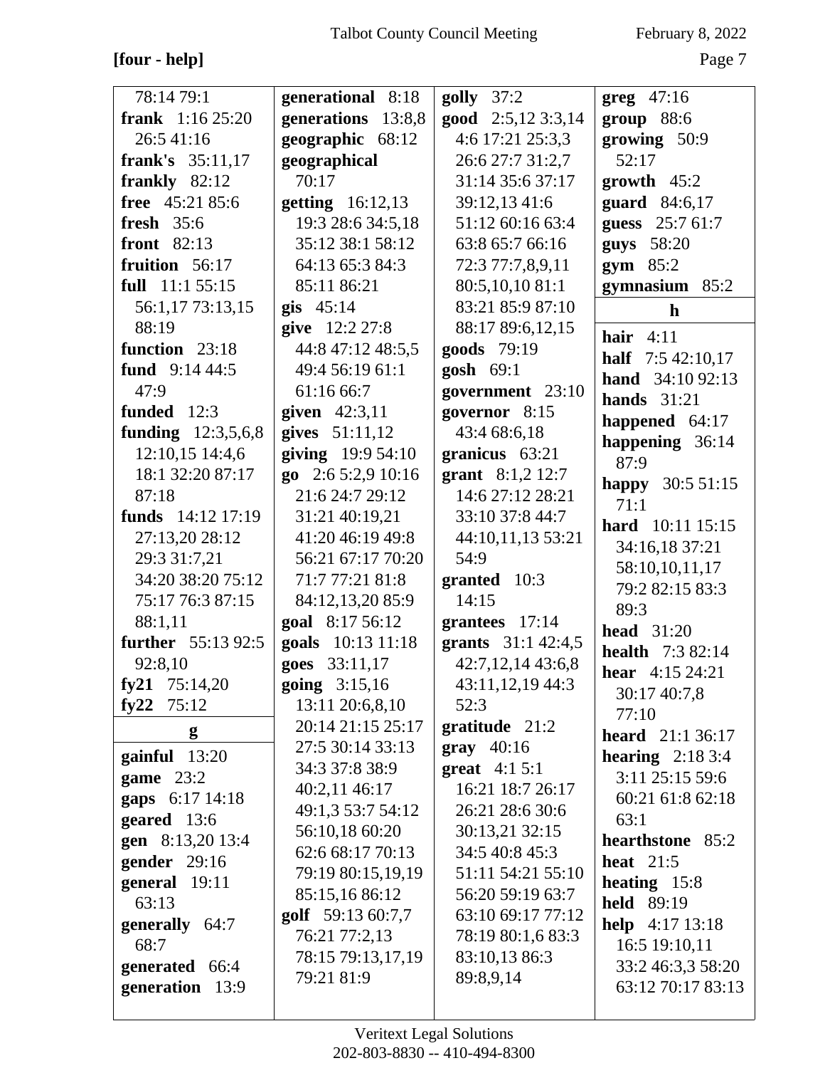**[four - help]**

78:14 79:1
**frank** 1:16 25:20 26:5 41:16
**frank's** 35:11,17
**frankly** 82:12
**free** 45:21 85:6
**fresh** 35:6
**front** 82:13
**fruition** 56:17
**full** 11:1 55:15 56:1,17 73:13,15 88:19
**function** 23:18
**fund** 9:14 44:5 47:9
**funded** 12:3
**funding** 12:3,5,6,8 12:10,15 14:4,6 18:1 32:20 87:17 87:18
**funds** 14:12 17:19 27:13,20 28:12 29:3 31:7,21 34:20 38:20 75:12 75:17 76:3 87:15 88:1,11
**further** 55:13 92:5 92:8,10
**fy21** 75:14,20
**fy22** 75:12

**g**

**gainful** 13:20
**game** 23:2
**gaps** 6:17 14:18
**geared** 13:6
**gen** 8:13,20 13:4
**gender** 29:16
**general** 19:11 63:13
**generally** 64:7 68:7
**generated** 66:4
**generation** 13:9
**generational** 8:18
**generations** 13:8,8
**geographic** 68:12
**geographical** 70:17
**getting** 16:12,13 19:3 28:6 34:5,18 35:12 38:1 58:12 64:13 65:3 84:3 85:11 86:21
**gis** 45:14
**give** 12:2 27:8 44:8 47:12 48:5,5 49:4 56:19 61:1 61:16 66:7
**given** 42:3,11
**gives** 51:11,12
**giving** 19:9 54:10
**go** 2:6 5:2,9 10:16 21:6 24:7 29:12 31:21 40:19,21 41:20 46:19 49:8 56:21 67:17 70:20 71:7 77:21 81:8 84:12,13,20 85:9
**goal** 8:17 56:12
**goals** 10:13 11:18
**goes** 33:11,17
**going** 3:15,16 13:11 20:6,8,10 20:14 21:15 25:17 27:5 30:14 33:13 34:3 37:8 38:9 40:2,11 46:17 49:1,3 53:7 54:12 56:10,18 60:20 62:6 68:17 70:13 79:19 80:15,19,19 85:15,16 86:12
**golf** 59:13 60:7,7 76:21 77:2,13 78:15 79:13,17,19 79:21 81:9
**golly** 37:2
**good** 2:5,12 3:3,14 4:6 17:21 25:3,3 26:6 27:7 31:2,7 31:14 35:6 37:17 39:12,13 41:6 51:12 60:16 63:4 63:8 65:7 66:16 72:3 77:7,8,9,11 80:5,10,10 81:1 83:21 85:9 87:10 88:17 89:6,12,15
**goods** 79:19
**gosh** 69:1
**government** 23:10
**governor** 8:15 43:4 68:6,18
**granicus** 63:21
**grant** 8:1,2 12:7 14:6 27:12 28:21 33:10 37:8 44:7 44:10,11,13 53:21 54:9
**granted** 10:3 14:15
**grantees** 17:14
**grants** 31:1 42:4,5 42:7,12,14 43:6,8 43:11,12,19 44:3 52:3
**gratitude** 21:2
**gray** 40:16
**great** 4:1 5:1 16:21 18:7 26:17 26:21 28:6 30:6 30:13,21 32:15 34:5 40:8 45:3 51:11 54:21 55:10 56:20 59:19 63:7 63:10 69:17 77:12 78:19 80:1,6 83:3 83:10,13 86:3 89:8,9,14
**greg** 47:16
**group** 88:6
**growing** 50:9 52:17
**growth** 45:2
**guard** 84:6,17
**guess** 25:7 61:7
**guys** 58:20
**gym** 85:2
**gymnasium** 85:2

**h**

**hair** 4:11
**half** 7:5 42:10,17
**hand** 34:10 92:13
**hands** 31:21
**happened** 64:17
**happening** 36:14 87:9
**happy** 30:5 51:15 71:1
**hard** 10:11 15:15 34:16,18 37:21 58:10,10,11,17 79:2 82:15 83:3 89:3
**head** 31:20
**health** 7:3 82:14
**hear** 4:15 24:21 30:17 40:7,8 77:10
**heard** 21:1 36:17
**hearing** 2:18 3:4 3:11 25:15 59:6 60:21 61:8 62:18 63:1
**hearthstone** 85:2
**heat** 21:5
**heating** 15:8
**held** 89:19
**help** 4:17 13:18 16:5 19:10,11 33:2 46:3,3 58:20 63:12 70:17 83:13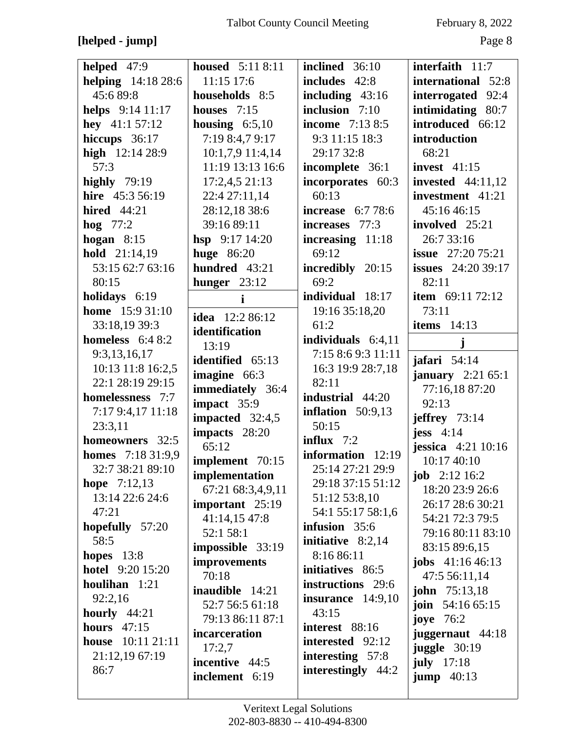**[helped - jump]**

**helped** 47:9
**helping** 14:18 28:6 45:6 89:8
**helps** 9:14 11:17
**hey** 41:1 57:12
**hiccups** 36:17
**high** 12:14 28:9 57:3
**highly** 79:19
**hire** 45:3 56:19
**hired** 44:21
**hog** 77:2
**hogan** 8:15
**hold** 21:14,19 53:15 62:7 63:16 80:15
**holidays** 6:19
**home** 15:9 31:10 33:18,19 39:3
**homeless** 6:4 8:2 9:3,13,16,17 10:13 11:8 16:2,5 22:1 28:19 29:15
**homelessness** 7:7 7:17 9:4,17 11:18 23:3,11
**homeowners** 32:5
**homes** 7:18 31:9,9 32:7 38:21 89:10
**hope** 7:12,13 13:14 22:6 24:6 47:21
**hopefully** 57:20 58:5
**hopes** 13:8
**hotel** 9:20 15:20
**houlihan** 1:21 92:2,16
**hourly** 44:21
**hours** 47:15
**house** 10:11 21:11 21:12,19 67:19 86:7
**housed** 5:11 8:11 11:15 17:6
**households** 8:5
**houses** 7:15
**housing** 6:5,10 7:19 8:4,7 9:17 10:1,7,9 11:4,14 11:19 13:13 16:6 17:2,4,5 21:13 22:4 27:11,14 28:12,18 38:6 39:16 89:11
**hsp** 9:17 14:20
**huge** 86:20
**hundred** 43:21
**hunger** 23:12

**i**

**idea** 12:2 86:12
**identification** 13:19
**identified** 65:13
**imagine** 66:3
**immediately** 36:4
**impact** 35:9
**impacted** 32:4,5
**impacts** 28:20 65:12
**implement** 70:15
**implementation** 67:21 68:3,4,9,11
**important** 25:19 41:14,15 47:8 52:1 58:1
**impossible** 33:19
**improvements** 70:18
**inaudible** 14:21 52:7 56:5 61:18 79:13 86:11 87:1
**incarceration** 17:2,7
**incentive** 44:5
**inclement** 6:19
**inclined** 36:10
**includes** 42:8
**including** 43:16
**inclusion** 7:10
**income** 7:13 8:5 9:3 11:15 18:3 29:17 32:8
**incomplete** 36:1
**incorporates** 60:3 60:13
**increase** 6:7 78:6
**increases** 77:3
**increasing** 11:18 69:12
**incredibly** 20:15 69:2
**individual** 18:17 19:16 35:18,20 61:2
**individuals** 6:4,11 7:15 8:6 9:3 11:11 16:3 19:9 28:7,18 82:11
**industrial** 44:20
**inflation** 50:9,13 50:15
**influx** 7:2
**information** 12:19 25:14 27:21 29:9 29:18 37:15 51:12 51:12 53:8,10 54:1 55:17 58:1,6
**infusion** 35:6
**initiative** 8:2,14 8:16 86:11
**initiatives** 86:5
**instructions** 29:6
**insurance** 14:9,10 43:15
**interest** 88:16
**interested** 92:12
**interesting** 57:8
**interestingly** 44:2
**interfaith** 11:7
**international** 52:8
**interrogated** 92:4
**intimidating** 80:7
**introduced** 66:12
**introduction** 68:21
**invest** 41:15
**invested** 44:11,12
**investment** 41:21 45:16 46:15
**involved** 25:21 26:7 33:16
**issue** 27:20 75:21
**issues** 24:20 39:17 82:11
**item** 69:11 72:12 73:11
**items** 14:13

**j**

**jafari** 54:14
**january** 2:21 65:1 77:16,18 87:20 92:13
**jeffrey** 73:14
**jess** 4:14
**jessica** 4:21 10:16 10:17 40:10
**job** 2:12 16:2 18:20 23:9 26:6 26:17 28:6 30:21 54:21 72:3 79:5 79:16 80:11 83:10 83:15 89:6,15
**jobs** 41:16 46:13 47:5 56:11,14
**john** 75:13,18
**join** 54:16 65:15
**joye** 76:2
**juggernaut** 44:18
**juggle** 30:19
**july** 17:18
**jump** 40:13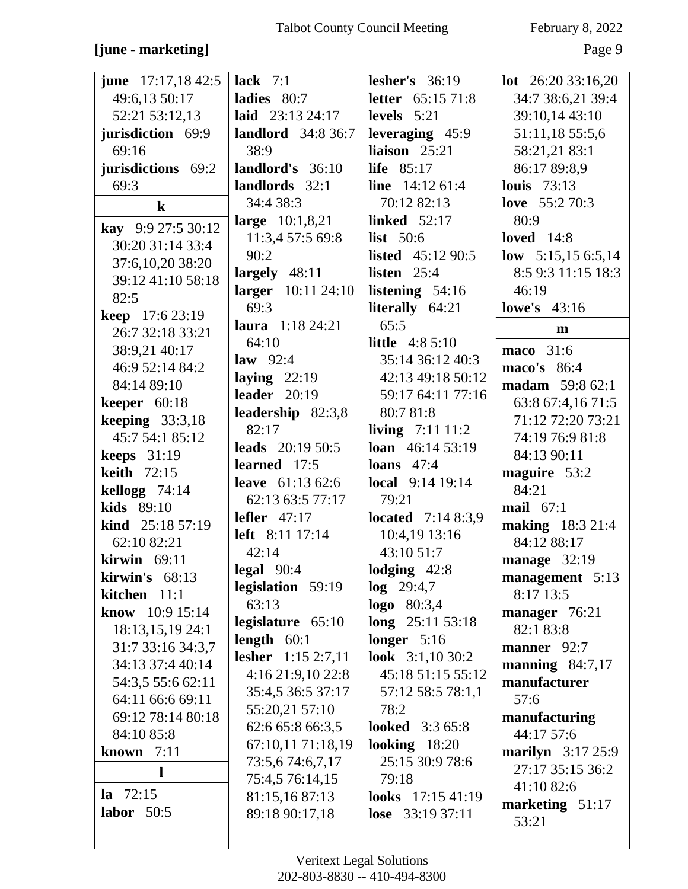**[june - marketing]**

**june** 17:17,18 42:5 49:6,13 50:17 52:21 53:12,13
**jurisdiction** 69:9 69:16
**jurisdictions** 69:2 69:3

**k**

**kay** 9:9 27:5 30:12 30:20 31:14 33:4 37:6,10,20 38:20 39:12 41:10 58:18 82:5
**keep** 17:6 23:19 26:7 32:18 33:21 38:9,21 40:17 46:9 52:14 84:2 84:14 89:10
**keeper** 60:18
**keeping** 33:3,18 45:7 54:1 85:12
**keeps** 31:19
**keith** 72:15
**kellogg** 74:14
**kids** 89:10
**kind** 25:18 57:19 62:10 82:21
**kirwin** 69:11
**kirwin's** 68:13
**kitchen** 11:1
**know** 10:9 15:14 18:13,15,19 24:1 31:7 33:16 34:3,7 34:13 37:4 40:14 54:3,5 55:6 62:11 64:11 66:6 69:11 69:12 78:14 80:18 84:10 85:8
**known** 7:11

**l**

**la** 72:15
**labor** 50:5
**lack** 7:1
**ladies** 80:7
**laid** 23:13 24:17
**landlord** 34:8 36:7 38:9
**landlord's** 36:10
**landlords** 32:1 34:4 38:3
**large** 10:1,8,21 11:3,4 57:5 69:8 90:2
**largely** 48:11
**larger** 10:11 24:10 69:3
**laura** 1:18 24:21 64:10
**law** 92:4
**laying** 22:19
**leader** 20:19
**leadership** 82:3,8 82:17
**leads** 20:19 50:5
**learned** 17:5
**leave** 61:13 62:6 62:13 63:5 77:17
**lefler** 47:17
**left** 8:11 17:14 42:14
**legal** 90:4
**legislation** 59:19 63:13
**legislature** 65:10
**length** 60:1
**lesher** 1:15 2:7,11 4:16 21:9,10 22:8 35:4,5 36:5 37:17 55:20,21 57:10 62:6 65:8 66:3,5 67:10,11 71:18,19 73:5,6 74:6,7,17 75:4,5 76:14,15 81:15,16 87:13 89:18 90:17,18
**lesher's** 36:19
**letter** 65:15 71:8
**levels** 5:21
**leveraging** 45:9
**liaison** 25:21
**life** 85:17
**line** 14:12 61:4 70:12 82:13
**linked** 52:17
**list** 50:6
**listed** 45:12 90:5
**listen** 25:4
**listening** 54:16
**literally** 64:21 65:5
**little** 4:8 5:10 35:14 36:12 40:3 42:13 49:18 50:12 59:17 64:11 77:16 80:7 81:8
**living** 7:11 11:2
**loan** 46:14 53:19
**loans** 47:4
**local** 9:14 19:14 79:21
**located** 7:14 8:3,9 10:4,19 13:16 43:10 51:7
**lodging** 42:8
**log** 29:4,7
**logo** 80:3,4
**long** 25:11 53:18
**longer** 5:16
**look** 3:1,10 30:2 45:18 51:15 55:12 57:12 58:5 78:1,1 78:2
**looked** 3:3 65:8
**looking** 18:20 25:15 30:9 78:6 79:18
**looks** 17:15 41:19
**lose** 33:19 37:11
**lot** 26:20 33:16,20 34:7 38:6,21 39:4 39:10,14 43:10 51:11,18 55:5,6 58:21,21 83:1 86:17 89:8,9
**louis** 73:13
**love** 55:2 70:3 80:9
**loved** 14:8
**low** 5:15,15 6:5,14 8:5 9:3 11:15 18:3 46:19
**lowe's** 43:16

**m**

**maco** 31:6
**maco's** 86:4
**madam** 59:8 62:1 63:8 67:4,16 71:5 71:12 72:20 73:21 74:19 76:9 81:8 84:13 90:11
**maguire** 53:2 84:21
**mail** 67:1
**making** 18:3 21:4 84:12 88:17
**manage** 32:19
**management** 5:13 8:17 13:5
**manager** 76:21 82:1 83:8
**manner** 92:7
**manning** 84:7,17
**manufacturer** 57:6
**manufacturing** 44:17 57:6
**marilyn** 3:17 25:9 27:17 35:15 36:2 41:10 82:6
**marketing** 51:17 53:21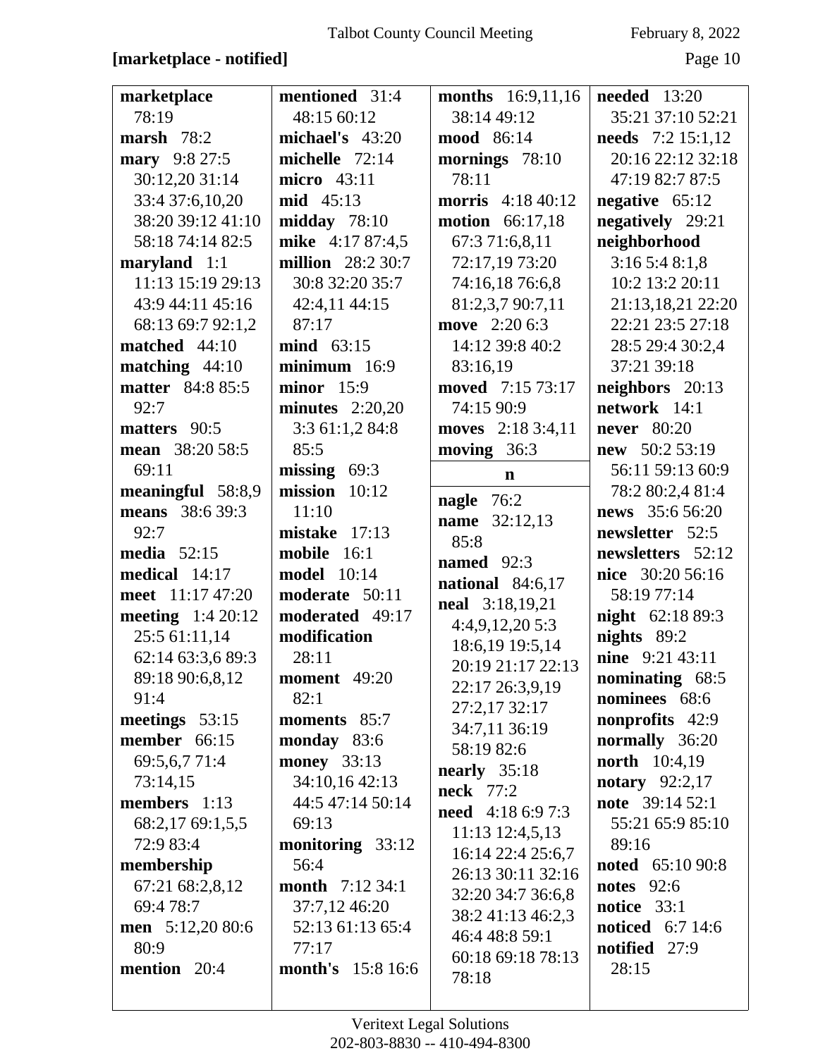**[marketplace - notified]**

**marketplace** 78:19
**marsh** 78:2
**mary** 9:8 27:5 30:12,20 31:14 33:4 37:6,10,20 38:20 39:12 41:10 58:18 74:14 82:5
**maryland** 1:1 11:13 15:19 29:13 43:9 44:11 45:16 68:13 69:7 92:1,2
**matched** 44:10
**matching** 44:10
**matter** 84:8 85:5 92:7
**matters** 90:5
**mean** 38:20 58:5 69:11
**meaningful** 58:8,9
**means** 38:6 39:3 92:7
**media** 52:15
**medical** 14:17
**meet** 11:17 47:20
**meeting** 1:4 20:12 25:5 61:11,14 62:14 63:3,6 89:3 89:18 90:6,8,12 91:4
**meetings** 53:15
**member** 66:15 69:5,6,7 71:4 73:14,15
**members** 1:13 68:2,17 69:1,5,5 72:9 83:4
**membership** 67:21 68:2,8,12 69:4 78:7
**men** 5:12,20 80:6 80:9
**mention** 20:4
**mentioned** 31:4 48:15 60:12
**michael's** 43:20
**michelle** 72:14
**micro** 43:11
**mid** 45:13
**midday** 78:10
**mike** 4:17 87:4,5
**million** 28:2 30:7 30:8 32:20 35:7 42:4,11 44:15 87:17
**mind** 63:15
**minimum** 16:9
**minor** 15:9
**minutes** 2:20,20 3:3 61:1,2 84:8 85:5
**missing** 69:3
**mission** 10:12 11:10
**mistake** 17:13
**mobile** 16:1
**model** 10:14
**moderate** 50:11
**moderated** 49:17
**modification** 28:11
**moment** 49:20 82:1
**moments** 85:7
**monday** 83:6
**money** 33:13 34:10,16 42:13 44:5 47:14 50:14 69:13
**monitoring** 33:12 56:4
**month** 7:12 34:1 37:7,12 46:20 52:13 61:13 65:4 77:17
**month's** 15:8 16:6
**months** 16:9,11,16 38:14 49:12
**mood** 86:14
**mornings** 78:10 78:11
**morris** 4:18 40:12
**motion** 66:17,18 67:3 71:6,8,11 72:17,19 73:20 74:16,18 76:6,8 81:2,3,7 90:7,11
**move** 2:20 6:3 14:12 39:8 40:2 83:16,19
**moved** 7:15 73:17 74:15 90:9
**moves** 2:18 3:4,11
**moving** 36:3

**n**

**nagle** 76:2
**name** 32:12,13 85:8
**named** 92:3
**national** 84:6,17
**neal** 3:18,19,21 4:4,9,12,20 5:3 18:6,19 19:5,14 20:19 21:17 22:13 22:17 26:3,9,19 27:2,17 32:17 34:7,11 36:19 58:19 82:6
**nearly** 35:18
**neck** 77:2
**need** 4:18 6:9 7:3 11:13 12:4,5,13 16:14 22:4 25:6,7 26:13 30:11 32:16 32:20 34:7 36:6,8 38:2 41:13 46:2,3 46:4 48:8 59:1 60:18 69:18 78:13 78:18
**needed** 13:20 35:21 37:10 52:21
**needs** 7:2 15:1,12 20:16 22:12 32:18 47:19 82:7 87:5
**negative** 65:12
**negatively** 29:21
**neighborhood** 3:16 5:4 8:1,8 10:2 13:2 20:11 21:13,18,21 22:20 22:21 23:5 27:18 28:5 29:4 30:2,4 37:21 39:18
**neighbors** 20:13
**network** 14:1
**never** 80:20
**new** 50:2 53:19 56:11 59:13 60:9 78:2 80:2,4 81:4
**news** 35:6 56:20
**newsletter** 52:5
**newsletters** 52:12
**nice** 30:20 56:16 58:19 77:14
**night** 62:18 89:3
**nights** 89:2
**nine** 9:21 43:11
**nominating** 68:5
**nominees** 68:6
**nonprofits** 42:9
**normally** 36:20
**north** 10:4,19
**notary** 92:2,17
**note** 39:14 52:1 55:21 65:9 85:10 89:16
**noted** 65:10 90:8
**notes** 92:6
**notice** 33:1
**noticed** 6:7 14:6
**notified** 27:9 28:15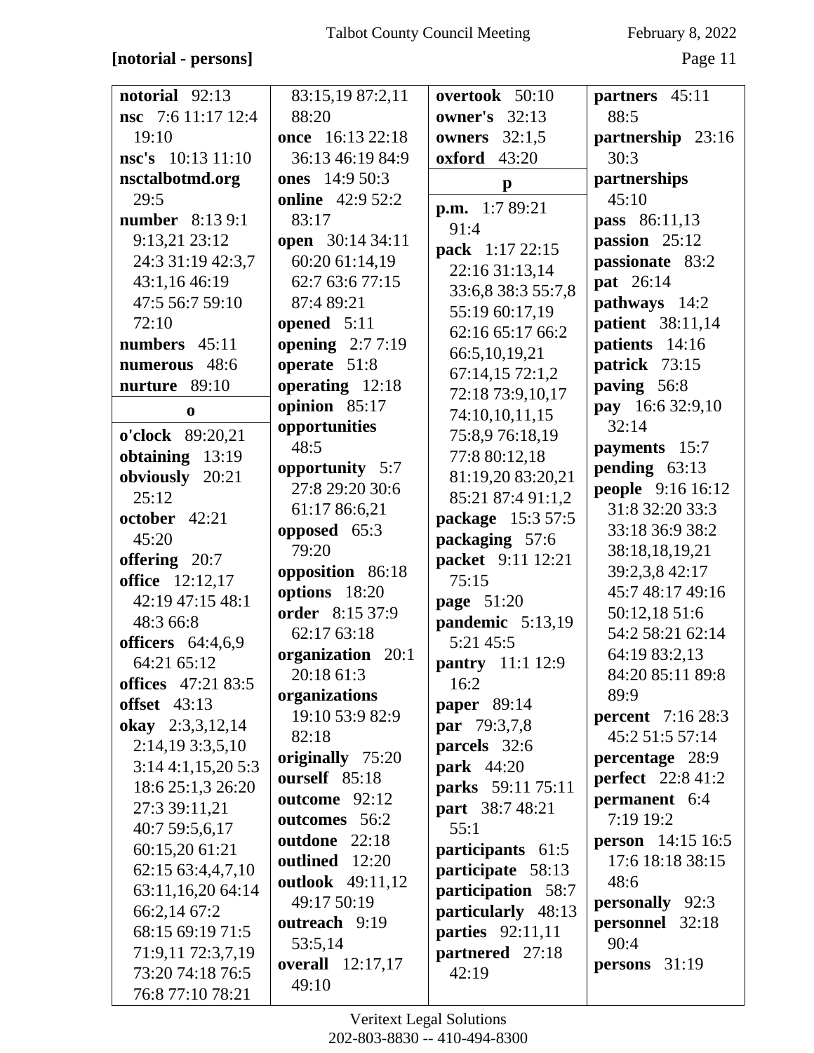**[notorial - persons]**

**notorial** 92:13
**nsc** 7:6 11:17 12:4 19:10
**nsc's** 10:13 11:10
**nsctalbotmd.org** 29:5
**number** 8:13 9:1 9:13,21 23:12 24:3 31:19 42:3,7 43:1,16 46:19 47:5 56:7 59:10 72:10
**numbers** 45:11
**numerous** 48:6
**nurture** 89:10

**o**

**o'clock** 89:20,21
**obtaining** 13:19
**obviously** 20:21 25:12
**october** 42:21 45:20
**offering** 20:7
**office** 12:12,17 42:19 47:15 48:1 48:3 66:8
**officers** 64:4,6,9 64:21 65:12
**offices** 47:21 83:5
**offset** 43:13
**okay** 2:3,3,12,14 2:14,19 3:3,5,10 3:14 4:1,15,20 5:3 18:6 25:1,3 26:20 27:3 39:11,21 40:7 59:5,6,17 60:15,20 61:21 62:15 63:4,4,7,10 63:11,16,20 64:14 66:2,14 67:2 68:15 69:19 71:5 71:9,11 72:3,7,19 73:20 74:18 76:5 76:8 77:10 78:21 83:15,19 87:2,11 88:20
**once** 16:13 22:18 36:13 46:19 84:9
**ones** 14:9 50:3
**online** 42:9 52:2 83:17
**open** 30:14 34:11 60:20 61:14,19 62:7 63:6 77:15 87:4 89:21
**opened** 5:11
**opening** 2:7 7:19
**operate** 51:8
**operating** 12:18
**opinion** 85:17
**opportunities** 48:5
**opportunity** 5:7 27:8 29:20 30:6 61:17 86:6,21
**opposed** 65:3 79:20
**opposition** 86:18
**options** 18:20
**order** 8:15 37:9 62:17 63:18
**organization** 20:1 20:18 61:3
**organizations** 19:10 53:9 82:9 82:18
**originally** 75:20
**ourself** 85:18
**outcome** 92:12
**outcomes** 56:2
**outdone** 22:18
**outlined** 12:20
**outlook** 49:11,12 49:17 50:19
**outreach** 9:19 53:5,14
**overall** 12:17,17 49:10
**overtook** 50:10
**owner's** 32:13
**owners** 32:1,5
**oxford** 43:20

**p**

**p.m.** 1:7 89:21 91:4
**pack** 1:17 22:15 22:16 31:13,14 33:6,8 38:3 55:7,8 55:19 60:17,19 62:16 65:17 66:2 66:5,10,19,21 67:14,15 72:1,2 72:18 73:9,10,17 74:10,10,11,15 75:8,9 76:18,19 77:8 80:12,18 81:19,20 83:20,21 85:21 87:4 91:1,2
**package** 15:3 57:5
**packaging** 57:6
**packet** 9:11 12:21 75:15
**page** 51:20
**pandemic** 5:13,19 5:21 45:5
**pantry** 11:1 12:9 16:2
**paper** 89:14
**par** 79:3,7,8
**parcels** 32:6
**park** 44:20
**parks** 59:11 75:11
**part** 38:7 48:21 55:1
**participants** 61:5
**participate** 58:13
**participation** 58:7
**particularly** 48:13
**parties** 92:11,11
**partnered** 27:18 42:19
**partners** 45:11 88:5
**partnership** 23:16 30:3
**partnerships** 45:10
**pass** 86:11,13
**passion** 25:12
**passionate** 83:2
**pat** 26:14
**pathways** 14:2
**patient** 38:11,14
**patients** 14:16
**patrick** 73:15
**paving** 56:8
**pay** 16:6 32:9,10 32:14
**payments** 15:7
**pending** 63:13
**people** 9:16 16:12 31:8 32:20 33:3 33:18 36:9 38:2 38:18,18,19,21 39:2,3,8 42:17 45:7 48:17 49:16 50:12,18 51:6 54:2 58:21 62:14 64:19 83:2,13 84:20 85:11 89:8 89:9
**percent** 7:16 28:3 45:2 51:5 57:14
**percentage** 28:9
**perfect** 22:8 41:2
**permanent** 6:4 7:19 19:2
**person** 14:15 16:5 17:6 18:18 38:15 48:6
**personally** 92:3
**personnel** 32:18 90:4
**persons** 31:19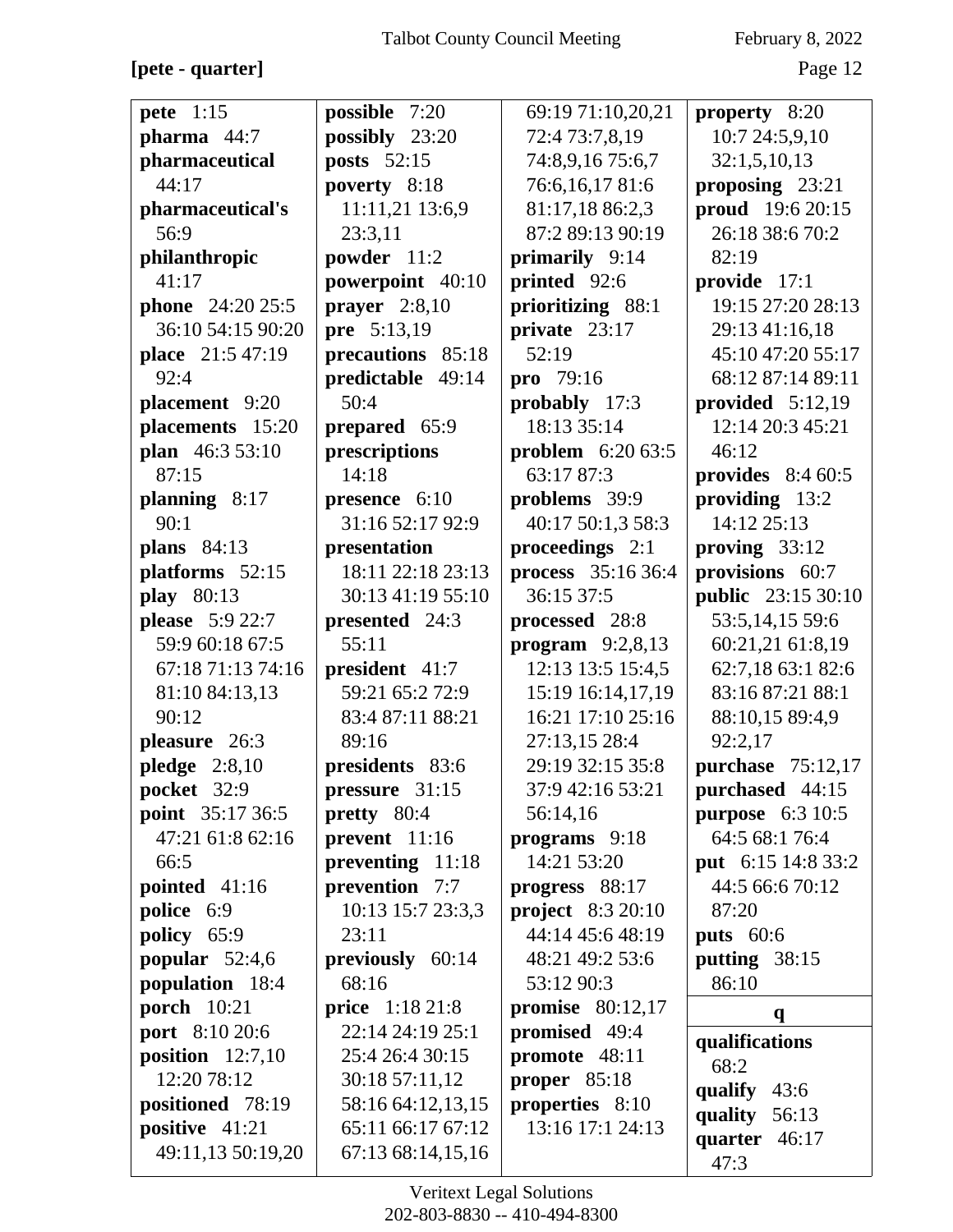**[pete - quarter]**

**pete** 1:15
**pharma** 44:7
**pharmaceutical** 44:17
**pharmaceutical's** 56:9
**philanthropic** 41:17
**phone** 24:20 25:5 36:10 54:15 90:20
**place** 21:5 47:19 92:4
**placement** 9:20
**placements** 15:20
**plan** 46:3 53:10 87:15
**planning** 8:17 90:1
**plans** 84:13
**platforms** 52:15
**play** 80:13
**please** 5:9 22:7 59:9 60:18 67:5 67:18 71:13 74:16 81:10 84:13,13 90:12
**pleasure** 26:3
**pledge** 2:8,10
**pocket** 32:9
**point** 35:17 36:5 47:21 61:8 62:16 66:5
**pointed** 41:16
**police** 6:9
**policy** 65:9
**popular** 52:4,6
**population** 18:4
**porch** 10:21
**port** 8:10 20:6
**position** 12:7,10 12:20 78:12
**positioned** 78:19
**positive** 41:21 49:11,13 50:19,20
**possible** 7:20
**possibly** 23:20
**posts** 52:15
**poverty** 8:18 11:11,21 13:6,9 23:3,11
**powder** 11:2
**powerpoint** 40:10
**prayer** 2:8,10
**pre** 5:13,19
**precautions** 85:18
**predictable** 49:14 50:4
**prepared** 65:9
**prescriptions** 14:18
**presence** 6:10 31:16 52:17 92:9
**presentation** 18:11 22:18 23:13 30:13 41:19 55:10
**presented** 24:3 55:11
**president** 41:7 59:21 65:2 72:9 83:4 87:11 88:21 89:16
**presidents** 83:6
**pressure** 31:15
**pretty** 80:4
**prevent** 11:16
**preventing** 11:18
**prevention** 7:7 10:13 15:7 23:3,3 23:11
**previously** 60:14 68:16
**price** 1:18 21:8 22:14 24:19 25:1 25:4 26:4 30:15 30:18 57:11,12 58:16 64:12,13,15 65:11 66:17 67:12 67:13 68:14,15,16 69:19 71:10,20,21 72:4 73:7,8,19 74:8,9,16 75:6,7 76:6,16,17 81:6 81:17,18 86:2,3 87:2 89:13 90:19
**primarily** 9:14
**printed** 92:6
**prioritizing** 88:1
**private** 23:17 52:19
**pro** 79:16
**probably** 17:3 18:13 35:14
**problem** 6:20 63:5 63:17 87:3
**problems** 39:9 40:17 50:1,3 58:3
**proceedings** 2:1
**process** 35:16 36:4 36:15 37:5
**processed** 28:8
**program** 9:2,8,13 12:13 13:5 15:4,5 15:19 16:14,17,19 16:21 17:10 25:16 27:13,15 28:4 29:19 32:15 35:8 37:9 42:16 53:21 56:14,16
**programs** 9:18 14:21 53:20
**progress** 88:17
**project** 8:3 20:10 44:14 45:6 48:19 48:21 49:2 53:6 53:12 90:3
**promise** 80:12,17
**promised** 49:4
**promote** 48:11
**proper** 85:18
**properties** 8:10 13:16 17:1 24:13
**property** 8:20 10:7 24:5,9,10 32:1,5,10,13
**proposing** 23:21
**proud** 19:6 20:15 26:18 38:6 70:2 82:19
**provide** 17:1 19:15 27:20 28:13 29:13 41:16,18 45:10 47:20 55:17 68:12 87:14 89:11
**provided** 5:12,19 12:14 20:3 45:21 46:12
**provides** 8:4 60:5
**providing** 13:2 14:12 25:13
**proving** 33:12
**provisions** 60:7
**public** 23:15 30:10 53:5,14,15 59:6 60:21,21 61:8,19 62:7,18 63:1 82:6 83:16 87:21 88:1 88:10,15 89:4,9 92:2,17
**purchase** 75:12,17
**purchased** 44:15
**purpose** 6:3 10:5 64:5 68:1 76:4
**put** 6:15 14:8 33:2 44:5 66:6 70:12 87:20
**puts** 60:6
**putting** 38:15 86:10

**q**

**qualifications** 68:2
**qualify** 43:6
**quality** 56:13
**quarter** 46:17 47:3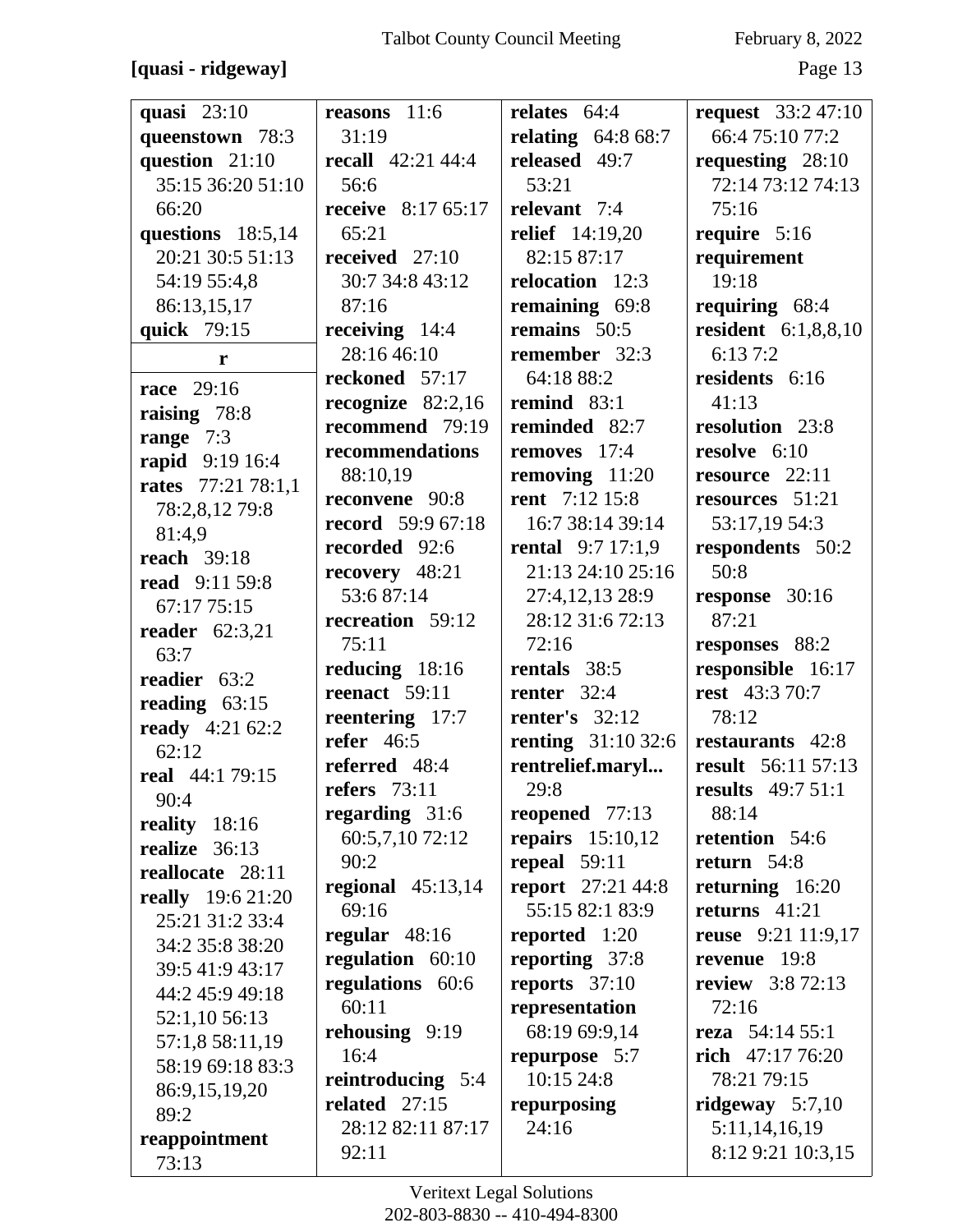**[quasi - ridgeway]**

**quasi** 23:10
**queenstown** 78:3
**question** 21:10 35:15 36:20 51:10 66:20
**questions** 18:5,14 20:21 30:5 51:13 54:19 55:4,8 86:13,15,17
**quick** 79:15

**r**

**race** 29:16
**raising** 78:8
**range** 7:3
**rapid** 9:19 16:4
**rates** 77:21 78:1,1 78:2,8,12 79:8 81:4,9
**reach** 39:18
**read** 9:11 59:8 67:17 75:15
**reader** 62:3,21 63:7
**readier** 63:2
**reading** 63:15
**ready** 4:21 62:2 62:12
**real** 44:1 79:15 90:4
**reality** 18:16
**realize** 36:13
**reallocate** 28:11
**really** 19:6 21:20 25:21 31:2 33:4 34:2 35:8 38:20 39:5 41:9 43:17 44:2 45:9 49:18 52:1,10 56:13 57:1,8 58:11,19 58:19 69:18 83:3 86:9,15,19,20 89:2
**reappointment** 73:13
**reasons** 11:6 31:19
**recall** 42:21 44:4 56:6
**receive** 8:17 65:17 65:21
**received** 27:10 30:7 34:8 43:12 87:16
**receiving** 14:4 28:16 46:10
**reckoned** 57:17
**recognize** 82:2,16
**recommend** 79:19
**recommendations** 88:10,19
**reconvene** 90:8
**record** 59:9 67:18
**recorded** 92:6
**recovery** 48:21 53:6 87:14
**recreation** 59:12 75:11
**reducing** 18:16
**reenact** 59:11
**reentering** 17:7
**refer** 46:5
**referred** 48:4
**refers** 73:11
**regarding** 31:6 60:5,7,10 72:12 90:2
**regional** 45:13,14 69:16
**regular** 48:16
**regulation** 60:10
**regulations** 60:6 60:11
**rehousing** 9:19 16:4
**reintroducing** 5:4
**related** 27:15 28:12 82:11 87:17 92:11
**relates** 64:4
**relating** 64:8 68:7
**released** 49:7 53:21
**relevant** 7:4
**relief** 14:19,20 82:15 87:17
**relocation** 12:3
**remaining** 69:8
**remains** 50:5
**remember** 32:3 64:18 88:2
**remind** 83:1
**reminded** 82:7
**removes** 17:4
**removing** 11:20
**rent** 7:12 15:8 16:7 38:14 39:14
**rental** 9:7 17:1,9 21:13 24:10 25:16 27:4,12,13 28:9 28:12 31:6 72:13 72:16
**rentals** 38:5
**renter** 32:4
**renter's** 32:12
**renting** 31:10 32:6
**rentrelief.maryl...** 29:8
**reopened** 77:13
**repairs** 15:10,12
**repeal** 59:11
**report** 27:21 44:8 55:15 82:1 83:9
**reported** 1:20
**reporting** 37:8
**reports** 37:10
**representation** 68:19 69:9,14
**repurpose** 5:7 10:15 24:8
**repurposing** 24:16
**request** 33:2 47:10 66:4 75:10 77:2
**requesting** 28:10 72:14 73:12 74:13 75:16
**require** 5:16
**requirement** 19:18
**requiring** 68:4
**resident** 6:1,8,8,10 6:13 7:2
**residents** 6:16 41:13
**resolution** 23:8
**resolve** 6:10
**resource** 22:11
**resources** 51:21 53:17,19 54:3
**respondents** 50:2 50:8
**response** 30:16 87:21
**responses** 88:2
**responsible** 16:17
**rest** 43:3 70:7 78:12
**restaurants** 42:8
**result** 56:11 57:13
**results** 49:7 51:1 88:14
**retention** 54:6
**return** 54:8
**returning** 16:20
**returns** 41:21
**reuse** 9:21 11:9,17
**revenue** 19:8
**review** 3:8 72:13 72:16
**reza** 54:14 55:1
**rich** 47:17 76:20 78:21 79:15
**ridgeway** 5:7,10 5:11,14,16,19 8:12 9:21 10:3,15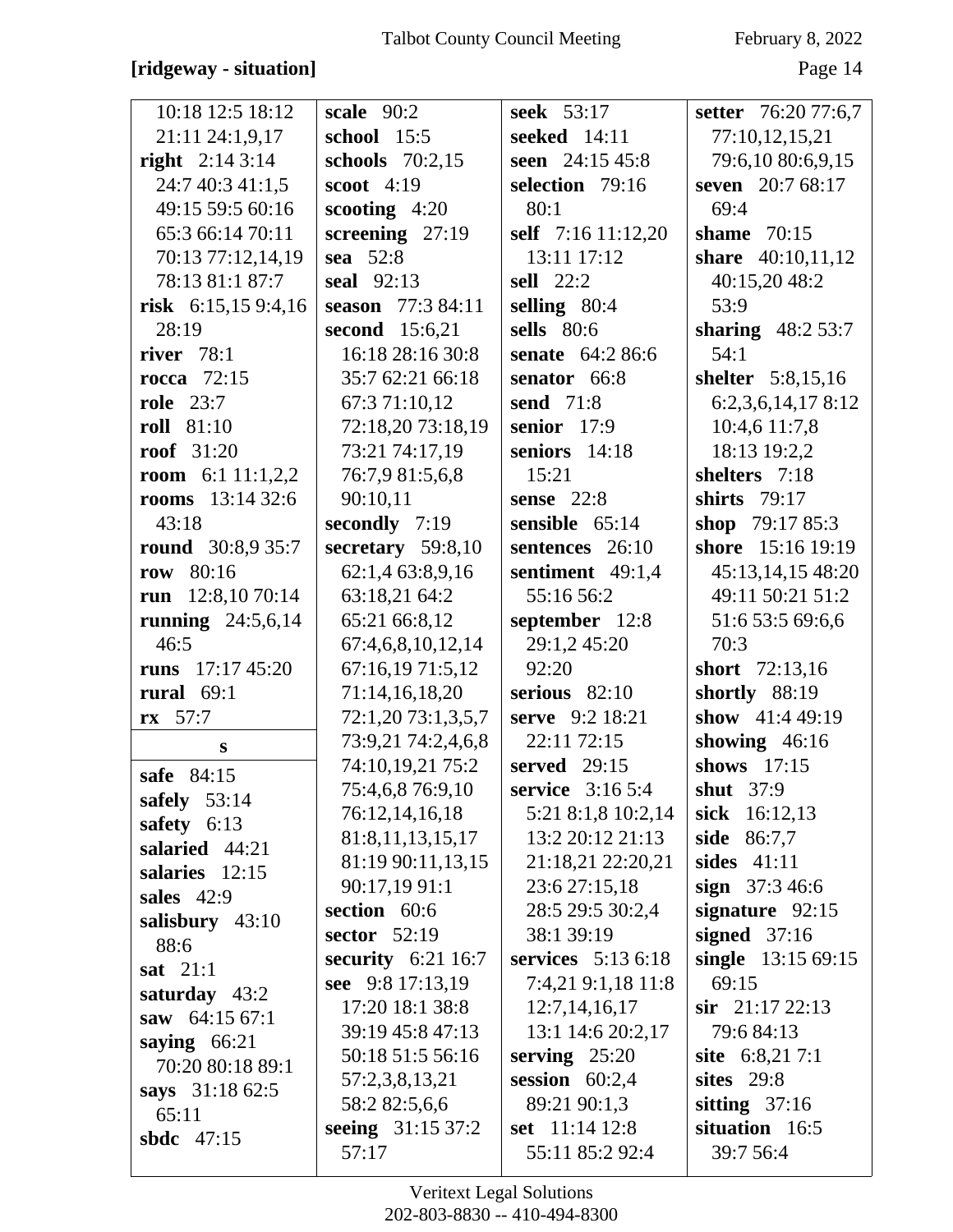**[ridgeway - situation]**

10:18 12:5 18:12 21:11 24:1,9,17
**right** 2:14 3:14 24:7 40:3 41:1,5 49:15 59:5 60:16 65:3 66:14 70:11 70:13 77:12,14,19 78:13 81:1 87:7
**risk** 6:15,15 9:4,16 28:19
**river** 78:1
**rocca** 72:15
**role** 23:7
**roll** 81:10
**roof** 31:20
**room** 6:1 11:1,2,2
**rooms** 13:14 32:6 43:18
**round** 30:8,9 35:7
**row** 80:16
**run** 12:8,10 70:14
**running** 24:5,6,14 46:5
**runs** 17:17 45:20
**rural** 69:1
**rx** 57:7

**s**

**safe** 84:15
**safely** 53:14
**safety** 6:13
**salaried** 44:21
**salaries** 12:15
**sales** 42:9
**salisbury** 43:10 88:6
**sat** 21:1
**saturday** 43:2
**saw** 64:15 67:1
**saying** 66:21 70:20 80:18 89:1
**says** 31:18 62:5 65:11
**sbdc** 47:15
**scale** 90:2
**school** 15:5
**schools** 70:2,15
**scoot** 4:19
**scooting** 4:20
**screening** 27:19
**sea** 52:8
**seal** 92:13
**season** 77:3 84:11
**second** 15:6,21 16:18 28:16 30:8 35:7 62:21 66:18 67:3 71:10,12 72:18,20 73:18,19 73:21 74:17,19 76:7,9 81:5,6,8 90:10,11
**secondly** 7:19
**secretary** 59:8,10 62:1,4 63:8,9,16 63:18,21 64:2 65:21 66:8,12 67:4,6,8,10,12,14 67:16,19 71:5,12 71:14,16,18,20 72:1,20 73:1,3,5,7 73:9,21 74:2,4,6,8 74:10,19,21 75:2 75:4,6,8 76:9,10 76:12,14,16,18 81:8,11,13,15,17 81:19 90:11,13,15 90:17,19 91:1
**section** 60:6
**sector** 52:19
**security** 6:21 16:7
**see** 9:8 17:13,19 17:20 18:1 38:8 39:19 45:8 47:13 50:18 51:5 56:16 57:2,3,8,13,21 58:2 82:5,6,6
**seeing** 31:15 37:2 57:17
**seek** 53:17
**seeked** 14:11
**seen** 24:15 45:8
**selection** 79:16 80:1
**self** 7:16 11:12,20 13:11 17:12
**sell** 22:2
**selling** 80:4
**sells** 80:6
**senate** 64:2 86:6
**senator** 66:8
**send** 71:8
**senior** 17:9
**seniors** 14:18 15:21
**sense** 22:8
**sensible** 65:14
**sentences** 26:10
**sentiment** 49:1,4 55:16 56:2
**september** 12:8 29:1,2 45:20 92:20
**serious** 82:10
**serve** 9:2 18:21 22:11 72:15
**served** 29:15
**service** 3:16 5:4 5:21 8:1,8 10:2,14 13:2 20:12 21:13 21:18,21 22:20,21 23:6 27:15,18 28:5 29:5 30:2,4 38:1 39:19
**services** 5:13 6:18 7:4,21 9:1,18 11:8 12:7,14,16,17 13:1 14:6 20:2,17
**serving** 25:20
**session** 60:2,4 89:21 90:1,3
**set** 11:14 12:8 55:11 85:2 92:4
**setter** 76:20 77:6,7 77:10,12,15,21 79:6,10 80:6,9,15
**seven** 20:7 68:17 69:4
**shame** 70:15
**share** 40:10,11,12 40:15,20 48:2 53:9
**sharing** 48:2 53:7 54:1
**shelter** 5:8,15,16 6:2,3,6,14,17 8:12 10:4,6 11:7,8 18:13 19:2,2
**shelters** 7:18
**shirts** 79:17
**shop** 79:17 85:3
**shore** 15:16 19:19 45:13,14,15 48:20 49:11 50:21 51:2 51:6 53:5 69:6,6 70:3
**short** 72:13,16
**shortly** 88:19
**show** 41:4 49:19
**showing** 46:16
**shows** 17:15
**shut** 37:9
**sick** 16:12,13
**side** 86:7,7
**sides** 41:11
**sign** 37:3 46:6
**signature** 92:15
**signed** 37:16
**single** 13:15 69:15 69:15
**sir** 21:17 22:13 79:6 84:13
**site** 6:8,21 7:1
**sites** 29:8
**sitting** 37:16
**situation** 16:5 39:7 56:4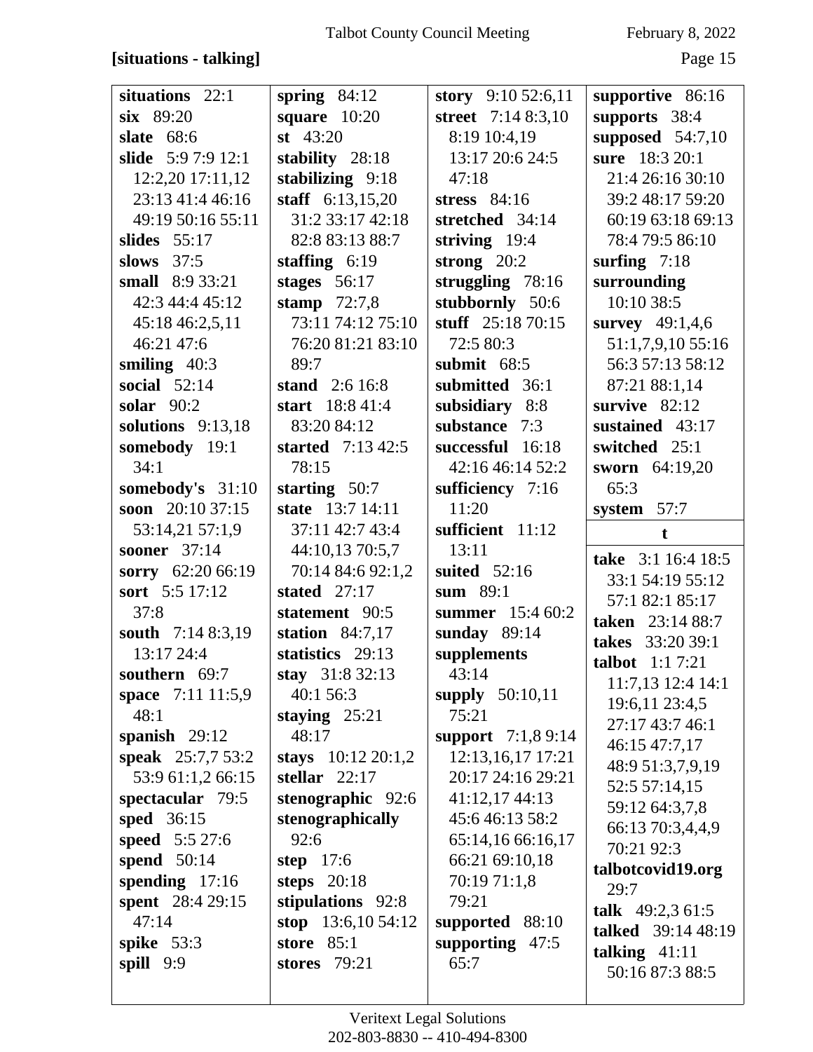**[situations - talking]**

**situations** 22:1
**six** 89:20
**slate** 68:6
**slide** 5:9 7:9 12:1 12:2,20 17:11,12 23:13 41:4 46:16 49:19 50:16 55:11
**slides** 55:17
**slows** 37:5
**small** 8:9 33:21 42:3 44:4 45:12 45:18 46:2,5,11 46:21 47:6
**smiling** 40:3
**social** 52:14
**solar** 90:2
**solutions** 9:13,18
**somebody** 19:1 34:1
**somebody's** 31:10
**soon** 20:10 37:15 53:14,21 57:1,9
**sooner** 37:14
**sorry** 62:20 66:19
**sort** 5:5 17:12 37:8
**south** 7:14 8:3,19 13:17 24:4
**southern** 69:7
**space** 7:11 11:5,9 48:1
**spanish** 29:12
**speak** 25:7,7 53:2 53:9 61:1,2 66:15
**spectacular** 79:5
**sped** 36:15
**speed** 5:5 27:6
**spend** 50:14
**spending** 17:16
**spent** 28:4 29:15 47:14
**spike** 53:3
**spill** 9:9

**spring** 84:12
**square** 10:20
**st** 43:20
**stability** 28:18
**stabilizing** 9:18
**staff** 6:13,15,20 31:2 33:17 42:18 82:8 83:13 88:7
**staffing** 6:19
**stages** 56:17
**stamp** 72:7,8 73:11 74:12 75:10 76:20 81:21 83:10 89:7
**stand** 2:6 16:8
**start** 18:8 41:4 83:20 84:12
**started** 7:13 42:5 78:15
**starting** 50:7
**state** 13:7 14:11 37:11 42:7 43:4 44:10,13 70:5,7 70:14 84:6 92:1,2
**stated** 27:17
**statement** 90:5
**station** 84:7,17
**statistics** 29:13
**stay** 31:8 32:13 40:1 56:3
**staying** 25:21 48:17
**stays** 10:12 20:1,2
**stellar** 22:17
**stenographic** 92:6
**stenographically** 92:6
**step** 17:6
**steps** 20:18
**stipulations** 92:8
**stop** 13:6,10 54:12
**store** 85:1
**stores** 79:21

**story** 9:10 52:6,11
**street** 7:14 8:3,10 8:19 10:4,19 13:17 20:6 24:5 47:18
**stress** 84:16
**stretched** 34:14
**striving** 19:4
**strong** 20:2
**struggling** 78:16
**stubbornly** 50:6
**stuff** 25:18 70:15 72:5 80:3
**submit** 68:5
**submitted** 36:1
**subsidiary** 8:8
**substance** 7:3
**successful** 16:18 42:16 46:14 52:2
**sufficiency** 7:16 11:20
**sufficient** 11:12 13:11
**suited** 52:16
**sum** 89:1
**summer** 15:4 60:2
**sunday** 89:14
**supplements** 43:14
**supply** 50:10,11 75:21
**support** 7:1,8 9:14 12:13,16,17 17:21 20:17 24:16 29:21 41:12,17 44:13 45:6 46:13 58:2 65:14,16 66:16,17 66:21 69:10,18 70:19 71:1,8 79:21
**supported** 88:10
**supporting** 47:5 65:7

**supportive** 86:16
**supports** 38:4
**supposed** 54:7,10
**sure** 18:3 20:1 21:4 26:16 30:10 39:2 48:17 59:20 60:19 63:18 69:13 78:4 79:5 86:10
**surfing** 7:18
**surrounding** 10:10 38:5
**survey** 49:1,4,6 51:1,7,9,10 55:16 56:3 57:13 58:12 87:21 88:1,14
**survive** 82:12
**sustained** 43:17
**switched** 25:1
**sworn** 64:19,20 65:3
**system** 57:7

**t**

**take** 3:1 16:4 18:5 33:1 54:19 55:12 57:1 82:1 85:17
**taken** 23:14 88:7
**takes** 33:20 39:1
**talbot** 1:1 7:21 11:7,13 12:4 14:1 19:6,11 23:4,5 27:17 43:7 46:1 46:15 47:7,17 48:9 51:3,7,9,19 52:5 57:14,15 59:12 64:3,7,8 66:13 70:3,4,4,9 70:21 92:3
**talbotcovid19.org** 29:7
**talk** 49:2,3 61:5
**talked** 39:14 48:19
**talking** 41:11 50:16 87:3 88:5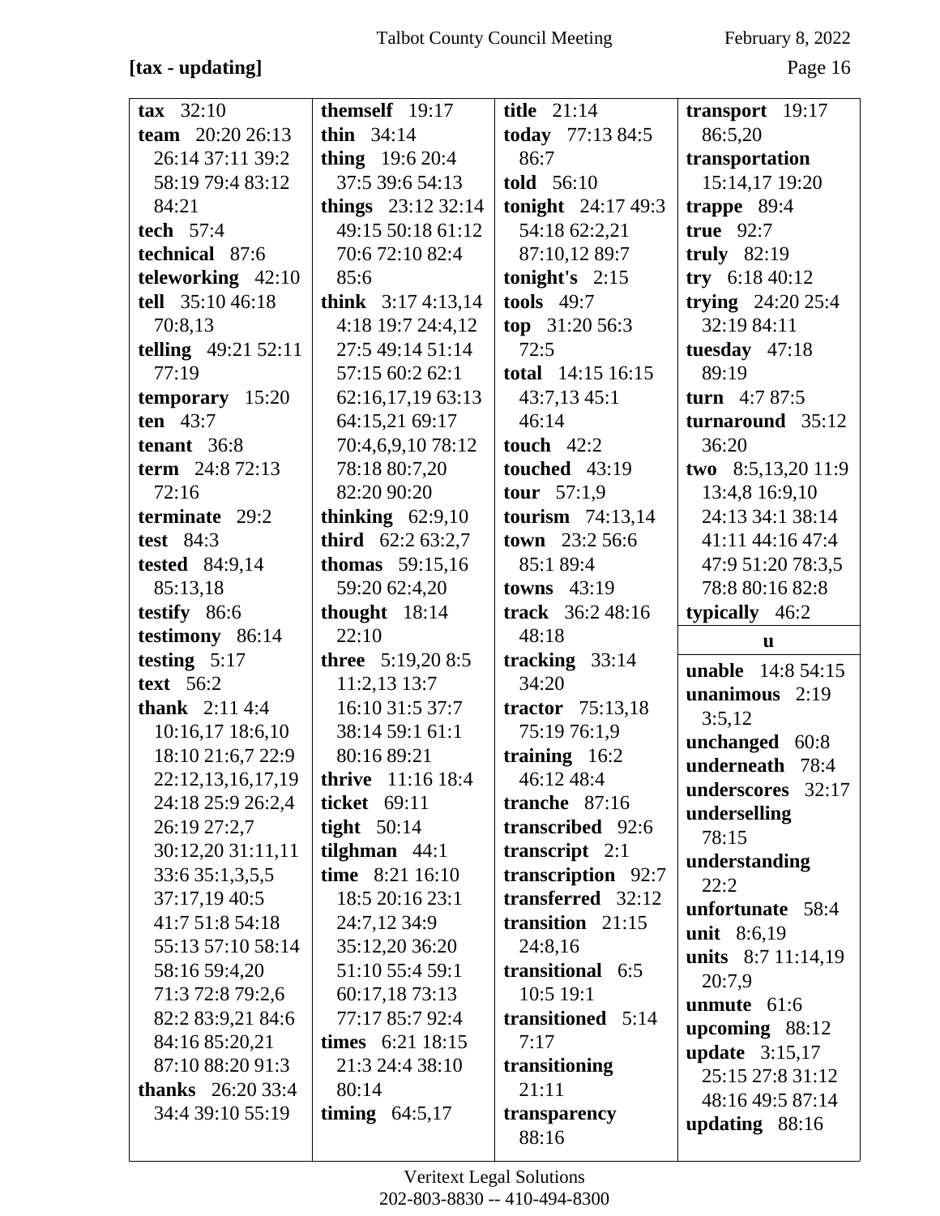**[tax - updating]**

**tax** 32:10
**team** 20:20 26:13 26:14 37:11 39:2 58:19 79:4 83:12 84:21
**tech** 57:4
**technical** 87:6
**teleworking** 42:10
**tell** 35:10 46:18 70:8,13
**telling** 49:21 52:11 77:19
**temporary** 15:20
**ten** 43:7
**tenant** 36:8
**term** 24:8 72:13 72:16
**terminate** 29:2
**test** 84:3
**tested** 84:9,14 85:13,18
**testify** 86:6
**testimony** 86:14
**testing** 5:17
**text** 56:2
**thank** 2:11 4:4 10:16,17 18:6,10 18:10 21:6,7 22:9 22:12,13,16,17,19 24:18 25:9 26:2,4 26:19 27:2,7 30:12,20 31:11,11 33:6 35:1,3,5,5 37:17,19 40:5 41:7 51:8 54:18 55:13 57:10 58:14 58:16 59:4,20 71:3 72:8 79:2,6 82:2 83:9,21 84:6 84:16 85:20,21 87:10 88:20 91:3
**thanks** 26:20 33:4 34:4 39:10 55:19
**themself** 19:17
**thin** 34:14
**thing** 19:6 20:4 37:5 39:6 54:13
**things** 23:12 32:14 49:15 50:18 61:12 70:6 72:10 82:4 85:6
**think** 3:17 4:13,14 4:18 19:7 24:4,12 27:5 49:14 51:14 57:15 60:2 62:1 62:16,17,19 63:13 64:15,21 69:17 70:4,6,9,10 78:12 78:18 80:7,20 82:20 90:20
**thinking** 62:9,10
**third** 62:2 63:2,7
**thomas** 59:15,16 59:20 62:4,20
**thought** 18:14 22:10
**three** 5:19,20 8:5 11:2,13 13:7 16:10 31:5 37:7 38:14 59:1 61:1 80:16 89:21
**thrive** 11:16 18:4
**ticket** 69:11
**tight** 50:14
**tilghman** 44:1
**time** 8:21 16:10 18:5 20:16 23:1 24:7,12 34:9 35:12,20 36:20 51:10 55:4 59:1 60:17,18 73:13 77:17 85:7 92:4
**times** 6:21 18:15 21:3 24:4 38:10 80:14
**timing** 64:5,17
**title** 21:14
**today** 77:13 84:5 86:7
**told** 56:10
**tonight** 24:17 49:3 54:18 62:2,21 87:10,12 89:7
**tonight's** 2:15
**tools** 49:7
**top** 31:20 56:3 72:5
**total** 14:15 16:15 43:7,13 45:1 46:14
**touch** 42:2
**touched** 43:19
**tour** 57:1,9
**tourism** 74:13,14
**town** 23:2 56:6 85:1 89:4
**towns** 43:19
**track** 36:2 48:16 48:18
**tracking** 33:14 34:20
**tractor** 75:13,18 75:19 76:1,9
**training** 16:2 46:12 48:4
**tranche** 87:16
**transcribed** 92:6
**transcript** 2:1
**transcription** 92:7
**transferred** 32:12
**transition** 21:15 24:8,16
**transitional** 6:5 10:5 19:1
**transitioned** 5:14 7:17
**transitioning** 21:11
**transparency** 88:16
**transport** 19:17 86:5,20
**transportation** 15:14,17 19:20
**trappe** 89:4
**true** 92:7
**truly** 82:19
**try** 6:18 40:12
**trying** 24:20 25:4 32:19 84:11
**tuesday** 47:18 89:19
**turn** 4:7 87:5
**turnaround** 35:12 36:20
**two** 8:5,13,20 11:9 13:4,8 16:9,10 24:13 34:1 38:14 41:11 44:16 47:4 47:9 51:20 78:3,5 78:8 80:16 82:8
**typically** 46:2

**u**

**unable** 14:8 54:15
**unanimous** 2:19 3:5,12
**unchanged** 60:8
**underneath** 78:4
**underscores** 32:17
**underselling** 78:15
**understanding** 22:2
**unfortunate** 58:4
**unit** 8:6,19
**units** 8:7 11:14,19 20:7,9
**unmute** 61:6
**upcoming** 88:12
**update** 3:15,17 25:15 27:8 31:12 48:16 49:5 87:14
**updating** 88:16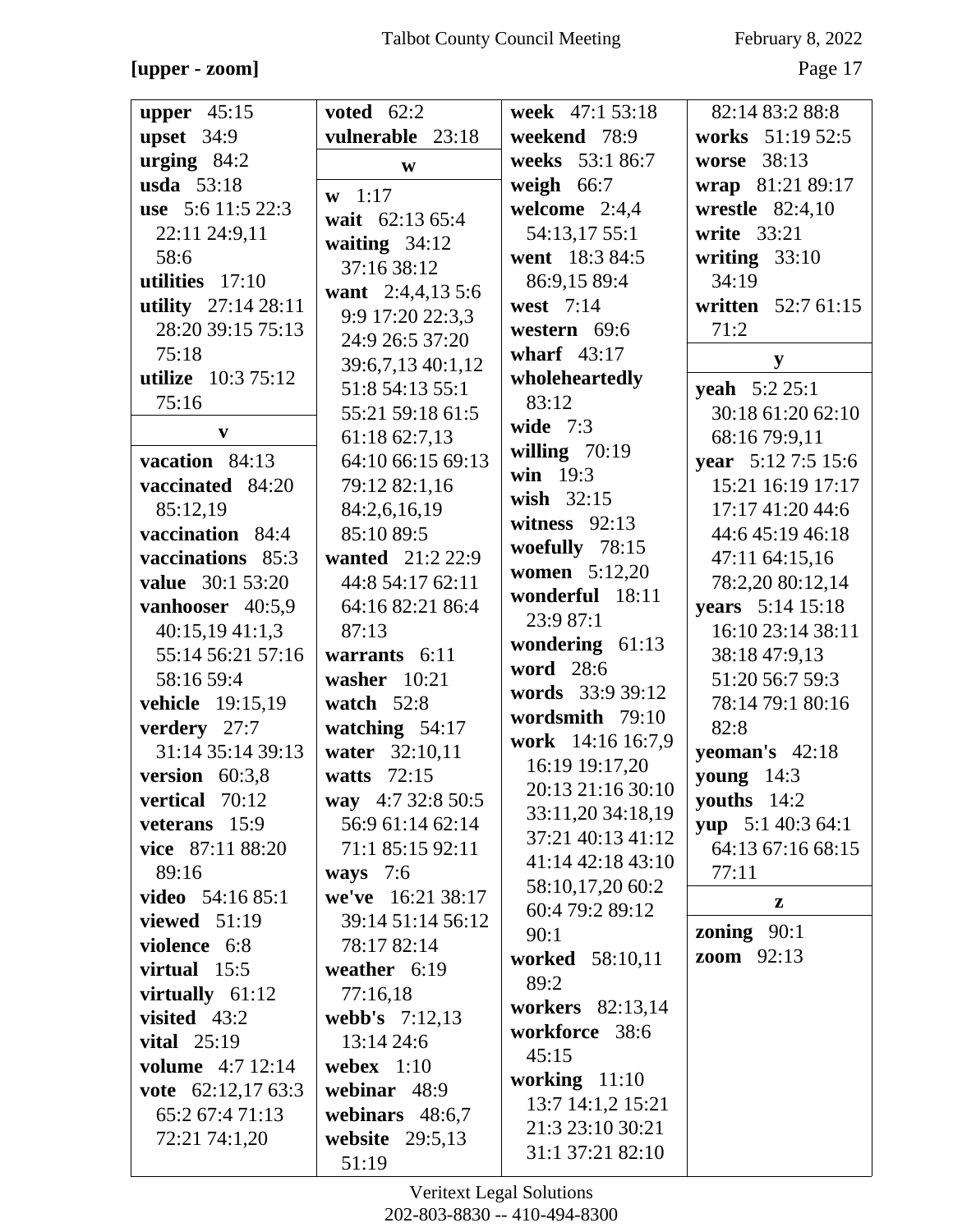**[upper - zoom]**

**upper** 45:15
**upset** 34:9
**urging** 84:2
**usda** 53:18
**use** 5:6 11:5 22:3 22:11 24:9,11 58:6
**utilities** 17:10
**utility** 27:14 28:11 28:20 39:15 75:13 75:18
**utilize** 10:3 75:12 75:16

**v**

**vacation** 84:13
**vaccinated** 84:20 85:12,19
**vaccination** 84:4
**vaccinations** 85:3
**value** 30:1 53:20
**vanhooser** 40:5,9 40:15,19 41:1,3 55:14 56:21 57:16 58:16 59:4
**vehicle** 19:15,19
**verdery** 27:7 31:14 35:14 39:13
**version** 60:3,8
**vertical** 70:12
**veterans** 15:9
**vice** 87:11 88:20 89:16
**video** 54:16 85:1
**viewed** 51:19
**violence** 6:8
**virtual** 15:5
**virtually** 61:12
**visited** 43:2
**vital** 25:19
**volume** 4:7 12:14
**vote** 62:12,17 63:3 65:2 67:4 71:13 72:21 74:1,20
**voted** 62:2
**vulnerable** 23:18

**w**

**w** 1:17
**wait** 62:13 65:4
**waiting** 34:12 37:16 38:12
**want** 2:4,4,13 5:6 9:9 17:20 22:3,3 24:9 26:5 37:20 39:6,7,13 40:1,12 51:8 54:13 55:1 55:21 59:18 61:5 61:18 62:7,13 64:10 66:15 69:13 79:12 82:1,16 84:2,6,16,19 85:10 89:5
**wanted** 21:2 22:9 44:8 54:17 62:11 64:16 82:21 86:4 87:13
**warrants** 6:11
**washer** 10:21
**watch** 52:8
**watching** 54:17
**water** 32:10,11
**watts** 72:15
**way** 4:7 32:8 50:5 56:9 61:14 62:14 71:1 85:15 92:11
**ways** 7:6
**we've** 16:21 38:17 39:14 51:14 56:12 78:17 82:14
**weather** 6:19 77:16,18
**webb's** 7:12,13 13:14 24:6
**webex** 1:10
**webinar** 48:9
**webinars** 48:6,7
**website** 29:5,13 51:19
**week** 47:1 53:18
**weekend** 78:9
**weeks** 53:1 86:7
**weigh** 66:7
**welcome** 2:4,4 54:13,17 55:1
**went** 18:3 84:5 86:9,15 89:4
**west** 7:14
**western** 69:6
**wharf** 43:17
**wholeheartedly** 83:12
**wide** 7:3
**willing** 70:19
**win** 19:3
**wish** 32:15
**witness** 92:13
**woefully** 78:15
**women** 5:12,20
**wonderful** 18:11 23:9 87:1
**wondering** 61:13
**word** 28:6
**words** 33:9 39:12
**wordsmith** 79:10
**work** 14:16 16:7,9 16:19 19:17,20 20:13 21:16 30:10 33:11,20 34:18,19 37:21 40:13 41:12 41:14 42:18 43:10 58:10,17,20 60:2 60:4 79:2 89:12 90:1
**worked** 58:10,11 89:2
**workers** 82:13,14
**workforce** 38:6 45:15
**working** 11:10 13:7 14:1,2 15:21 21:3 23:10 30:21 31:1 37:21 82:10 82:14 83:2 88:8
**works** 51:19 52:5
**worse** 38:13
**wrap** 81:21 89:17
**wrestle** 82:4,10
**write** 33:21
**writing** 33:10 34:19
**written** 52:7 61:15 71:2

**y**

**yeah** 5:2 25:1 30:18 61:20 62:10 68:16 79:9,11
**year** 5:12 7:5 15:6 15:21 16:19 17:17 17:17 41:20 44:6 44:6 45:19 46:18 47:11 64:15,16 78:2,20 80:12,14
**years** 5:14 15:18 16:10 23:14 38:11 38:18 47:9,13 51:20 56:7 59:3 78:14 79:1 80:16 82:8
**yeoman's** 42:18
**young** 14:3
**youths** 14:2
**yup** 5:1 40:3 64:1 64:13 67:16 68:15 77:11

**z**

**zoning** 90:1
**zoom** 92:13